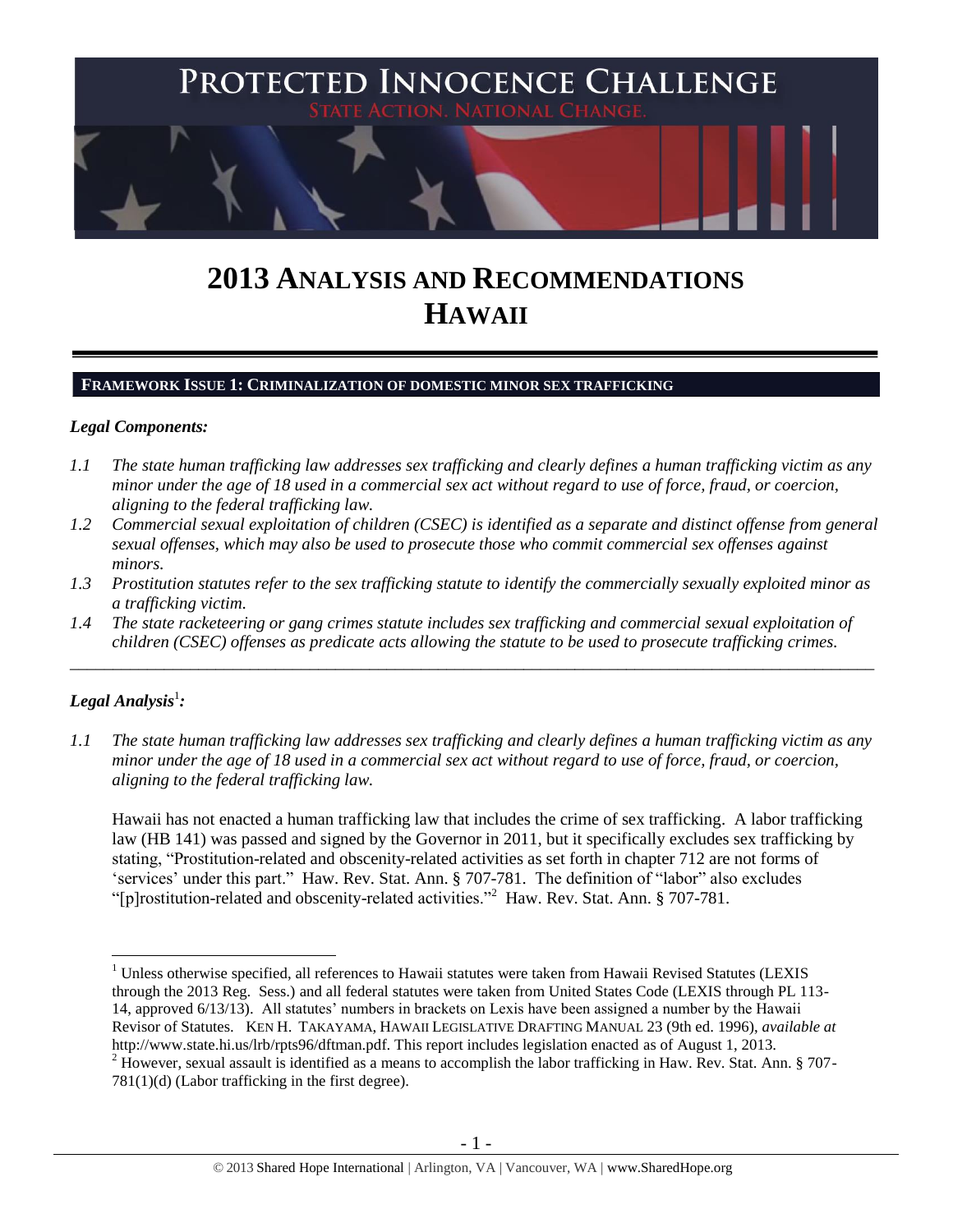# 2013 ANALYSIS AND RECOMMENDATIONS HAWAII

## FRAMEWORK ISSUE 1: CRIMINALIZATION OF DOMESTIC MINOR SEX TRAFFICKING

### *Legal Components:*

*1.1 The state human trafficking law addresses sex trafficking and clearly defines a human trafficking victim as any minor under the age of 18 used in a commercial sex act without regard to use of force, fraud, or coercion, aligning to the federal trafficking law.*

*1.2 Commercial sexual exploitation of children (CSEC) is identified as a separate and distinct offense from general sexual offenses, which may also be used to prosecute those who commit commercial sex offenses against minors.*

*1.3 Prostitution statutes refer to the sex trafficking statute to identify the commercially sexually exploited minor as a trafficking victim.*

*1.4 The state racketeering or gang crimes statute includes sex trafficking and commercial sexual exploitation of children (CSEC) offenses as predicate acts allowing the statute to be used to prosecute trafficking crimes.*

---

### *Legal Analysis*[1]*:*

*1.1 The state human trafficking law addresses sex trafficking and clearly defines a human trafficking victim as any minor under the age of 18 used in a commercial sex act without regard to use of force, fraud, or coercion, aligning to the federal trafficking law.*

Hawaii has not enacted a human trafficking law that includes the crime of sex trafficking. A labor trafficking law (HB 141) was passed and signed by the Governor in 2011, but it specifically excludes sex trafficking by stating, "Prostitution-related and obscenity-related activities as set forth in chapter 712 are not forms of 'services' under this part." Haw. Rev. Stat. Ann. § 707-781. The definition of "labor" also excludes "[p]rostitution-related and obscenity-related activities."[2] Haw. Rev. Stat. Ann. § 707-781.

---

[1] Unless otherwise specified, all references to Hawaii statutes were taken from Hawaii Revised Statutes (LEXIS through the 2013 Reg. Sess.) and all federal statutes were taken from United States Code (LEXIS through PL 113-14, approved 6/13/13). All statutes' numbers in brackets on Lexis have been assigned a number by the Hawaii Revisor of Statutes. KEN H. TAKAYAMA, HAWAII LEGISLATIVE DRAFTING MANUAL 23 (9th ed. 1996), *available at* http://www.state.hi.us/lrb/rpts96/dftman.pdf. This report includes legislation enacted as of August 1, 2013.

[2] However, sexual assault is identified as a means to accomplish the labor trafficking in Haw. Rev. Stat. Ann. § 707-781(1)(d) (Labor trafficking in the first degree).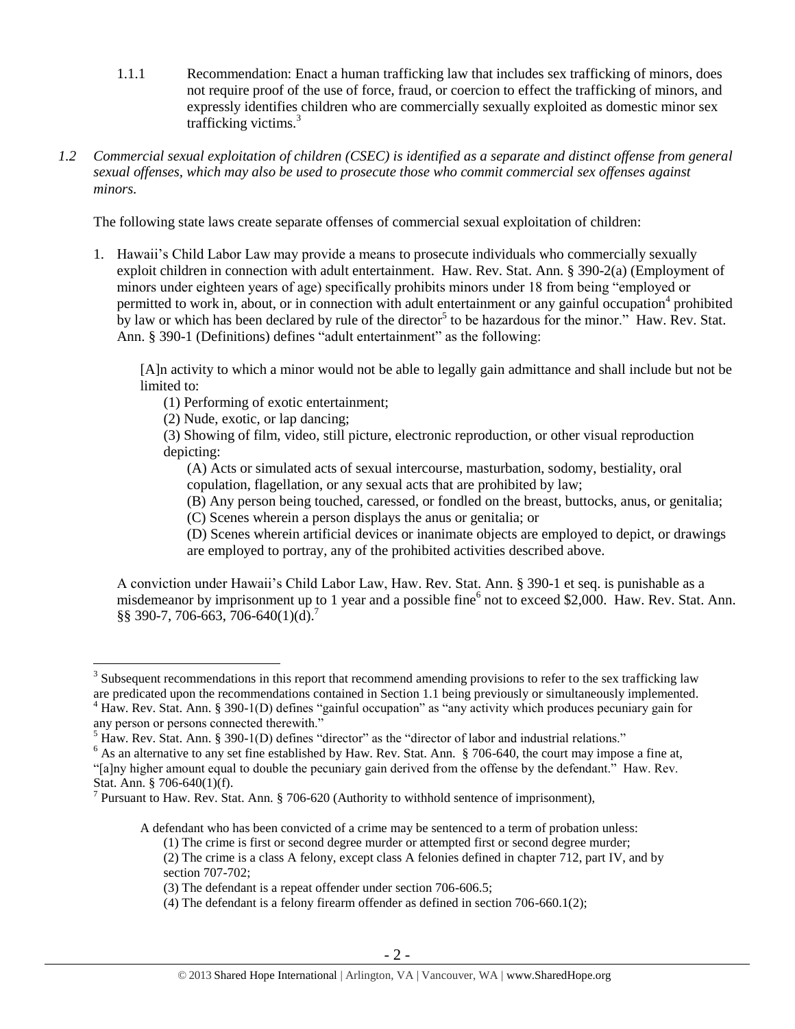1.1.1 Recommendation: Enact a human trafficking law that includes sex trafficking of minors, does not require proof of the use of force, fraud, or coercion to effect the trafficking of minors, and expressly identifies children who are commercially sexually exploited as domestic minor sex trafficking victims.[3]

*1.2 Commercial sexual exploitation of children (CSEC) is identified as a separate and distinct offense from general sexual offenses, which may also be used to prosecute those who commit commercial sex offenses against minors.*

The following state laws create separate offenses of commercial sexual exploitation of children:

1. Hawaii's Child Labor Law may provide a means to prosecute individuals who commercially sexually exploit children in connection with adult entertainment. Haw. Rev. Stat. Ann. § 390-2(a) (Employment of minors under eighteen years of age) specifically prohibits minors under 18 from being "employed or permitted to work in, about, or in connection with adult entertainment or any gainful occupation[4] prohibited by law or which has been declared by rule of the director[5] to be hazardous for the minor." Haw. Rev. Stat. Ann. § 390-1 (Definitions) defines "adult entertainment" as the following:

   [A]n activity to which a minor would not be able to legally gain admittance and shall include but not be limited to:
   (1) Performing of exotic entertainment;
   (2) Nude, exotic, or lap dancing;
   (3) Showing of film, video, still picture, electronic reproduction, or other visual reproduction depicting:
   (A) Acts or simulated acts of sexual intercourse, masturbation, sodomy, bestiality, oral copulation, flagellation, or any sexual acts that are prohibited by law;
   (B) Any person being touched, caressed, or fondled on the breast, buttocks, anus, or genitalia;
   (C) Scenes wherein a person displays the anus or genitalia; or
   (D) Scenes wherein artificial devices or inanimate objects are employed to depict, or drawings are employed to portray, any of the prohibited activities described above.

   A conviction under Hawaii's Child Labor Law, Haw. Rev. Stat. Ann. § 390-1 et seq. is punishable as a misdemeanor by imprisonment up to 1 year and a possible fine[6] not to exceed $2,000. Haw. Rev. Stat. Ann. §§ 390-7, 706-663, 706-640(1)(d).[7]

---

[3] Subsequent recommendations in this report that recommend amending provisions to refer to the sex trafficking law are predicated upon the recommendations contained in Section 1.1 being previously or simultaneously implemented.

[4] Haw. Rev. Stat. Ann. § 390-1(D) defines "gainful occupation" as "any activity which produces pecuniary gain for any person or persons connected therewith."

[5] Haw. Rev. Stat. Ann. § 390-1(D) defines "director" as the "director of labor and industrial relations."

[6] As an alternative to any set fine established by Haw. Rev. Stat. Ann. § 706-640, the court may impose a fine at, "[a]ny higher amount equal to double the pecuniary gain derived from the offense by the defendant." Haw. Rev. Stat. Ann. § 706-640(1)(f).

[7] Pursuant to Haw. Rev. Stat. Ann. § 706-620 (Authority to withhold sentence of imprisonment),

A defendant who has been convicted of a crime may be sentenced to a term of probation unless:
(1) The crime is first or second degree murder or attempted first or second degree murder;
(2) The crime is a class A felony, except class A felonies defined in chapter 712, part IV, and by section 707-702;
(3) The defendant is a repeat offender under section 706-606.5;
(4) The defendant is a felony firearm offender as defined in section 706-660.1(2);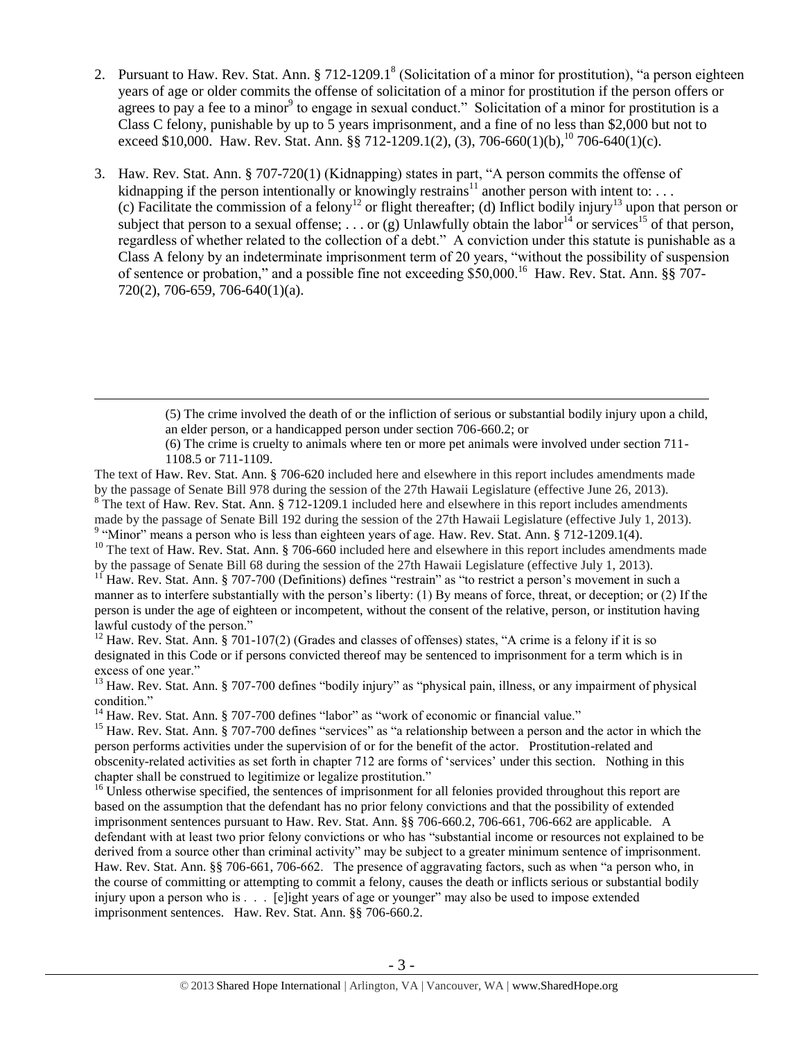2. Pursuant to Haw. Rev. Stat. Ann. § 712-1209.1[8] (Solicitation of a minor for prostitution), "a person eighteen years of age or older commits the offense of solicitation of a minor for prostitution if the person offers or agrees to pay a fee to a minor[9] to engage in sexual conduct." Solicitation of a minor for prostitution is a Class C felony, punishable by up to 5 years imprisonment, and a fine of no less than $2,000 but not to exceed $10,000. Haw. Rev. Stat. Ann. §§ 712-1209.1(2), (3), 706-660(1)(b),[10] 706-640(1)(c).

3. Haw. Rev. Stat. Ann. § 707-720(1) (Kidnapping) states in part, "A person commits the offense of kidnapping if the person intentionally or knowingly restrains[11] another person with intent to: . . . (c) Facilitate the commission of a felony[12] or flight thereafter; (d) Inflict bodily injury[13] upon that person or subject that person to a sexual offense; . . . or (g) Unlawfully obtain the labor[14] or services[15] of that person, regardless of whether related to the collection of a debt." A conviction under this statute is punishable as a Class A felony by an indeterminate imprisonment term of 20 years, "without the possibility of suspension of sentence or probation," and a possible fine not exceeding $50,000.[16] Haw. Rev. Stat. Ann. §§ 707-720(2), 706-659, 706-640(1)(a).

---

> (5) The crime involved the death of or the infliction of serious or substantial bodily injury upon a child, an elder person, or a handicapped person under section 706-660.2; or
>
> (6) The crime is cruelty to animals where ten or more pet animals were involved under section 711-1108.5 or 711-1109.

The text of Haw. Rev. Stat. Ann. § 706-620 included here and elsewhere in this report includes amendments made by the passage of Senate Bill 978 during the session of the 27th Hawaii Legislature (effective June 26, 2013).

[8] The text of Haw. Rev. Stat. Ann. § 712-1209.1 included here and elsewhere in this report includes amendments made by the passage of Senate Bill 192 during the session of the 27th Hawaii Legislature (effective July 1, 2013).

[9] "Minor" means a person who is less than eighteen years of age. Haw. Rev. Stat. Ann. § 712-1209.1(4).

[10] The text of Haw. Rev. Stat. Ann. § 706-660 included here and elsewhere in this report includes amendments made by the passage of Senate Bill 68 during the session of the 27th Hawaii Legislature (effective July 1, 2013).

[11] Haw. Rev. Stat. Ann. § 707-700 (Definitions) defines "restrain" as "to restrict a person's movement in such a manner as to interfere substantially with the person's liberty: (1) By means of force, threat, or deception; or (2) If the person is under the age of eighteen or incompetent, without the consent of the relative, person, or institution having lawful custody of the person."

[12] Haw. Rev. Stat. Ann. § 701-107(2) (Grades and classes of offenses) states, "A crime is a felony if it is so designated in this Code or if persons convicted thereof may be sentenced to imprisonment for a term which is in excess of one year."

[13] Haw. Rev. Stat. Ann. § 707-700 defines "bodily injury" as "physical pain, illness, or any impairment of physical condition."

[14] Haw. Rev. Stat. Ann. § 707-700 defines "labor" as "work of economic or financial value."

[15] Haw. Rev. Stat. Ann. § 707-700 defines "services" as "a relationship between a person and the actor in which the person performs activities under the supervision of or for the benefit of the actor. Prostitution-related and obscenity-related activities as set forth in chapter 712 are forms of 'services' under this section. Nothing in this chapter shall be construed to legitimize or legalize prostitution."

[16] Unless otherwise specified, the sentences of imprisonment for all felonies provided throughout this report are based on the assumption that the defendant has no prior felony convictions and that the possibility of extended imprisonment sentences pursuant to Haw. Rev. Stat. Ann. §§ 706-660.2, 706-661, 706-662 are applicable. A defendant with at least two prior felony convictions or who has "substantial income or resources not explained to be derived from a source other than criminal activity" may be subject to a greater minimum sentence of imprisonment. Haw. Rev. Stat. Ann. §§ 706-661, 706-662. The presence of aggravating factors, such as when "a person who, in the course of committing or attempting to commit a felony, causes the death or inflicts serious or substantial bodily injury upon a person who is . . . [e]ight years of age or younger" may also be used to impose extended imprisonment sentences. Haw. Rev. Stat. Ann. §§ 706-660.2.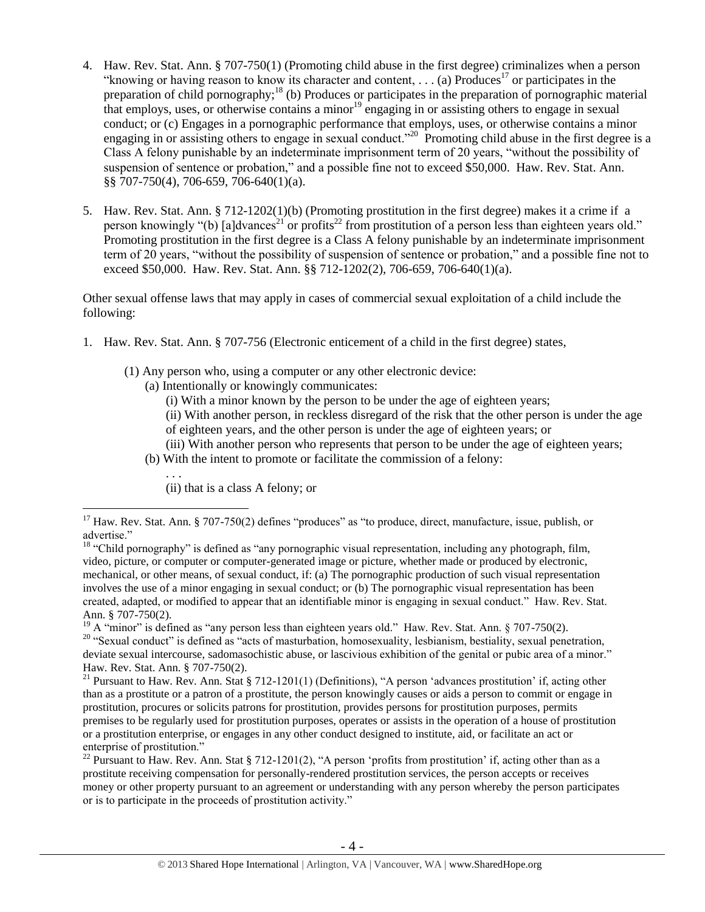4. Haw. Rev. Stat. Ann. § 707-750(1) (Promoting child abuse in the first degree) criminalizes when a person "knowing or having reason to know its character and content, . . . (a) Produces[17] or participates in the preparation of child pornography;[18] (b) Produces or participates in the preparation of pornographic material that employs, uses, or otherwise contains a minor[19] engaging in or assisting others to engage in sexual conduct; or (c) Engages in a pornographic performance that employs, uses, or otherwise contains a minor engaging in or assisting others to engage in sexual conduct."[20] Promoting child abuse in the first degree is a Class A felony punishable by an indeterminate imprisonment term of 20 years, "without the possibility of suspension of sentence or probation," and a possible fine not to exceed $50,000. Haw. Rev. Stat. Ann. §§ 707-750(4), 706-659, 706-640(1)(a).

5. Haw. Rev. Stat. Ann. § 712-1202(1)(b) (Promoting prostitution in the first degree) makes it a crime if a person knowingly "(b) [a]dvances[21] or profits[22] from prostitution of a person less than eighteen years old." Promoting prostitution in the first degree is a Class A felony punishable by an indeterminate imprisonment term of 20 years, "without the possibility of suspension of sentence or probation," and a possible fine not to exceed $50,000. Haw. Rev. Stat. Ann. §§ 712-1202(2), 706-659, 706-640(1)(a).

Other sexual offense laws that may apply in cases of commercial sexual exploitation of a child include the following:

1. Haw. Rev. Stat. Ann. § 707-756 (Electronic enticement of a child in the first degree) states,

   (1) Any person who, using a computer or any other electronic device:
   
   (a) Intentionally or knowingly communicates:
   
   (i) With a minor known by the person to be under the age of eighteen years;
   
   (ii) With another person, in reckless disregard of the risk that the other person is under the age of eighteen years, and the other person is under the age of eighteen years; or
   
   (iii) With another person who represents that person to be under the age of eighteen years;
   
   (b) With the intent to promote or facilitate the commission of a felony:
   
   . . .
   
   (ii) that is a class A felony; or

---

[17] Haw. Rev. Stat. Ann. § 707-750(2) defines "produces" as "to produce, direct, manufacture, issue, publish, or advertise."

[18] "Child pornography" is defined as "any pornographic visual representation, including any photograph, film, video, picture, or computer or computer-generated image or picture, whether made or produced by electronic, mechanical, or other means, of sexual conduct, if: (a) The pornographic production of such visual representation involves the use of a minor engaging in sexual conduct; or (b) The pornographic visual representation has been created, adapted, or modified to appear that an identifiable minor is engaging in sexual conduct." Haw. Rev. Stat. Ann. § 707-750(2).

[19] A "minor" is defined as "any person less than eighteen years old." Haw. Rev. Stat. Ann. § 707-750(2).

[20] "Sexual conduct" is defined as "acts of masturbation, homosexuality, lesbianism, bestiality, sexual penetration, deviate sexual intercourse, sadomasochistic abuse, or lascivious exhibition of the genital or pubic area of a minor." Haw. Rev. Stat. Ann. § 707-750(2).

[21] Pursuant to Haw. Rev. Ann. Stat § 712-1201(1) (Definitions), "A person 'advances prostitution' if, acting other than as a prostitute or a patron of a prostitute, the person knowingly causes or aids a person to commit or engage in prostitution, procures or solicits patrons for prostitution, provides persons for prostitution purposes, permits premises to be regularly used for prostitution purposes, operates or assists in the operation of a house of prostitution or a prostitution enterprise, or engages in any other conduct designed to institute, aid, or facilitate an act or enterprise of prostitution."

[22] Pursuant to Haw. Rev. Ann. Stat § 712-1201(2), "A person 'profits from prostitution' if, acting other than as a prostitute receiving compensation for personally-rendered prostitution services, the person accepts or receives money or other property pursuant to an agreement or understanding with any person whereby the person participates or is to participate in the proceeds of prostitution activity."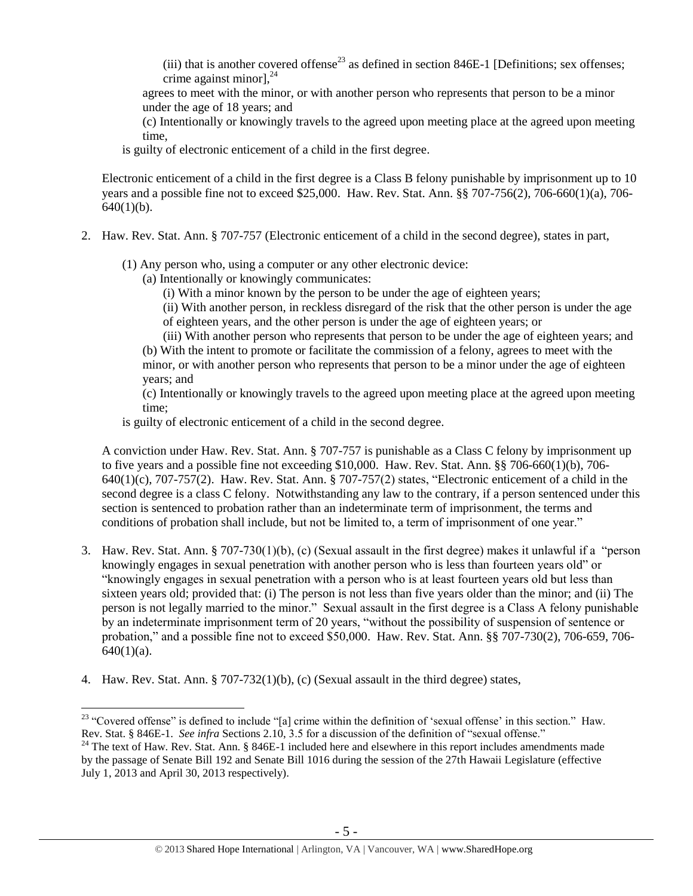(iii) that is another covered offense[23] as defined in section 846E-1 [Definitions; sex offenses; crime against minor],[24]

agrees to meet with the minor, or with another person who represents that person to be a minor under the age of 18 years; and

(c) Intentionally or knowingly travels to the agreed upon meeting place at the agreed upon meeting time,

is guilty of electronic enticement of a child in the first degree.

Electronic enticement of a child in the first degree is a Class B felony punishable by imprisonment up to 10 years and a possible fine not to exceed $25,000. Haw. Rev. Stat. Ann. §§ 707-756(2), 706-660(1)(a), 706-640(1)(b).

2. Haw. Rev. Stat. Ann. § 707-757 (Electronic enticement of a child in the second degree), states in part,

   (1) Any person who, using a computer or any other electronic device:

   (a) Intentionally or knowingly communicates:

   (i) With a minor known by the person to be under the age of eighteen years;

   (ii) With another person, in reckless disregard of the risk that the other person is under the age of eighteen years, and the other person is under the age of eighteen years; or

   (iii) With another person who represents that person to be under the age of eighteen years; and

   (b) With the intent to promote or facilitate the commission of a felony, agrees to meet with the minor, or with another person who represents that person to be a minor under the age of eighteen years; and

   (c) Intentionally or knowingly travels to the agreed upon meeting place at the agreed upon meeting time;

   is guilty of electronic enticement of a child in the second degree.

   A conviction under Haw. Rev. Stat. Ann. § 707-757 is punishable as a Class C felony by imprisonment up to five years and a possible fine not exceeding $10,000. Haw. Rev. Stat. Ann. §§ 706-660(1)(b), 706-640(1)(c), 707-757(2). Haw. Rev. Stat. Ann. § 707-757(2) states, "Electronic enticement of a child in the second degree is a class C felony. Notwithstanding any law to the contrary, if a person sentenced under this section is sentenced to probation rather than an indeterminate term of imprisonment, the terms and conditions of probation shall include, but not be limited to, a term of imprisonment of one year."

3. Haw. Rev. Stat. Ann. § 707-730(1)(b), (c) (Sexual assault in the first degree) makes it unlawful if a "person knowingly engages in sexual penetration with another person who is less than fourteen years old" or "knowingly engages in sexual penetration with a person who is at least fourteen years old but less than sixteen years old; provided that: (i) The person is not less than five years older than the minor; and (ii) The person is not legally married to the minor." Sexual assault in the first degree is a Class A felony punishable by an indeterminate imprisonment term of 20 years, "without the possibility of suspension of sentence or probation," and a possible fine not to exceed $50,000. Haw. Rev. Stat. Ann. §§ 707-730(2), 706-659, 706-640(1)(a).

4. Haw. Rev. Stat. Ann. § 707-732(1)(b), (c) (Sexual assault in the third degree) states,

---

[23] "Covered offense" is defined to include "[a] crime within the definition of 'sexual offense' in this section." Haw. Rev. Stat. § 846E-1. *See infra* Sections 2.10, 3.5 for a discussion of the definition of "sexual offense."

[24] The text of Haw. Rev. Stat. Ann. § 846E-1 included here and elsewhere in this report includes amendments made by the passage of Senate Bill 192 and Senate Bill 1016 during the session of the 27th Hawaii Legislature (effective July 1, 2013 and April 30, 2013 respectively).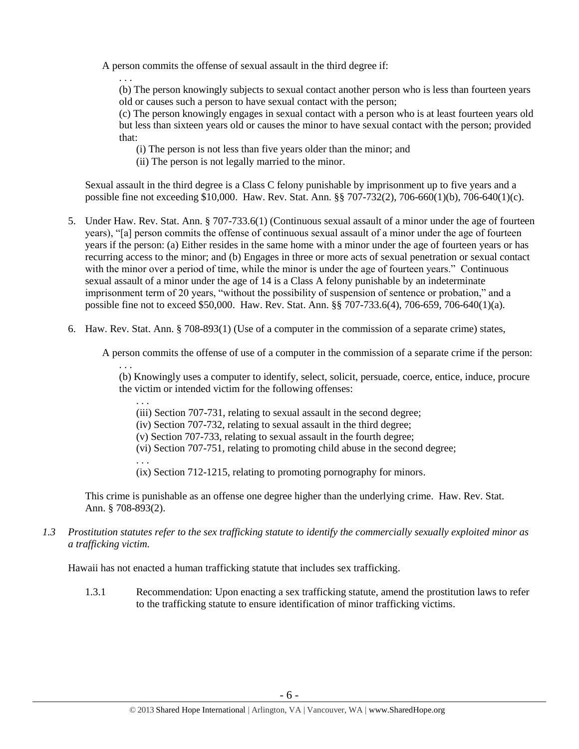A person commits the offense of sexual assault in the third degree if:

. . .

(b) The person knowingly subjects to sexual contact another person who is less than fourteen years old or causes such a person to have sexual contact with the person;

(c) The person knowingly engages in sexual contact with a person who is at least fourteen years old but less than sixteen years old or causes the minor to have sexual contact with the person; provided that:

(i) The person is not less than five years older than the minor; and

(ii) The person is not legally married to the minor.

Sexual assault in the third degree is a Class C felony punishable by imprisonment up to five years and a possible fine not exceeding $10,000. Haw. Rev. Stat. Ann. §§ 707-732(2), 706-660(1)(b), 706-640(1)(c).

5. Under Haw. Rev. Stat. Ann. § 707-733.6(1) (Continuous sexual assault of a minor under the age of fourteen years), "[a] person commits the offense of continuous sexual assault of a minor under the age of fourteen years if the person: (a) Either resides in the same home with a minor under the age of fourteen years or has recurring access to the minor; and (b) Engages in three or more acts of sexual penetration or sexual contact with the minor over a period of time, while the minor is under the age of fourteen years." Continuous sexual assault of a minor under the age of 14 is a Class A felony punishable by an indeterminate imprisonment term of 20 years, "without the possibility of suspension of sentence or probation," and a possible fine not to exceed $50,000. Haw. Rev. Stat. Ann. §§ 707-733.6(4), 706-659, 706-640(1)(a).

6. Haw. Rev. Stat. Ann. § 708-893(1) (Use of a computer in the commission of a separate crime) states,

A person commits the offense of use of a computer in the commission of a separate crime if the person:

. . .

(b) Knowingly uses a computer to identify, select, solicit, persuade, coerce, entice, induce, procure the victim or intended victim for the following offenses:

. . .

(iii) Section 707-731, relating to sexual assault in the second degree;

(iv) Section 707-732, relating to sexual assault in the third degree;

(v) Section 707-733, relating to sexual assault in the fourth degree;

(vi) Section 707-751, relating to promoting child abuse in the second degree;

. . .

(ix) Section 712-1215, relating to promoting pornography for minors.

This crime is punishable as an offense one degree higher than the underlying crime. Haw. Rev. Stat. Ann. § 708-893(2).

*1.3 Prostitution statutes refer to the sex trafficking statute to identify the commercially sexually exploited minor as a trafficking victim.*

Hawaii has not enacted a human trafficking statute that includes sex trafficking.

1.3.1 Recommendation: Upon enacting a sex trafficking statute, amend the prostitution laws to refer to the trafficking statute to ensure identification of minor trafficking victims.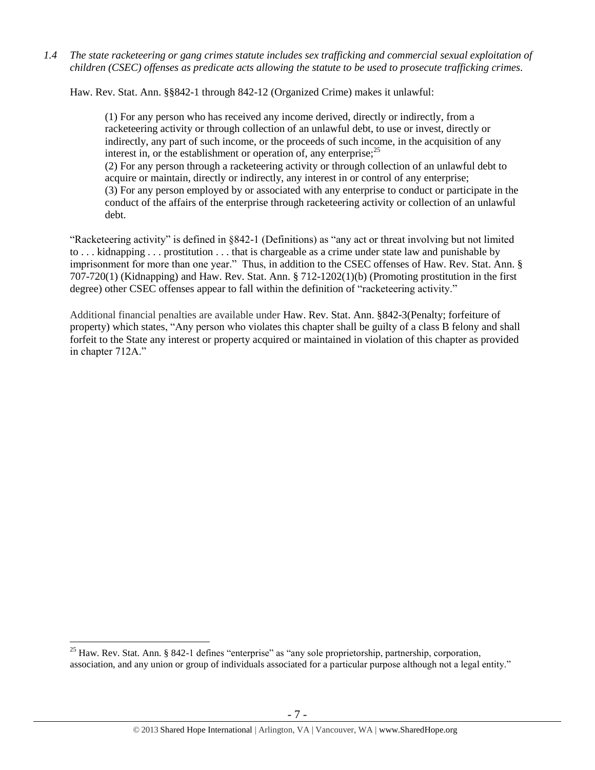*1.4 The state racketeering or gang crimes statute includes sex trafficking and commercial sexual exploitation of children (CSEC) offenses as predicate acts allowing the statute to be used to prosecute trafficking crimes.*

Haw. Rev. Stat. Ann. §§842-1 through 842-12 (Organized Crime) makes it unlawful:

> (1) For any person who has received any income derived, directly or indirectly, from a racketeering activity or through collection of an unlawful debt, to use or invest, directly or indirectly, any part of such income, or the proceeds of such income, in the acquisition of any interest in, or the establishment or operation of, any enterprise;[25]
> (2) For any person through a racketeering activity or through collection of an unlawful debt to acquire or maintain, directly or indirectly, any interest in or control of any enterprise;
> (3) For any person employed by or associated with any enterprise to conduct or participate in the conduct of the affairs of the enterprise through racketeering activity or collection of an unlawful debt.

"Racketeering activity" is defined in §842-1 (Definitions) as "any act or threat involving but not limited to . . . kidnapping . . . prostitution . . . that is chargeable as a crime under state law and punishable by imprisonment for more than one year." Thus, in addition to the CSEC offenses of Haw. Rev. Stat. Ann. § 707-720(1) (Kidnapping) and Haw. Rev. Stat. Ann. § 712-1202(1)(b) (Promoting prostitution in the first degree) other CSEC offenses appear to fall within the definition of "racketeering activity."

Additional financial penalties are available under Haw. Rev. Stat. Ann. §842-3(Penalty; forfeiture of property) which states, "Any person who violates this chapter shall be guilty of a class B felony and shall forfeit to the State any interest or property acquired or maintained in violation of this chapter as provided in chapter 712A."

---

[25] Haw. Rev. Stat. Ann. § 842-1 defines "enterprise" as "any sole proprietorship, partnership, corporation, association, and any union or group of individuals associated for a particular purpose although not a legal entity."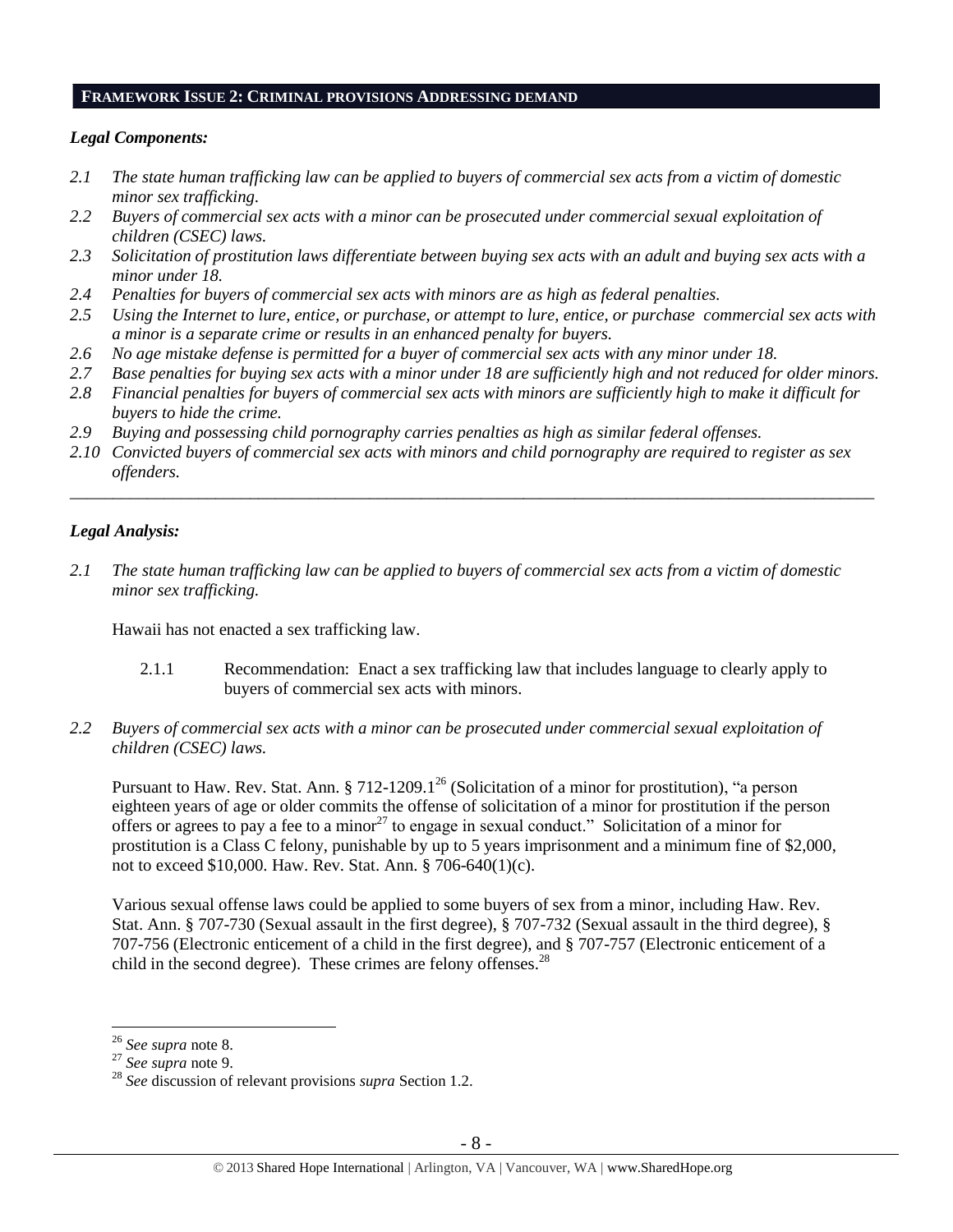## FRAMEWORK ISSUE 2: CRIMINAL PROVISIONS ADDRESSING DEMAND

### *Legal Components:*

*2.1 The state human trafficking law can be applied to buyers of commercial sex acts from a victim of domestic minor sex trafficking.*

*2.2 Buyers of commercial sex acts with a minor can be prosecuted under commercial sexual exploitation of children (CSEC) laws.*

*2.3 Solicitation of prostitution laws differentiate between buying sex acts with an adult and buying sex acts with a minor under 18.*

*2.4 Penalties for buyers of commercial sex acts with minors are as high as federal penalties.*

*2.5 Using the Internet to lure, entice, or purchase, or attempt to lure, entice, or purchase commercial sex acts with a minor is a separate crime or results in an enhanced penalty for buyers.*

*2.6 No age mistake defense is permitted for a buyer of commercial sex acts with any minor under 18.*

*2.7 Base penalties for buying sex acts with a minor under 18 are sufficiently high and not reduced for older minors.*

*2.8 Financial penalties for buyers of commercial sex acts with minors are sufficiently high to make it difficult for buyers to hide the crime.*

*2.9 Buying and possessing child pornography carries penalties as high as similar federal offenses.*

*2.10 Convicted buyers of commercial sex acts with minors and child pornography are required to register as sex offenders.*

---

### *Legal Analysis:*

*2.1 The state human trafficking law can be applied to buyers of commercial sex acts from a victim of domestic minor sex trafficking.*

Hawaii has not enacted a sex trafficking law.

2.1.1 Recommendation: Enact a sex trafficking law that includes language to clearly apply to buyers of commercial sex acts with minors.

*2.2 Buyers of commercial sex acts with a minor can be prosecuted under commercial sexual exploitation of children (CSEC) laws.*

Pursuant to Haw. Rev. Stat. Ann. § 712-1209.1[26] (Solicitation of a minor for prostitution), "a person eighteen years of age or older commits the offense of solicitation of a minor for prostitution if the person offers or agrees to pay a fee to a minor[27] to engage in sexual conduct." Solicitation of a minor for prostitution is a Class C felony, punishable by up to 5 years imprisonment and a minimum fine of $2,000, not to exceed $10,000. Haw. Rev. Stat. Ann. § 706-640(1)(c).

Various sexual offense laws could be applied to some buyers of sex from a minor, including Haw. Rev. Stat. Ann. § 707-730 (Sexual assault in the first degree), § 707-732 (Sexual assault in the third degree), § 707-756 (Electronic enticement of a child in the first degree), and § 707-757 (Electronic enticement of a child in the second degree). These crimes are felony offenses.[28]

---

[26] *See supra* note 8.

[27] *See supra* note 9.

[28] *See* discussion of relevant provisions *supra* Section 1.2.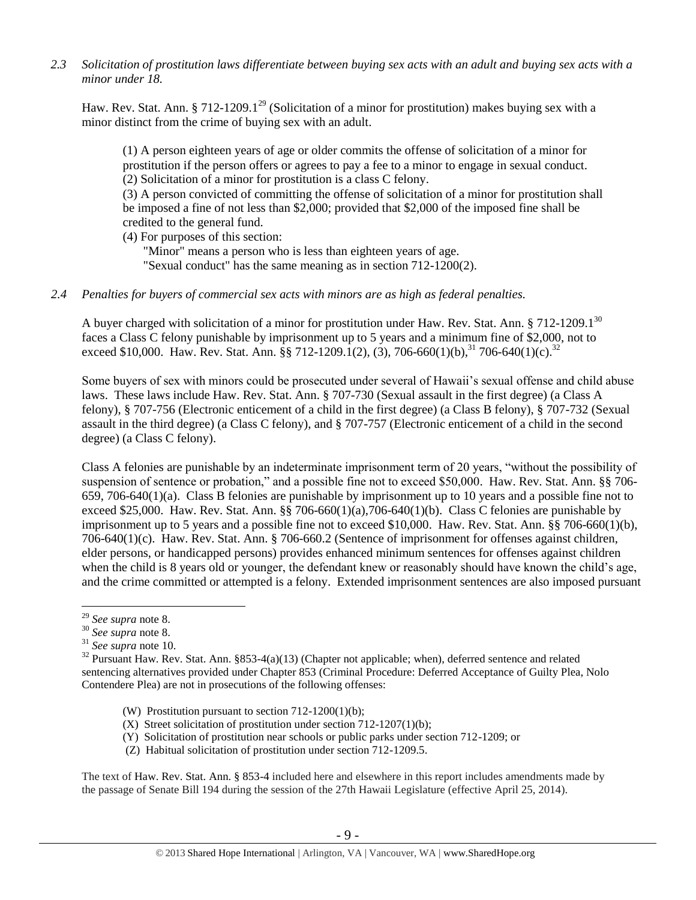*2.3 Solicitation of prostitution laws differentiate between buying sex acts with an adult and buying sex acts with a minor under 18.*

Haw. Rev. Stat. Ann. § 712-1209.1[29] (Solicitation of a minor for prostitution) makes buying sex with a minor distinct from the crime of buying sex with an adult.

> (1) A person eighteen years of age or older commits the offense of solicitation of a minor for prostitution if the person offers or agrees to pay a fee to a minor to engage in sexual conduct.
> (2) Solicitation of a minor for prostitution is a class C felony.
> (3) A person convicted of committing the offense of solicitation of a minor for prostitution shall be imposed a fine of not less than $2,000; provided that $2,000 of the imposed fine shall be credited to the general fund.
> (4) For purposes of this section:
> "Minor" means a person who is less than eighteen years of age.
> "Sexual conduct" has the same meaning as in section 712-1200(2).

*2.4 Penalties for buyers of commercial sex acts with minors are as high as federal penalties.*

A buyer charged with solicitation of a minor for prostitution under Haw. Rev. Stat. Ann. § 712-1209.1[30] faces a Class C felony punishable by imprisonment up to 5 years and a minimum fine of $2,000, not to exceed $10,000. Haw. Rev. Stat. Ann. §§ 712-1209.1(2), (3), 706-660(1)(b),[31] 706-640(1)(c).[32]

Some buyers of sex with minors could be prosecuted under several of Hawaii's sexual offense and child abuse laws. These laws include Haw. Rev. Stat. Ann. § 707-730 (Sexual assault in the first degree) (a Class A felony), § 707-756 (Electronic enticement of a child in the first degree) (a Class B felony), § 707-732 (Sexual assault in the third degree) (a Class C felony), and § 707-757 (Electronic enticement of a child in the second degree) (a Class C felony).

Class A felonies are punishable by an indeterminate imprisonment term of 20 years, "without the possibility of suspension of sentence or probation," and a possible fine not to exceed $50,000. Haw. Rev. Stat. Ann. §§ 706-659, 706-640(1)(a). Class B felonies are punishable by imprisonment up to 10 years and a possible fine not to exceed $25,000. Haw. Rev. Stat. Ann. §§ 706-660(1)(a),706-640(1)(b). Class C felonies are punishable by imprisonment up to 5 years and a possible fine not to exceed $10,000. Haw. Rev. Stat. Ann. §§ 706-660(1)(b), 706-640(1)(c). Haw. Rev. Stat. Ann. § 706-660.2 (Sentence of imprisonment for offenses against children, elder persons, or handicapped persons) provides enhanced minimum sentences for offenses against children when the child is 8 years old or younger, the defendant knew or reasonably should have known the child's age, and the crime committed or attempted is a felony. Extended imprisonment sentences are also imposed pursuant

---

[29] *See supra* note 8.

[30] *See supra* note 8.

[31] *See supra* note 10.

[32] Pursuant Haw. Rev. Stat. Ann. §853-4(a)(13) (Chapter not applicable; when), deferred sentence and related sentencing alternatives provided under Chapter 853 (Criminal Procedure: Deferred Acceptance of Guilty Plea, Nolo Contendere Plea) are not in prosecutions of the following offenses:

> (W) Prostitution pursuant to section 712-1200(1)(b);
> (X) Street solicitation of prostitution under section 712-1207(1)(b);
> (Y) Solicitation of prostitution near schools or public parks under section 712-1209; or
> (Z) Habitual solicitation of prostitution under section 712-1209.5.

The text of Haw. Rev. Stat. Ann. § 853-4 included here and elsewhere in this report includes amendments made by the passage of Senate Bill 194 during the session of the 27th Hawaii Legislature (effective April 25, 2014).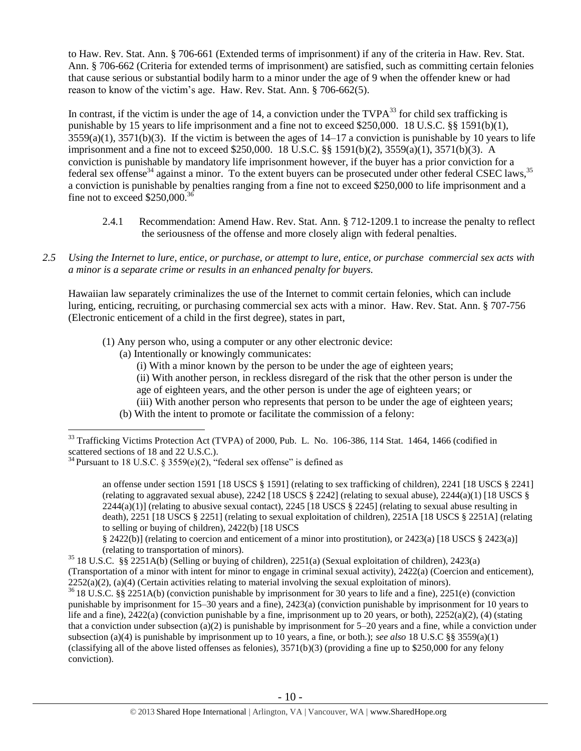to Haw. Rev. Stat. Ann. § 706-661 (Extended terms of imprisonment) if any of the criteria in Haw. Rev. Stat. Ann. § 706-662 (Criteria for extended terms of imprisonment) are satisfied, such as committing certain felonies that cause serious or substantial bodily harm to a minor under the age of 9 when the offender knew or had reason to know of the victim's age. Haw. Rev. Stat. Ann. § 706-662(5).

In contrast, if the victim is under the age of 14, a conviction under the TVPA[33] for child sex trafficking is punishable by 15 years to life imprisonment and a fine not to exceed $250,000. 18 U.S.C. §§ 1591(b)(1), 3559(a)(1), 3571(b)(3). If the victim is between the ages of 14–17 a conviction is punishable by 10 years to life imprisonment and a fine not to exceed $250,000. 18 U.S.C. §§ 1591(b)(2), 3559(a)(1), 3571(b)(3). A conviction is punishable by mandatory life imprisonment however, if the buyer has a prior conviction for a federal sex offense[34] against a minor. To the extent buyers can be prosecuted under other federal CSEC laws,[35] a conviction is punishable by penalties ranging from a fine not to exceed $250,000 to life imprisonment and a fine not to exceed $250,000.[36]

> 2.4.1 Recommendation: Amend Haw. Rev. Stat. Ann. § 712-1209.1 to increase the penalty to reflect the seriousness of the offense and more closely align with federal penalties.

*2.5 Using the Internet to lure, entice, or purchase, or attempt to lure, entice, or purchase commercial sex acts with a minor is a separate crime or results in an enhanced penalty for buyers.*

Hawaiian law separately criminalizes the use of the Internet to commit certain felonies, which can include luring, enticing, recruiting, or purchasing commercial sex acts with a minor. Haw. Rev. Stat. Ann. § 707-756 (Electronic enticement of a child in the first degree), states in part,

> (1) Any person who, using a computer or any other electronic device:
> (a) Intentionally or knowingly communicates:
> (i) With a minor known by the person to be under the age of eighteen years;
> (ii) With another person, in reckless disregard of the risk that the other person is under the age of eighteen years, and the other person is under the age of eighteen years; or
> (iii) With another person who represents that person to be under the age of eighteen years;
> (b) With the intent to promote or facilitate the commission of a felony:

---

[33] Trafficking Victims Protection Act (TVPA) of 2000, Pub. L. No. 106-386, 114 Stat. 1464, 1466 (codified in scattered sections of 18 and 22 U.S.C.).

[34] Pursuant to 18 U.S.C. § 3559(e)(2), "federal sex offense" is defined as

> an offense under section 1591 [18 USCS § 1591] (relating to sex trafficking of children), 2241 [18 USCS § 2241] (relating to aggravated sexual abuse), 2242 [18 USCS § 2242] (relating to sexual abuse), 2244(a)(1) [18 USCS § 2244(a)(1)] (relating to abusive sexual contact), 2245 [18 USCS § 2245] (relating to sexual abuse resulting in death), 2251 [18 USCS § 2251] (relating to sexual exploitation of children), 2251A [18 USCS § 2251A] (relating to selling or buying of children), 2422(b) [18 USCS § 2422(b)] (relating to coercion and enticement of a minor into prostitution), or 2423(a) [18 USCS § 2423(a)] (relating to transportation of minors).

[35] 18 U.S.C. §§ 2251A(b) (Selling or buying of children), 2251(a) (Sexual exploitation of children), 2423(a) (Transportation of a minor with intent for minor to engage in criminal sexual activity), 2422(a) (Coercion and enticement), 2252(a)(2), (a)(4) (Certain activities relating to material involving the sexual exploitation of minors).

[36] 18 U.S.C. §§ 2251A(b) (conviction punishable by imprisonment for 30 years to life and a fine), 2251(e) (conviction punishable by imprisonment for 15–30 years and a fine), 2423(a) (conviction punishable by imprisonment for 10 years to life and a fine), 2422(a) (conviction punishable by a fine, imprisonment up to 20 years, or both), 2252(a)(2), (4) (stating that a conviction under subsection (a)(2) is punishable by imprisonment for 5–20 years and a fine, while a conviction under subsection (a)(4) is punishable by imprisonment up to 10 years, a fine, or both.); *see also* 18 U.S.C §§ 3559(a)(1) (classifying all of the above listed offenses as felonies), 3571(b)(3) (providing a fine up to $250,000 for any felony conviction).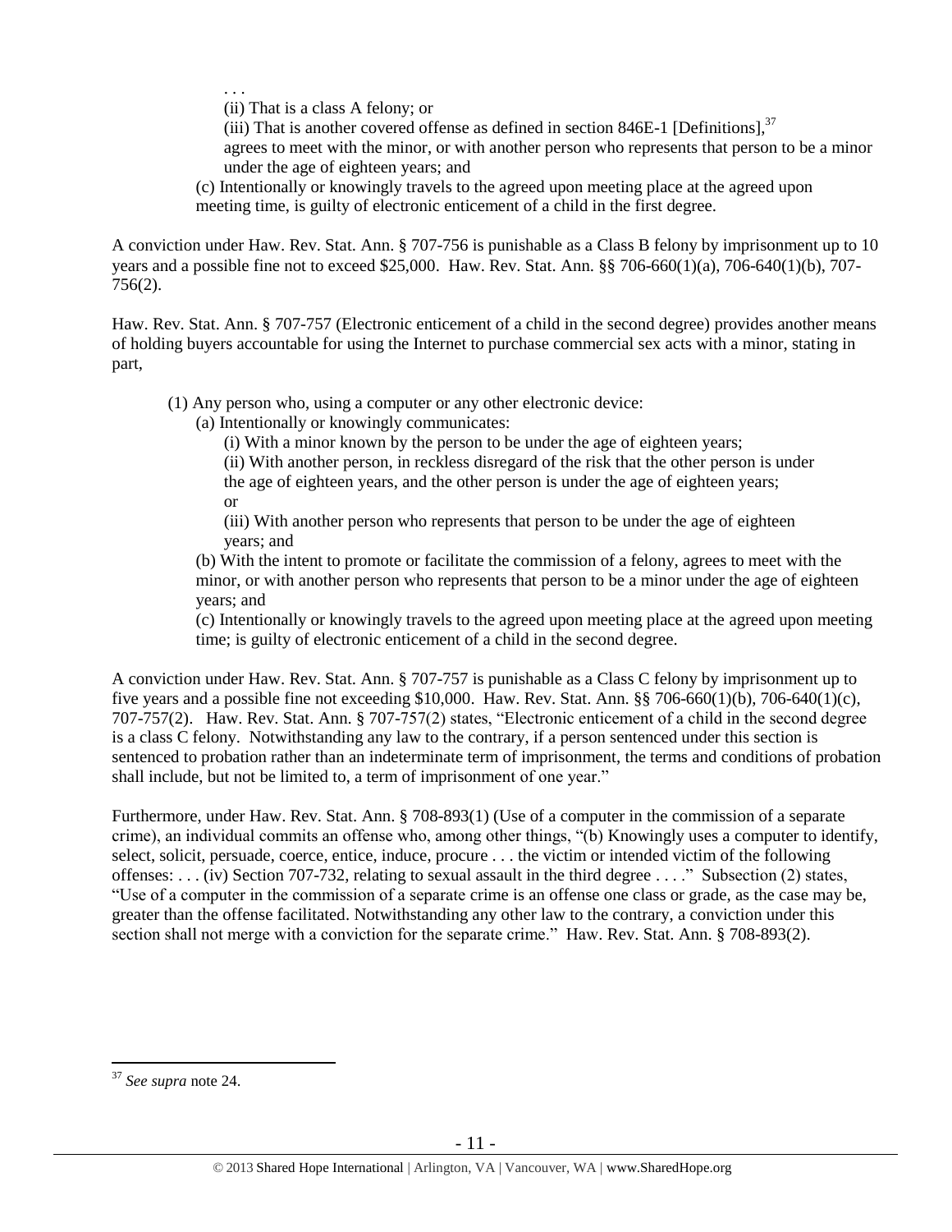. . .

(ii) That is a class A felony; or

(iii) That is another covered offense as defined in section 846E-1 [Definitions],[37] agrees to meet with the minor, or with another person who represents that person to be a minor under the age of eighteen years; and

(c) Intentionally or knowingly travels to the agreed upon meeting place at the agreed upon meeting time, is guilty of electronic enticement of a child in the first degree.

A conviction under Haw. Rev. Stat. Ann. § 707-756 is punishable as a Class B felony by imprisonment up to 10 years and a possible fine not to exceed $25,000. Haw. Rev. Stat. Ann. §§ 706-660(1)(a), 706-640(1)(b), 707-756(2).

Haw. Rev. Stat. Ann. § 707-757 (Electronic enticement of a child in the second degree) provides another means of holding buyers accountable for using the Internet to purchase commercial sex acts with a minor, stating in part,

> (1) Any person who, using a computer or any other electronic device:
>
> (a) Intentionally or knowingly communicates:
>
> (i) With a minor known by the person to be under the age of eighteen years;
>
> (ii) With another person, in reckless disregard of the risk that the other person is under the age of eighteen years, and the other person is under the age of eighteen years; or
>
> (iii) With another person who represents that person to be under the age of eighteen years; and
>
> (b) With the intent to promote or facilitate the commission of a felony, agrees to meet with the minor, or with another person who represents that person to be a minor under the age of eighteen years; and
>
> (c) Intentionally or knowingly travels to the agreed upon meeting place at the agreed upon meeting time; is guilty of electronic enticement of a child in the second degree.

A conviction under Haw. Rev. Stat. Ann. § 707-757 is punishable as a Class C felony by imprisonment up to five years and a possible fine not exceeding $10,000. Haw. Rev. Stat. Ann. §§ 706-660(1)(b), 706-640(1)(c), 707-757(2). Haw. Rev. Stat. Ann. § 707-757(2) states, "Electronic enticement of a child in the second degree is a class C felony. Notwithstanding any law to the contrary, if a person sentenced under this section is sentenced to probation rather than an indeterminate term of imprisonment, the terms and conditions of probation shall include, but not be limited to, a term of imprisonment of one year."

Furthermore, under Haw. Rev. Stat. Ann. § 708-893(1) (Use of a computer in the commission of a separate crime), an individual commits an offense who, among other things, "(b) Knowingly uses a computer to identify, select, solicit, persuade, coerce, entice, induce, procure . . . the victim or intended victim of the following offenses: . . . (iv) Section 707-732, relating to sexual assault in the third degree . . . ." Subsection (2) states, "Use of a computer in the commission of a separate crime is an offense one class or grade, as the case may be, greater than the offense facilitated. Notwithstanding any other law to the contrary, a conviction under this section shall not merge with a conviction for the separate crime." Haw. Rev. Stat. Ann. § 708-893(2).

---

[37] *See supra* note 24.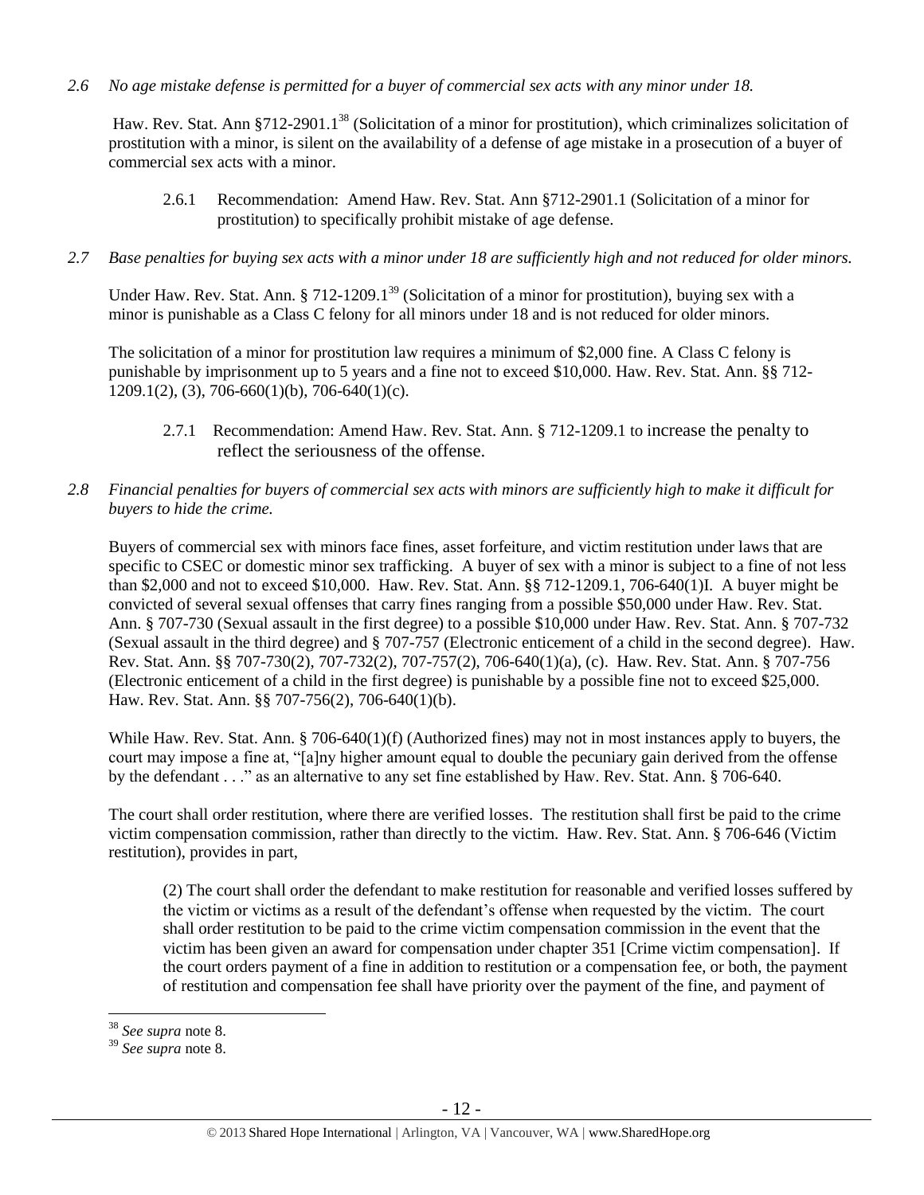*2.6 No age mistake defense is permitted for a buyer of commercial sex acts with any minor under 18.*

Haw. Rev. Stat. Ann §712-2901.1[38] (Solicitation of a minor for prostitution), which criminalizes solicitation of prostitution with a minor, is silent on the availability of a defense of age mistake in a prosecution of a buyer of commercial sex acts with a minor.

> 2.6.1 Recommendation: Amend Haw. Rev. Stat. Ann §712-2901.1 (Solicitation of a minor for prostitution) to specifically prohibit mistake of age defense.

*2.7 Base penalties for buying sex acts with a minor under 18 are sufficiently high and not reduced for older minors.*

Under Haw. Rev. Stat. Ann. § 712-1209.1[39] (Solicitation of a minor for prostitution), buying sex with a minor is punishable as a Class C felony for all minors under 18 and is not reduced for older minors.

The solicitation of a minor for prostitution law requires a minimum of $2,000 fine. A Class C felony is punishable by imprisonment up to 5 years and a fine not to exceed $10,000. Haw. Rev. Stat. Ann. §§ 712-1209.1(2), (3), 706-660(1)(b), 706-640(1)(c).

> 2.7.1 Recommendation: Amend Haw. Rev. Stat. Ann. § 712-1209.1 to increase the penalty to reflect the seriousness of the offense.

*2.8 Financial penalties for buyers of commercial sex acts with minors are sufficiently high to make it difficult for buyers to hide the crime.*

Buyers of commercial sex with minors face fines, asset forfeiture, and victim restitution under laws that are specific to CSEC or domestic minor sex trafficking. A buyer of sex with a minor is subject to a fine of not less than $2,000 and not to exceed $10,000. Haw. Rev. Stat. Ann. §§ 712-1209.1, 706-640(1)I. A buyer might be convicted of several sexual offenses that carry fines ranging from a possible $50,000 under Haw. Rev. Stat. Ann. § 707-730 (Sexual assault in the first degree) to a possible $10,000 under Haw. Rev. Stat. Ann. § 707-732 (Sexual assault in the third degree) and § 707-757 (Electronic enticement of a child in the second degree). Haw. Rev. Stat. Ann. §§ 707-730(2), 707-732(2), 707-757(2), 706-640(1)(a), (c). Haw. Rev. Stat. Ann. § 707-756 (Electronic enticement of a child in the first degree) is punishable by a possible fine not to exceed $25,000. Haw. Rev. Stat. Ann. §§ 707-756(2), 706-640(1)(b).

While Haw. Rev. Stat. Ann. § 706-640(1)(f) (Authorized fines) may not in most instances apply to buyers, the court may impose a fine at, "[a]ny higher amount equal to double the pecuniary gain derived from the offense by the defendant . . ." as an alternative to any set fine established by Haw. Rev. Stat. Ann. § 706-640.

The court shall order restitution, where there are verified losses. The restitution shall first be paid to the crime victim compensation commission, rather than directly to the victim. Haw. Rev. Stat. Ann. § 706-646 (Victim restitution), provides in part,

> (2) The court shall order the defendant to make restitution for reasonable and verified losses suffered by the victim or victims as a result of the defendant's offense when requested by the victim. The court shall order restitution to be paid to the crime victim compensation commission in the event that the victim has been given an award for compensation under chapter 351 [Crime victim compensation]. If the court orders payment of a fine in addition to restitution or a compensation fee, or both, the payment of restitution and compensation fee shall have priority over the payment of the fine, and payment of

---

[38] *See supra* note 8.

[39] *See supra* note 8.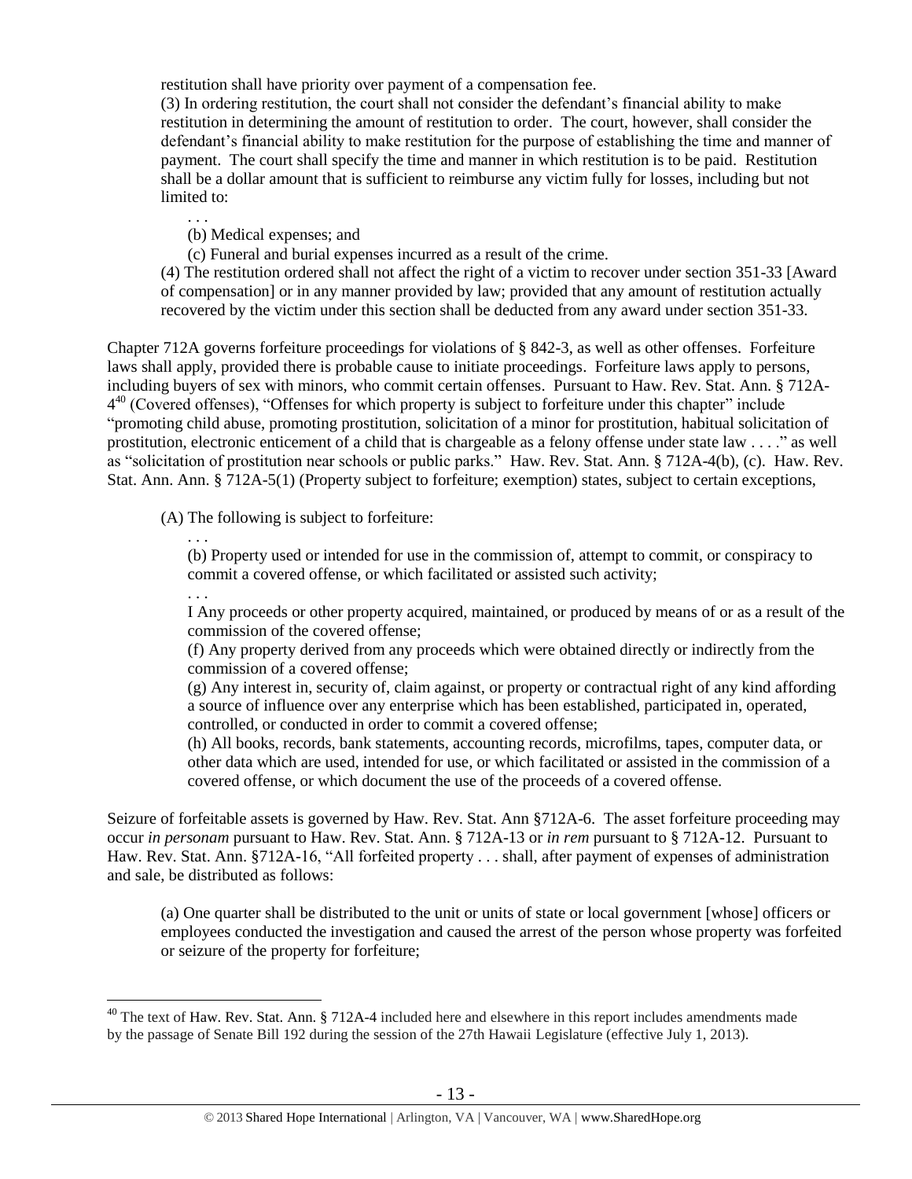restitution shall have priority over payment of a compensation fee.

(3) In ordering restitution, the court shall not consider the defendant's financial ability to make restitution in determining the amount of restitution to order. The court, however, shall consider the defendant's financial ability to make restitution for the purpose of establishing the time and manner of payment. The court shall specify the time and manner in which restitution is to be paid. Restitution shall be a dollar amount that is sufficient to reimburse any victim fully for losses, including but not limited to:

> . . .
>
> (b) Medical expenses; and
>
> (c) Funeral and burial expenses incurred as a result of the crime.

(4) The restitution ordered shall not affect the right of a victim to recover under section 351-33 [Award of compensation] or in any manner provided by law; provided that any amount of restitution actually recovered by the victim under this section shall be deducted from any award under section 351-33.

Chapter 712A governs forfeiture proceedings for violations of § 842-3, as well as other offenses. Forfeiture laws shall apply, provided there is probable cause to initiate proceedings. Forfeiture laws apply to persons, including buyers of sex with minors, who commit certain offenses. Pursuant to Haw. Rev. Stat. Ann. § 712A-4[40] (Covered offenses), "Offenses for which property is subject to forfeiture under this chapter" include "promoting child abuse, promoting prostitution, solicitation of a minor for prostitution, habitual solicitation of prostitution, electronic enticement of a child that is chargeable as a felony offense under state law . . . ." as well as "solicitation of prostitution near schools or public parks." Haw. Rev. Stat. Ann. § 712A-4(b), (c). Haw. Rev. Stat. Ann. Ann. § 712A-5(1) (Property subject to forfeiture; exemption) states, subject to certain exceptions,

> (A) The following is subject to forfeiture:
>
> . . .
>
> (b) Property used or intended for use in the commission of, attempt to commit, or conspiracy to commit a covered offense, or which facilitated or assisted such activity;
>
> . . .
>
> I Any proceeds or other property acquired, maintained, or produced by means of or as a result of the commission of the covered offense;
>
> (f) Any property derived from any proceeds which were obtained directly or indirectly from the commission of a covered offense;
>
> (g) Any interest in, security of, claim against, or property or contractual right of any kind affording a source of influence over any enterprise which has been established, participated in, operated, controlled, or conducted in order to commit a covered offense;
>
> (h) All books, records, bank statements, accounting records, microfilms, tapes, computer data, or other data which are used, intended for use, or which facilitated or assisted in the commission of a covered offense, or which document the use of the proceeds of a covered offense.

Seizure of forfeitable assets is governed by Haw. Rev. Stat. Ann §712A-6. The asset forfeiture proceeding may occur *in personam* pursuant to Haw. Rev. Stat. Ann. § 712A-13 or *in rem* pursuant to § 712A-12. Pursuant to Haw. Rev. Stat. Ann. §712A-16, "All forfeited property . . . shall, after payment of expenses of administration and sale, be distributed as follows:

> (a) One quarter shall be distributed to the unit or units of state or local government [whose] officers or employees conducted the investigation and caused the arrest of the person whose property was forfeited or seizure of the property for forfeiture;

---

[40] The text of Haw. Rev. Stat. Ann. § 712A-4 included here and elsewhere in this report includes amendments made by the passage of Senate Bill 192 during the session of the 27th Hawaii Legislature (effective July 1, 2013).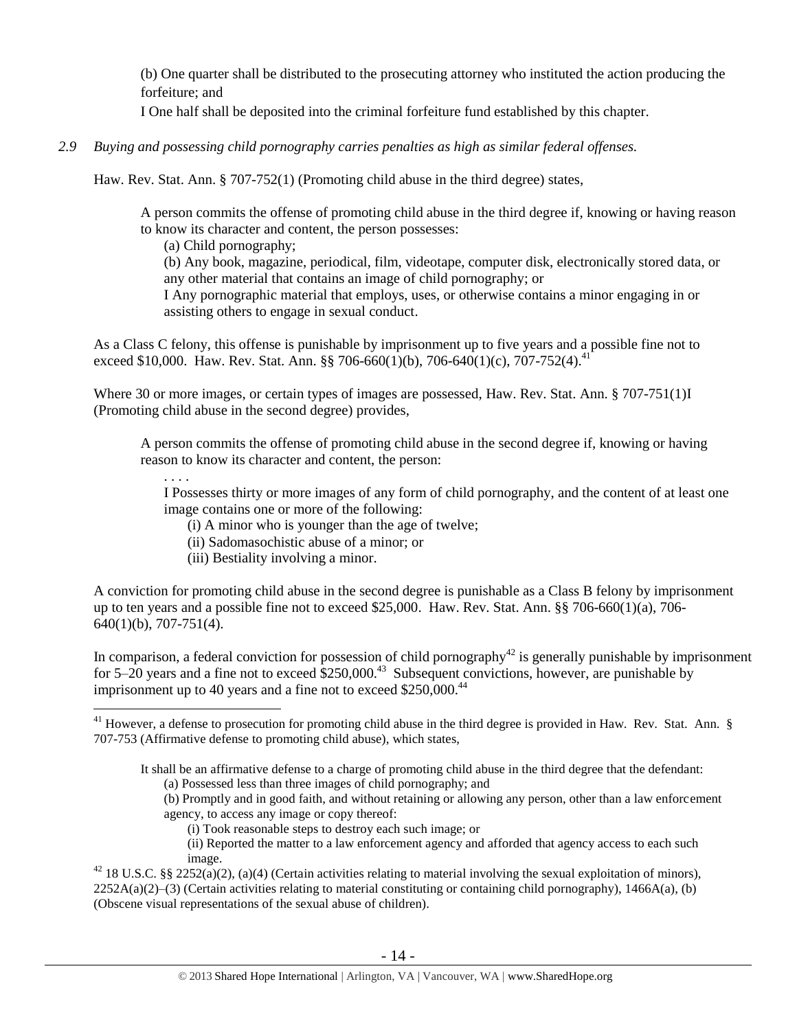(b) One quarter shall be distributed to the prosecuting attorney who instituted the action producing the forfeiture; and

I One half shall be deposited into the criminal forfeiture fund established by this chapter.

*2.9 Buying and possessing child pornography carries penalties as high as similar federal offenses.*

Haw. Rev. Stat. Ann. § 707-752(1) (Promoting child abuse in the third degree) states,

> A person commits the offense of promoting child abuse in the third degree if, knowing or having reason to know its character and content, the person possesses:
>
> (a) Child pornography;
>
> (b) Any book, magazine, periodical, film, videotape, computer disk, electronically stored data, or any other material that contains an image of child pornography; or
>
> I Any pornographic material that employs, uses, or otherwise contains a minor engaging in or assisting others to engage in sexual conduct.

As a Class C felony, this offense is punishable by imprisonment up to five years and a possible fine not to exceed $10,000. Haw. Rev. Stat. Ann. §§ 706-660(1)(b), 706-640(1)(c), 707-752(4).[41]

Where 30 or more images, or certain types of images are possessed, Haw. Rev. Stat. Ann. § 707-751(1)I (Promoting child abuse in the second degree) provides,

> A person commits the offense of promoting child abuse in the second degree if, knowing or having reason to know its character and content, the person:
>
> . . . .
>
> I Possesses thirty or more images of any form of child pornography, and the content of at least one image contains one or more of the following:
>
> (i) A minor who is younger than the age of twelve;
>
> (ii) Sadomasochistic abuse of a minor; or
>
> (iii) Bestiality involving a minor.

A conviction for promoting child abuse in the second degree is punishable as a Class B felony by imprisonment up to ten years and a possible fine not to exceed $25,000. Haw. Rev. Stat. Ann. §§ 706-660(1)(a), 706-640(1)(b), 707-751(4).

In comparison, a federal conviction for possession of child pornography[42] is generally punishable by imprisonment for 5–20 years and a fine not to exceed $250,000.[43] Subsequent convictions, however, are punishable by imprisonment up to 40 years and a fine not to exceed $250,000.[44]

---

[41] However, a defense to prosecution for promoting child abuse in the third degree is provided in Haw. Rev. Stat. Ann. § 707-753 (Affirmative defense to promoting child abuse), which states,

> It shall be an affirmative defense to a charge of promoting child abuse in the third degree that the defendant:
>
> (a) Possessed less than three images of child pornography; and
>
> (b) Promptly and in good faith, and without retaining or allowing any person, other than a law enforcement agency, to access any image or copy thereof:
>
> (i) Took reasonable steps to destroy each such image; or
>
> (ii) Reported the matter to a law enforcement agency and afforded that agency access to each such image.

[42] 18 U.S.C. §§ 2252(a)(2), (a)(4) (Certain activities relating to material involving the sexual exploitation of minors), 2252A(a)(2)–(3) (Certain activities relating to material constituting or containing child pornography), 1466A(a), (b) (Obscene visual representations of the sexual abuse of children).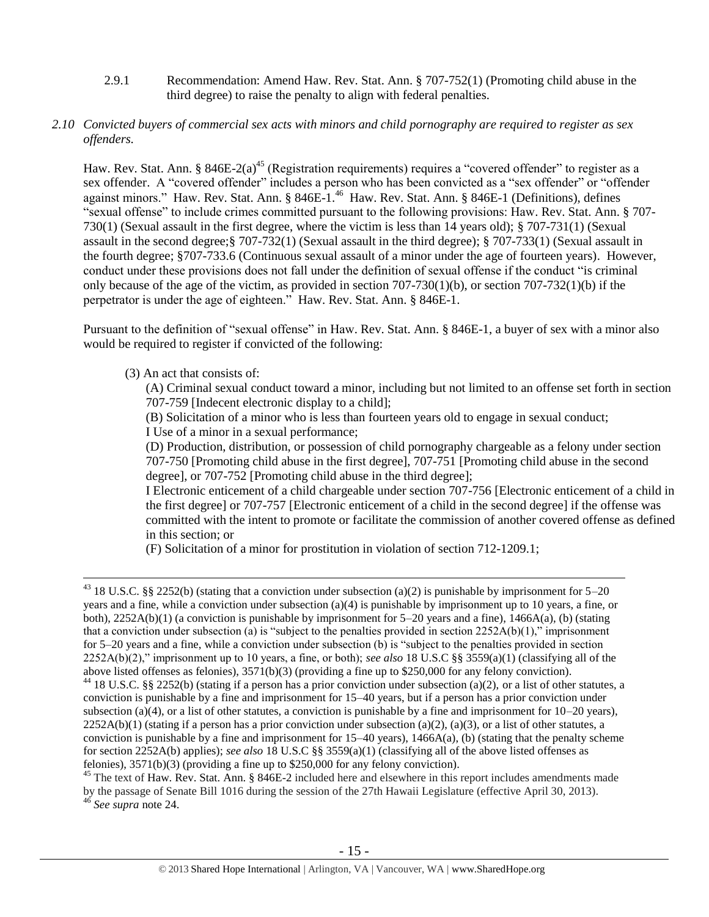2.9.1 Recommendation: Amend Haw. Rev. Stat. Ann. § 707-752(1) (Promoting child abuse in the third degree) to raise the penalty to align with federal penalties.

*2.10 Convicted buyers of commercial sex acts with minors and child pornography are required to register as sex offenders.*

Haw. Rev. Stat. Ann. § 846E-2(a)[45] (Registration requirements) requires a "covered offender" to register as a sex offender. A "covered offender" includes a person who has been convicted as a "sex offender" or "offender against minors." Haw. Rev. Stat. Ann. § 846E-1.[46] Haw. Rev. Stat. Ann. § 846E-1 (Definitions), defines "sexual offense" to include crimes committed pursuant to the following provisions: Haw. Rev. Stat. Ann. § 707-730(1) (Sexual assault in the first degree, where the victim is less than 14 years old); § 707-731(1) (Sexual assault in the second degree;§ 707-732(1) (Sexual assault in the third degree); § 707-733(1) (Sexual assault in the fourth degree; §707-733.6 (Continuous sexual assault of a minor under the age of fourteen years). However, conduct under these provisions does not fall under the definition of sexual offense if the conduct "is criminal only because of the age of the victim, as provided in section 707-730(1)(b), or section 707-732(1)(b) if the perpetrator is under the age of eighteen." Haw. Rev. Stat. Ann. § 846E-1.

Pursuant to the definition of "sexual offense" in Haw. Rev. Stat. Ann. § 846E-1, a buyer of sex with a minor also would be required to register if convicted of the following:

(3) An act that consists of:

(A) Criminal sexual conduct toward a minor, including but not limited to an offense set forth in section 707-759 [Indecent electronic display to a child];

(B) Solicitation of a minor who is less than fourteen years old to engage in sexual conduct;

I Use of a minor in a sexual performance;

(D) Production, distribution, or possession of child pornography chargeable as a felony under section 707-750 [Promoting child abuse in the first degree], 707-751 [Promoting child abuse in the second degree], or 707-752 [Promoting child abuse in the third degree];

I Electronic enticement of a child chargeable under section 707-756 [Electronic enticement of a child in the first degree] or 707-757 [Electronic enticement of a child in the second degree] if the offense was committed with the intent to promote or facilitate the commission of another covered offense as defined in this section; or

(F) Solicitation of a minor for prostitution in violation of section 712-1209.1;

---

[43] 18 U.S.C. §§ 2252(b) (stating that a conviction under subsection (a)(2) is punishable by imprisonment for 5–20 years and a fine, while a conviction under subsection (a)(4) is punishable by imprisonment up to 10 years, a fine, or both), 2252A(b)(1) (a conviction is punishable by imprisonment for 5–20 years and a fine), 1466A(a), (b) (stating that a conviction under subsection (a) is "subject to the penalties provided in section 2252A(b)(1)," imprisonment for 5–20 years and a fine, while a conviction under subsection (b) is "subject to the penalties provided in section 2252A(b)(2)," imprisonment up to 10 years, a fine, or both); *see also* 18 U.S.C §§ 3559(a)(1) (classifying all of the above listed offenses as felonies), 3571(b)(3) (providing a fine up to $250,000 for any felony conviction).

[44] 18 U.S.C. §§ 2252(b) (stating if a person has a prior conviction under subsection (a)(2), or a list of other statutes, a conviction is punishable by a fine and imprisonment for 15–40 years, but if a person has a prior conviction under subsection (a)(4), or a list of other statutes, a conviction is punishable by a fine and imprisonment for 10–20 years), 2252A(b)(1) (stating if a person has a prior conviction under subsection (a)(2), (a)(3), or a list of other statutes, a conviction is punishable by a fine and imprisonment for 15–40 years), 1466A(a), (b) (stating that the penalty scheme for section 2252A(b) applies); *see also* 18 U.S.C §§ 3559(a)(1) (classifying all of the above listed offenses as felonies), 3571(b)(3) (providing a fine up to $250,000 for any felony conviction).

[45] The text of Haw. Rev. Stat. Ann. § 846E-2 included here and elsewhere in this report includes amendments made by the passage of Senate Bill 1016 during the session of the 27th Hawaii Legislature (effective April 30, 2013).

[46] *See supra* note 24.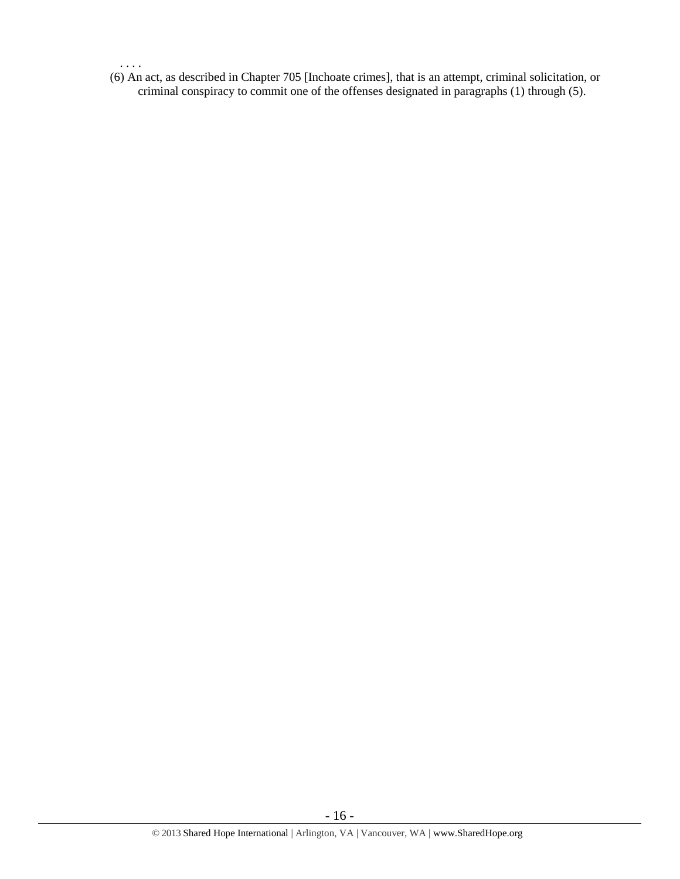. . . .

(6) An act, as described in Chapter 705 [Inchoate crimes], that is an attempt, criminal solicitation, or criminal conspiracy to commit one of the offenses designated in paragraphs (1) through (5).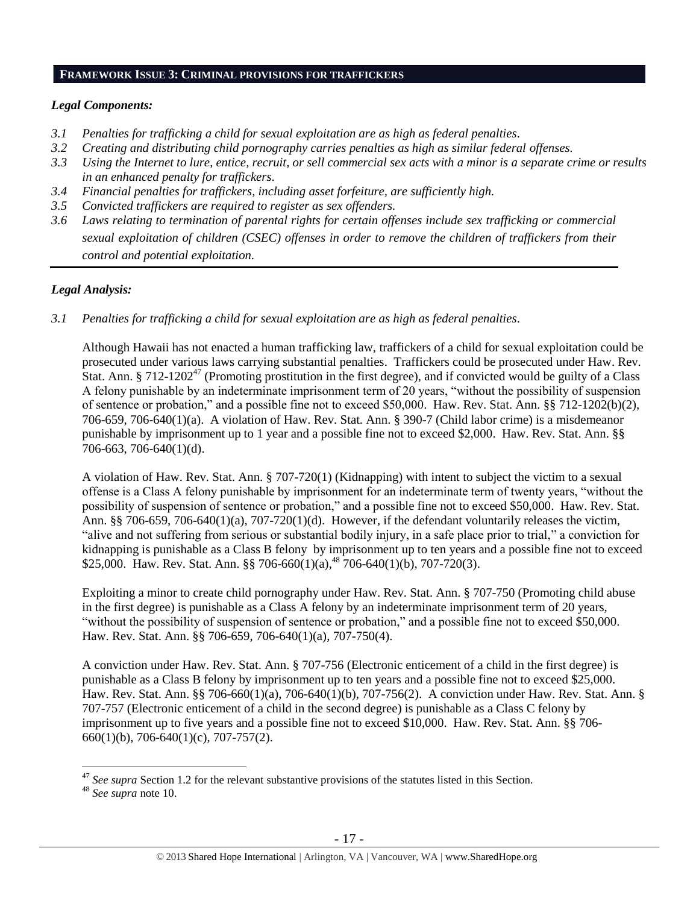## FRAMEWORK ISSUE 3: CRIMINAL PROVISIONS FOR TRAFFICKERS

### *Legal Components:*

*3.1 Penalties for trafficking a child for sexual exploitation are as high as federal penalties.*

*3.2 Creating and distributing child pornography carries penalties as high as similar federal offenses.*

*3.3 Using the Internet to lure, entice, recruit, or sell commercial sex acts with a minor is a separate crime or results in an enhanced penalty for traffickers.*

*3.4 Financial penalties for traffickers, including asset forfeiture, are sufficiently high.*

*3.5 Convicted traffickers are required to register as sex offenders.*

*3.6 Laws relating to termination of parental rights for certain offenses include sex trafficking or commercial sexual exploitation of children (CSEC) offenses in order to remove the children of traffickers from their control and potential exploitation.*

### *Legal Analysis:*

*3.1 Penalties for trafficking a child for sexual exploitation are as high as federal penalties.*

Although Hawaii has not enacted a human trafficking law, traffickers of a child for sexual exploitation could be prosecuted under various laws carrying substantial penalties. Traffickers could be prosecuted under Haw. Rev. Stat. Ann. § 712-1202[47] (Promoting prostitution in the first degree), and if convicted would be guilty of a Class A felony punishable by an indeterminate imprisonment term of 20 years, "without the possibility of suspension of sentence or probation," and a possible fine not to exceed $50,000. Haw. Rev. Stat. Ann. §§ 712-1202(b)(2), 706-659, 706-640(1)(a). A violation of Haw. Rev. Stat. Ann. § 390-7 (Child labor crime) is a misdemeanor punishable by imprisonment up to 1 year and a possible fine not to exceed $2,000. Haw. Rev. Stat. Ann. §§ 706-663, 706-640(1)(d).

A violation of Haw. Rev. Stat. Ann. § 707-720(1) (Kidnapping) with intent to subject the victim to a sexual offense is a Class A felony punishable by imprisonment for an indeterminate term of twenty years, "without the possibility of suspension of sentence or probation," and a possible fine not to exceed $50,000. Haw. Rev. Stat. Ann. §§ 706-659, 706-640(1)(a), 707-720(1)(d). However, if the defendant voluntarily releases the victim, "alive and not suffering from serious or substantial bodily injury, in a safe place prior to trial," a conviction for kidnapping is punishable as a Class B felony by imprisonment up to ten years and a possible fine not to exceed $25,000. Haw. Rev. Stat. Ann. §§ 706-660(1)(a),[48] 706-640(1)(b), 707-720(3).

Exploiting a minor to create child pornography under Haw. Rev. Stat. Ann. § 707-750 (Promoting child abuse in the first degree) is punishable as a Class A felony by an indeterminate imprisonment term of 20 years, "without the possibility of suspension of sentence or probation," and a possible fine not to exceed $50,000. Haw. Rev. Stat. Ann. §§ 706-659, 706-640(1)(a), 707-750(4).

A conviction under Haw. Rev. Stat. Ann. § 707-756 (Electronic enticement of a child in the first degree) is punishable as a Class B felony by imprisonment up to ten years and a possible fine not to exceed $25,000. Haw. Rev. Stat. Ann. §§ 706-660(1)(a), 706-640(1)(b), 707-756(2). A conviction under Haw. Rev. Stat. Ann. § 707-757 (Electronic enticement of a child in the second degree) is punishable as a Class C felony by imprisonment up to five years and a possible fine not to exceed $10,000. Haw. Rev. Stat. Ann. §§ 706-660(1)(b), 706-640(1)(c), 707-757(2).

---

[47] *See supra* Section 1.2 for the relevant substantive provisions of the statutes listed in this Section.

[48] *See supra* note 10.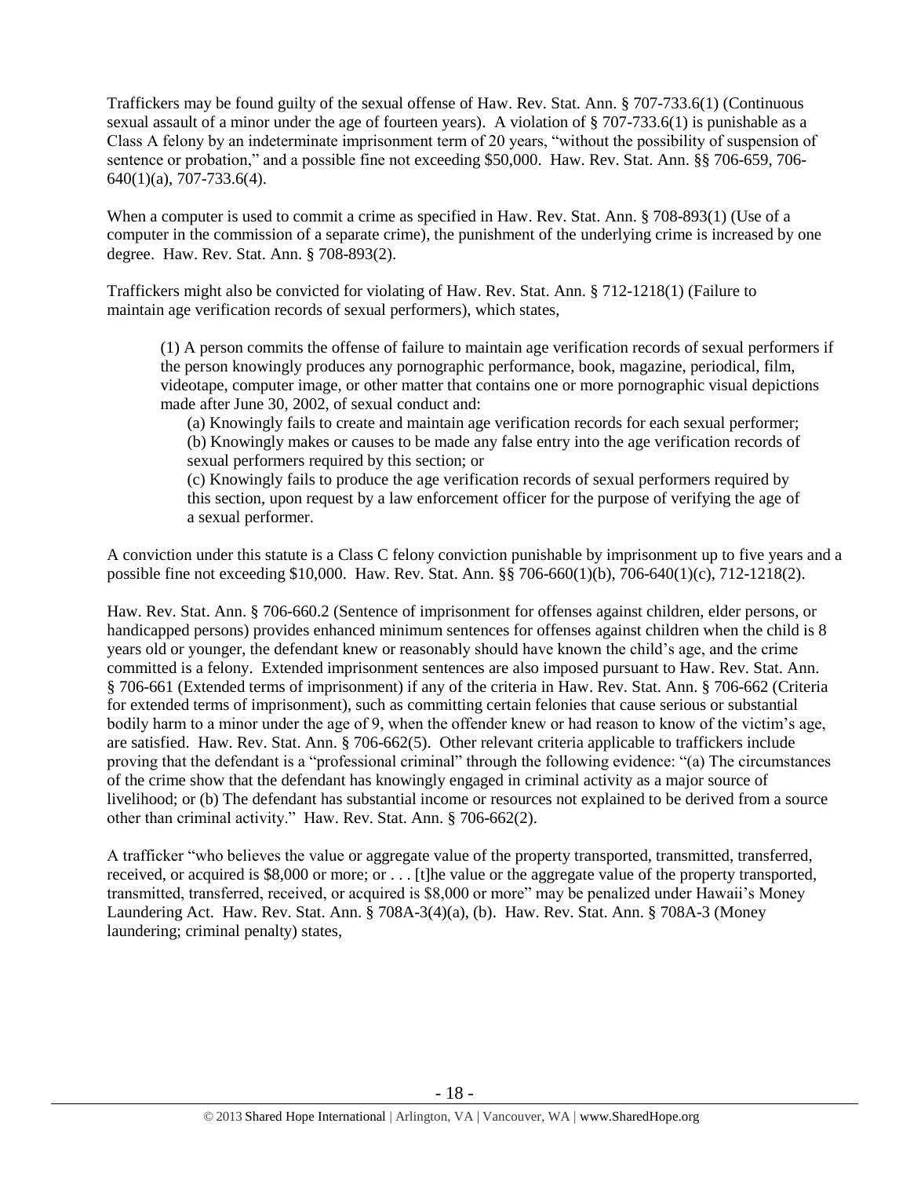Traffickers may be found guilty of the sexual offense of Haw. Rev. Stat. Ann. § 707-733.6(1) (Continuous sexual assault of a minor under the age of fourteen years). A violation of § 707-733.6(1) is punishable as a Class A felony by an indeterminate imprisonment term of 20 years, "without the possibility of suspension of sentence or probation," and a possible fine not exceeding $50,000. Haw. Rev. Stat. Ann. §§ 706-659, 706-640(1)(a), 707-733.6(4).

When a computer is used to commit a crime as specified in Haw. Rev. Stat. Ann. § 708-893(1) (Use of a computer in the commission of a separate crime), the punishment of the underlying crime is increased by one degree. Haw. Rev. Stat. Ann. § 708-893(2).

Traffickers might also be convicted for violating of Haw. Rev. Stat. Ann. § 712-1218(1) (Failure to maintain age verification records of sexual performers), which states,

> (1) A person commits the offense of failure to maintain age verification records of sexual performers if the person knowingly produces any pornographic performance, book, magazine, periodical, film, videotape, computer image, or other matter that contains one or more pornographic visual depictions made after June 30, 2002, of sexual conduct and:
>
> (a) Knowingly fails to create and maintain age verification records for each sexual performer;
> (b) Knowingly makes or causes to be made any false entry into the age verification records of sexual performers required by this section; or
> (c) Knowingly fails to produce the age verification records of sexual performers required by this section, upon request by a law enforcement officer for the purpose of verifying the age of a sexual performer.

A conviction under this statute is a Class C felony conviction punishable by imprisonment up to five years and a possible fine not exceeding $10,000. Haw. Rev. Stat. Ann. §§ 706-660(1)(b), 706-640(1)(c), 712-1218(2).

Haw. Rev. Stat. Ann. § 706-660.2 (Sentence of imprisonment for offenses against children, elder persons, or handicapped persons) provides enhanced minimum sentences for offenses against children when the child is 8 years old or younger, the defendant knew or reasonably should have known the child's age, and the crime committed is a felony. Extended imprisonment sentences are also imposed pursuant to Haw. Rev. Stat. Ann. § 706-661 (Extended terms of imprisonment) if any of the criteria in Haw. Rev. Stat. Ann. § 706-662 (Criteria for extended terms of imprisonment), such as committing certain felonies that cause serious or substantial bodily harm to a minor under the age of 9, when the offender knew or had reason to know of the victim's age, are satisfied. Haw. Rev. Stat. Ann. § 706-662(5). Other relevant criteria applicable to traffickers include proving that the defendant is a "professional criminal" through the following evidence: "(a) The circumstances of the crime show that the defendant has knowingly engaged in criminal activity as a major source of livelihood; or (b) The defendant has substantial income or resources not explained to be derived from a source other than criminal activity." Haw. Rev. Stat. Ann. § 706-662(2).

A trafficker "who believes the value or aggregate value of the property transported, transmitted, transferred, received, or acquired is $8,000 or more; or . . . [t]he value or the aggregate value of the property transported, transmitted, transferred, received, or acquired is $8,000 or more" may be penalized under Hawaii's Money Laundering Act. Haw. Rev. Stat. Ann. § 708A-3(4)(a), (b). Haw. Rev. Stat. Ann. § 708A-3 (Money laundering; criminal penalty) states,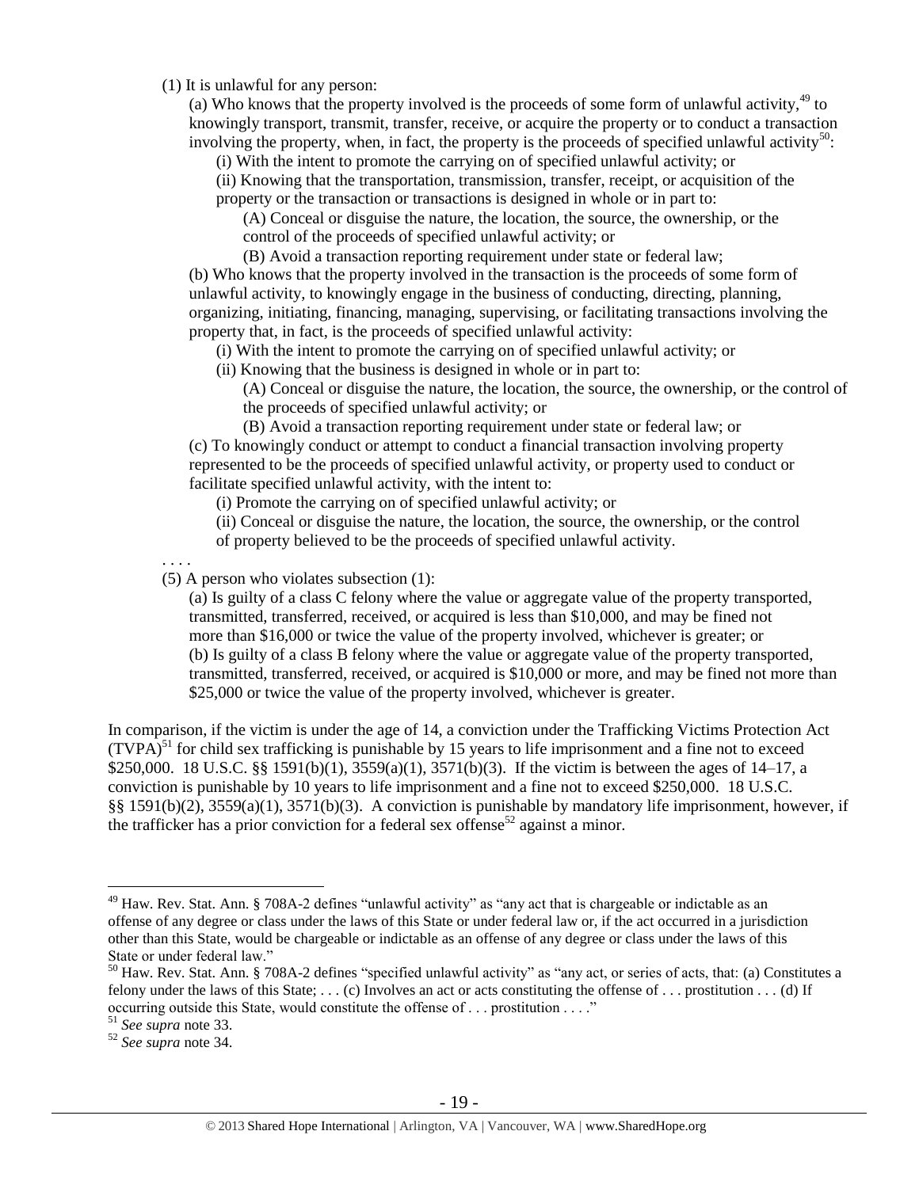(1) It is unlawful for any person:

(a) Who knows that the property involved is the proceeds of some form of unlawful activity,[49] to knowingly transport, transmit, transfer, receive, or acquire the property or to conduct a transaction involving the property, when, in fact, the property is the proceeds of specified unlawful activity[50]:

(i) With the intent to promote the carrying on of specified unlawful activity; or

(ii) Knowing that the transportation, transmission, transfer, receipt, or acquisition of the property or the transaction or transactions is designed in whole or in part to:

(A) Conceal or disguise the nature, the location, the source, the ownership, or the control of the proceeds of specified unlawful activity; or

(B) Avoid a transaction reporting requirement under state or federal law;

(b) Who knows that the property involved in the transaction is the proceeds of some form of unlawful activity, to knowingly engage in the business of conducting, directing, planning, organizing, initiating, financing, managing, supervising, or facilitating transactions involving the property that, in fact, is the proceeds of specified unlawful activity:

(i) With the intent to promote the carrying on of specified unlawful activity; or

(ii) Knowing that the business is designed in whole or in part to:

(A) Conceal or disguise the nature, the location, the source, the ownership, or the control of the proceeds of specified unlawful activity; or

(B) Avoid a transaction reporting requirement under state or federal law; or

(c) To knowingly conduct or attempt to conduct a financial transaction involving property represented to be the proceeds of specified unlawful activity, or property used to conduct or facilitate specified unlawful activity, with the intent to:

(i) Promote the carrying on of specified unlawful activity; or

(ii) Conceal or disguise the nature, the location, the source, the ownership, or the control of property believed to be the proceeds of specified unlawful activity.

. . . .

(5) A person who violates subsection (1):

(a) Is guilty of a class C felony where the value or aggregate value of the property transported, transmitted, transferred, received, or acquired is less than $10,000, and may be fined not more than $16,000 or twice the value of the property involved, whichever is greater; or

(b) Is guilty of a class B felony where the value or aggregate value of the property transported, transmitted, transferred, received, or acquired is $10,000 or more, and may be fined not more than $25,000 or twice the value of the property involved, whichever is greater.

In comparison, if the victim is under the age of 14, a conviction under the Trafficking Victims Protection Act (TVPA)[51] for child sex trafficking is punishable by 15 years to life imprisonment and a fine not to exceed $250,000. 18 U.S.C. §§ 1591(b)(1), 3559(a)(1), 3571(b)(3). If the victim is between the ages of 14–17, a conviction is punishable by 10 years to life imprisonment and a fine not to exceed $250,000. 18 U.S.C. §§ 1591(b)(2), 3559(a)(1), 3571(b)(3). A conviction is punishable by mandatory life imprisonment, however, if the trafficker has a prior conviction for a federal sex offense[52] against a minor.

---

[49] Haw. Rev. Stat. Ann. § 708A-2 defines "unlawful activity" as "any act that is chargeable or indictable as an offense of any degree or class under the laws of this State or under federal law or, if the act occurred in a jurisdiction other than this State, would be chargeable or indictable as an offense of any degree or class under the laws of this State or under federal law."

[50] Haw. Rev. Stat. Ann. § 708A-2 defines "specified unlawful activity" as "any act, or series of acts, that: (a) Constitutes a felony under the laws of this State; . . . (c) Involves an act or acts constituting the offense of . . . prostitution . . . (d) If occurring outside this State, would constitute the offense of . . . prostitution . . . ."

[51] *See supra* note 33.

[52] *See supra* note 34.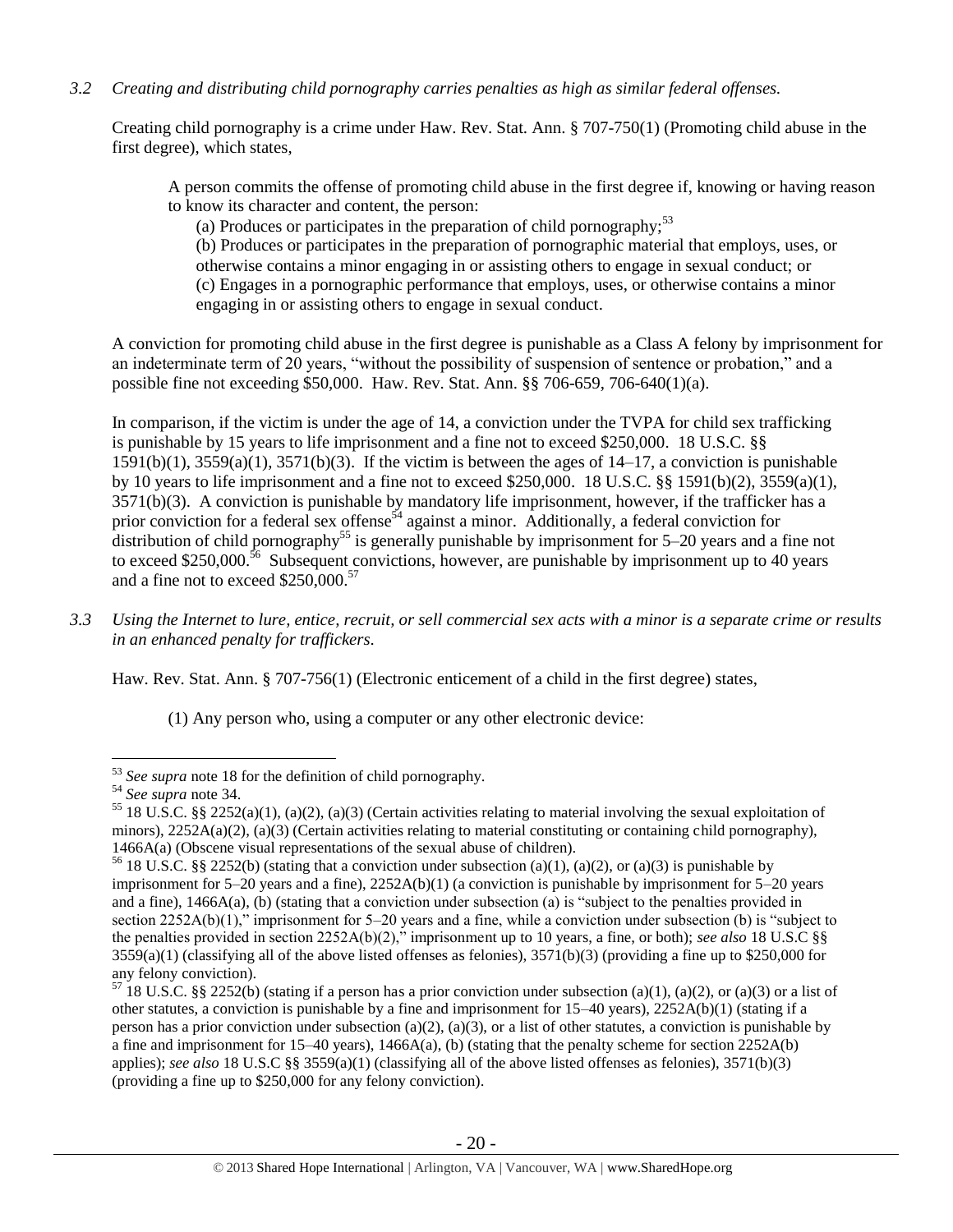*3.2 Creating and distributing child pornography carries penalties as high as similar federal offenses.*

Creating child pornography is a crime under Haw. Rev. Stat. Ann. § 707-750(1) (Promoting child abuse in the first degree), which states,

> A person commits the offense of promoting child abuse in the first degree if, knowing or having reason to know its character and content, the person:
>
> (a) Produces or participates in the preparation of child pornography;[53]
>
> (b) Produces or participates in the preparation of pornographic material that employs, uses, or otherwise contains a minor engaging in or assisting others to engage in sexual conduct; or
>
> (c) Engages in a pornographic performance that employs, uses, or otherwise contains a minor engaging in or assisting others to engage in sexual conduct.

A conviction for promoting child abuse in the first degree is punishable as a Class A felony by imprisonment for an indeterminate term of 20 years, "without the possibility of suspension of sentence or probation," and a possible fine not exceeding $50,000. Haw. Rev. Stat. Ann. §§ 706-659, 706-640(1)(a).

In comparison, if the victim is under the age of 14, a conviction under the TVPA for child sex trafficking is punishable by 15 years to life imprisonment and a fine not to exceed $250,000. 18 U.S.C. §§ 1591(b)(1), 3559(a)(1), 3571(b)(3). If the victim is between the ages of 14–17, a conviction is punishable by 10 years to life imprisonment and a fine not to exceed $250,000. 18 U.S.C. §§ 1591(b)(2), 3559(a)(1), 3571(b)(3). A conviction is punishable by mandatory life imprisonment, however, if the trafficker has a prior conviction for a federal sex offense[54] against a minor. Additionally, a federal conviction for distribution of child pornography[55] is generally punishable by imprisonment for 5–20 years and a fine not to exceed $250,000.[56] Subsequent convictions, however, are punishable by imprisonment up to 40 years and a fine not to exceed $250,000.[57]

*3.3 Using the Internet to lure, entice, recruit, or sell commercial sex acts with a minor is a separate crime or results in an enhanced penalty for traffickers.*

Haw. Rev. Stat. Ann. § 707-756(1) (Electronic enticement of a child in the first degree) states,

> (1) Any person who, using a computer or any other electronic device:

---

[53] *See supra* note 18 for the definition of child pornography.

[54] *See supra* note 34.

[55] 18 U.S.C. §§ 2252(a)(1), (a)(2), (a)(3) (Certain activities relating to material involving the sexual exploitation of minors), 2252A(a)(2), (a)(3) (Certain activities relating to material constituting or containing child pornography), 1466A(a) (Obscene visual representations of the sexual abuse of children).

[56] 18 U.S.C. §§ 2252(b) (stating that a conviction under subsection (a)(1), (a)(2), or (a)(3) is punishable by imprisonment for 5–20 years and a fine), 2252A(b)(1) (a conviction is punishable by imprisonment for 5–20 years and a fine), 1466A(a), (b) (stating that a conviction under subsection (a) is "subject to the penalties provided in section 2252A(b)(1)," imprisonment for 5–20 years and a fine, while a conviction under subsection (b) is "subject to the penalties provided in section 2252A(b)(2)," imprisonment up to 10 years, a fine, or both); *see also* 18 U.S.C §§ 3559(a)(1) (classifying all of the above listed offenses as felonies), 3571(b)(3) (providing a fine up to $250,000 for any felony conviction).

[57] 18 U.S.C. §§ 2252(b) (stating if a person has a prior conviction under subsection (a)(1), (a)(2), or (a)(3) or a list of other statutes, a conviction is punishable by a fine and imprisonment for 15–40 years), 2252A(b)(1) (stating if a person has a prior conviction under subsection (a)(2), (a)(3), or a list of other statutes, a conviction is punishable by a fine and imprisonment for 15–40 years), 1466A(a), (b) (stating that the penalty scheme for section 2252A(b) applies); *see also* 18 U.S.C §§ 3559(a)(1) (classifying all of the above listed offenses as felonies), 3571(b)(3) (providing a fine up to $250,000 for any felony conviction).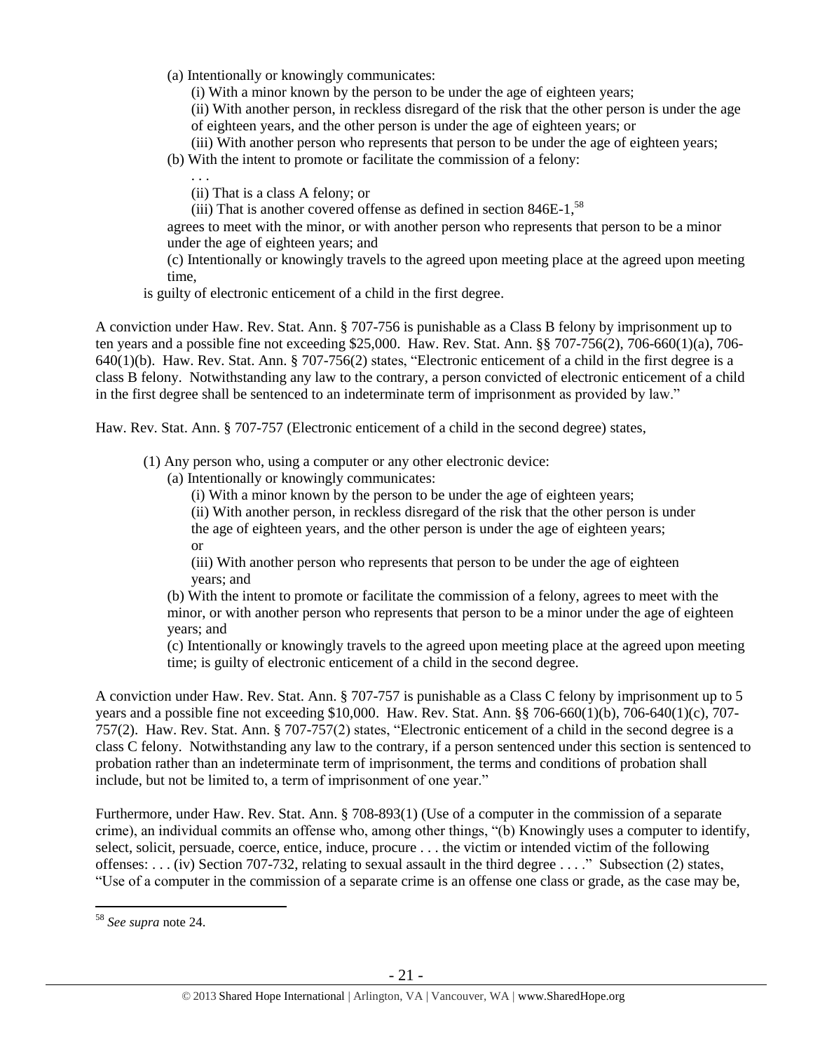(a) Intentionally or knowingly communicates:

(i) With a minor known by the person to be under the age of eighteen years;

(ii) With another person, in reckless disregard of the risk that the other person is under the age of eighteen years, and the other person is under the age of eighteen years; or

(iii) With another person who represents that person to be under the age of eighteen years;

(b) With the intent to promote or facilitate the commission of a felony:

. . .

(ii) That is a class A felony; or

(iii) That is another covered offense as defined in section 846E-1,[58]

agrees to meet with the minor, or with another person who represents that person to be a minor under the age of eighteen years; and

(c) Intentionally or knowingly travels to the agreed upon meeting place at the agreed upon meeting time,

is guilty of electronic enticement of a child in the first degree.

A conviction under Haw. Rev. Stat. Ann. § 707-756 is punishable as a Class B felony by imprisonment up to ten years and a possible fine not exceeding $25,000. Haw. Rev. Stat. Ann. §§ 707-756(2), 706-660(1)(a), 706-640(1)(b). Haw. Rev. Stat. Ann. § 707-756(2) states, "Electronic enticement of a child in the first degree is a class B felony. Notwithstanding any law to the contrary, a person convicted of electronic enticement of a child in the first degree shall be sentenced to an indeterminate term of imprisonment as provided by law."

Haw. Rev. Stat. Ann. § 707-757 (Electronic enticement of a child in the second degree) states,

(1) Any person who, using a computer or any other electronic device:

(a) Intentionally or knowingly communicates:

(i) With a minor known by the person to be under the age of eighteen years;

(ii) With another person, in reckless disregard of the risk that the other person is under the age of eighteen years, and the other person is under the age of eighteen years; or

(iii) With another person who represents that person to be under the age of eighteen years; and

(b) With the intent to promote or facilitate the commission of a felony, agrees to meet with the minor, or with another person who represents that person to be a minor under the age of eighteen years; and

(c) Intentionally or knowingly travels to the agreed upon meeting place at the agreed upon meeting time; is guilty of electronic enticement of a child in the second degree.

A conviction under Haw. Rev. Stat. Ann. § 707-757 is punishable as a Class C felony by imprisonment up to 5 years and a possible fine not exceeding $10,000. Haw. Rev. Stat. Ann. §§ 706-660(1)(b), 706-640(1)(c), 707-757(2). Haw. Rev. Stat. Ann. § 707-757(2) states, "Electronic enticement of a child in the second degree is a class C felony. Notwithstanding any law to the contrary, if a person sentenced under this section is sentenced to probation rather than an indeterminate term of imprisonment, the terms and conditions of probation shall include, but not be limited to, a term of imprisonment of one year."

Furthermore, under Haw. Rev. Stat. Ann. § 708-893(1) (Use of a computer in the commission of a separate crime), an individual commits an offense who, among other things, "(b) Knowingly uses a computer to identify, select, solicit, persuade, coerce, entice, induce, procure . . . the victim or intended victim of the following offenses: . . . (iv) Section 707-732, relating to sexual assault in the third degree . . . ." Subsection (2) states, "Use of a computer in the commission of a separate crime is an offense one class or grade, as the case may be,

[58] *See supra* note 24.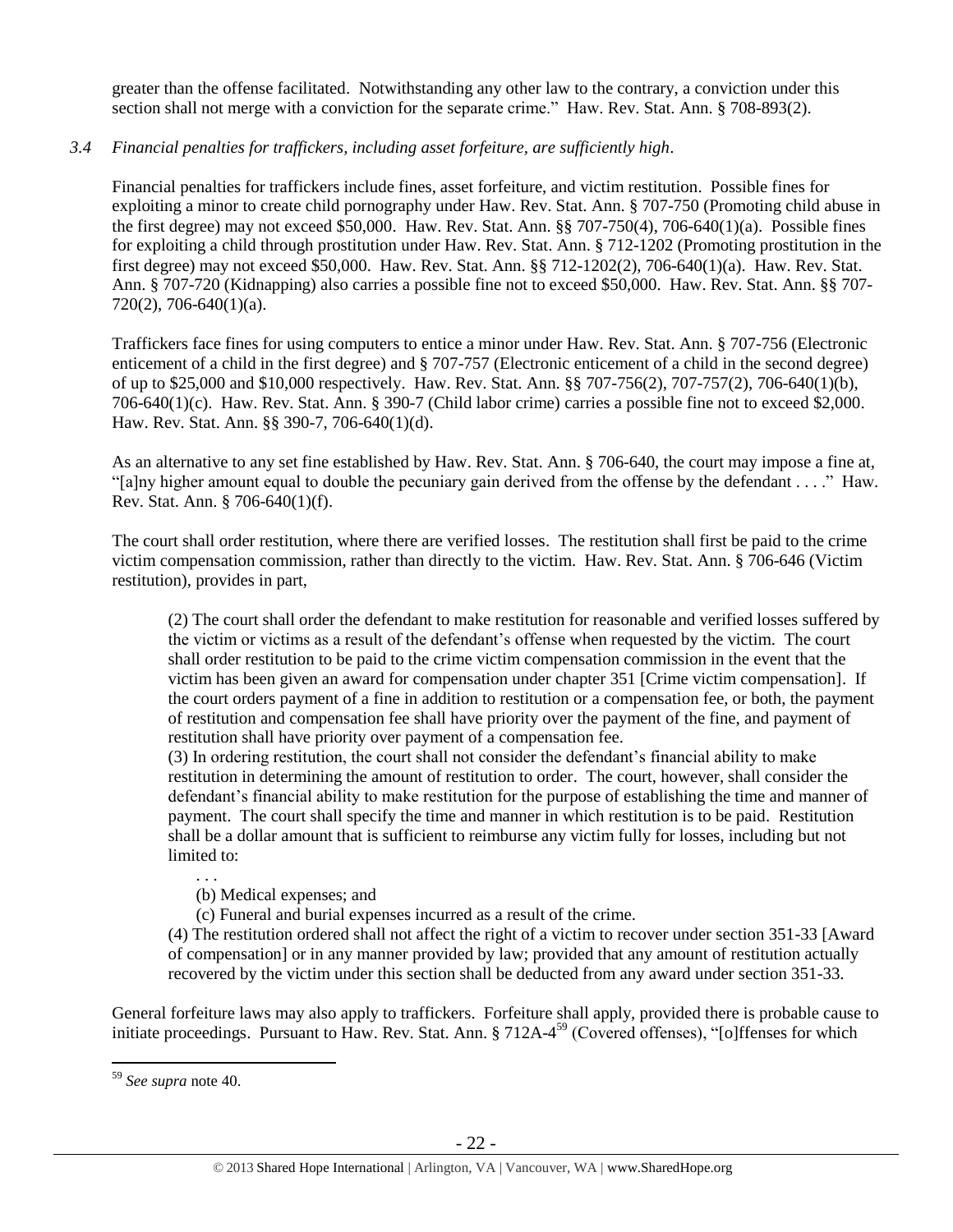greater than the offense facilitated. Notwithstanding any other law to the contrary, a conviction under this section shall not merge with a conviction for the separate crime." Haw. Rev. Stat. Ann. § 708-893(2).

*3.4 Financial penalties for traffickers, including asset forfeiture, are sufficiently high.*

Financial penalties for traffickers include fines, asset forfeiture, and victim restitution. Possible fines for exploiting a minor to create child pornography under Haw. Rev. Stat. Ann. § 707-750 (Promoting child abuse in the first degree) may not exceed $50,000. Haw. Rev. Stat. Ann. §§ 707-750(4), 706-640(1)(a). Possible fines for exploiting a child through prostitution under Haw. Rev. Stat. Ann. § 712-1202 (Promoting prostitution in the first degree) may not exceed $50,000. Haw. Rev. Stat. Ann. §§ 712-1202(2), 706-640(1)(a). Haw. Rev. Stat. Ann. § 707-720 (Kidnapping) also carries a possible fine not to exceed $50,000. Haw. Rev. Stat. Ann. §§ 707-720(2), 706-640(1)(a).

Traffickers face fines for using computers to entice a minor under Haw. Rev. Stat. Ann. § 707-756 (Electronic enticement of a child in the first degree) and § 707-757 (Electronic enticement of a child in the second degree) of up to $25,000 and $10,000 respectively. Haw. Rev. Stat. Ann. §§ 707-756(2), 707-757(2), 706-640(1)(b), 706-640(1)(c). Haw. Rev. Stat. Ann. § 390-7 (Child labor crime) carries a possible fine not to exceed $2,000. Haw. Rev. Stat. Ann. §§ 390-7, 706-640(1)(d).

As an alternative to any set fine established by Haw. Rev. Stat. Ann. § 706-640, the court may impose a fine at, "[a]ny higher amount equal to double the pecuniary gain derived from the offense by the defendant . . . ." Haw. Rev. Stat. Ann. § 706-640(1)(f).

The court shall order restitution, where there are verified losses. The restitution shall first be paid to the crime victim compensation commission, rather than directly to the victim. Haw. Rev. Stat. Ann. § 706-646 (Victim restitution), provides in part,

> (2) The court shall order the defendant to make restitution for reasonable and verified losses suffered by the victim or victims as a result of the defendant's offense when requested by the victim. The court shall order restitution to be paid to the crime victim compensation commission in the event that the victim has been given an award for compensation under chapter 351 [Crime victim compensation]. If the court orders payment of a fine in addition to restitution or a compensation fee, or both, the payment of restitution and compensation fee shall have priority over the payment of the fine, and payment of restitution shall have priority over payment of a compensation fee.
>
> (3) In ordering restitution, the court shall not consider the defendant's financial ability to make restitution in determining the amount of restitution to order. The court, however, shall consider the defendant's financial ability to make restitution for the purpose of establishing the time and manner of payment. The court shall specify the time and manner in which restitution is to be paid. Restitution shall be a dollar amount that is sufficient to reimburse any victim fully for losses, including but not limited to:
>
> > . . .
> >
> > (b) Medical expenses; and
> >
> > (c) Funeral and burial expenses incurred as a result of the crime.
>
> (4) The restitution ordered shall not affect the right of a victim to recover under section 351-33 [Award of compensation] or in any manner provided by law; provided that any amount of restitution actually recovered by the victim under this section shall be deducted from any award under section 351-33.

General forfeiture laws may also apply to traffickers. Forfeiture shall apply, provided there is probable cause to initiate proceedings. Pursuant to Haw. Rev. Stat. Ann. § 712A-4[59] (Covered offenses), "[o]ffenses for which

[59] *See supra* note 40.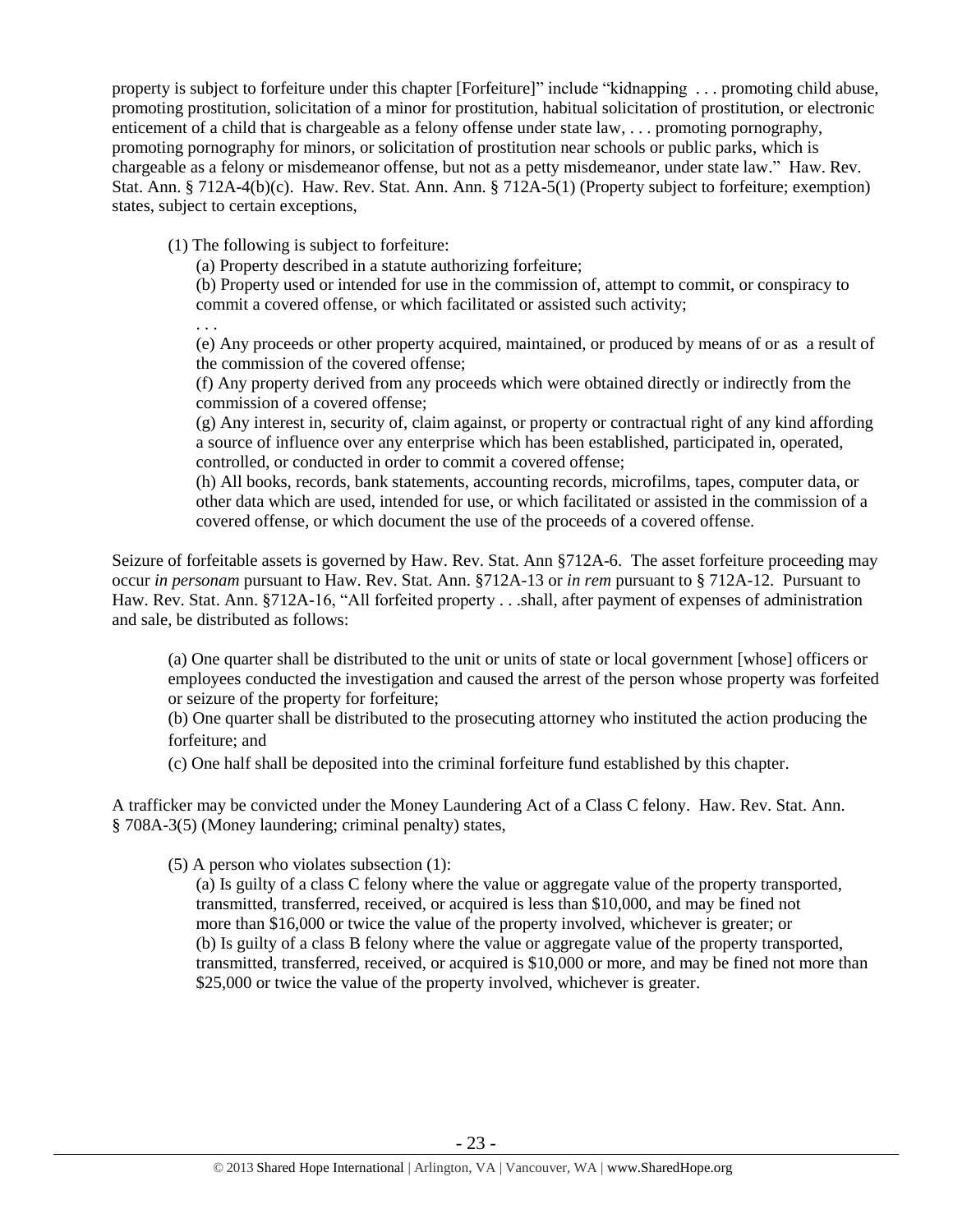property is subject to forfeiture under this chapter [Forfeiture]" include "kidnapping . . . promoting child abuse, promoting prostitution, solicitation of a minor for prostitution, habitual solicitation of prostitution, or electronic enticement of a child that is chargeable as a felony offense under state law, . . . promoting pornography, promoting pornography for minors, or solicitation of prostitution near schools or public parks, which is chargeable as a felony or misdemeanor offense, but not as a petty misdemeanor, under state law." Haw. Rev. Stat. Ann. § 712A-4(b)(c). Haw. Rev. Stat. Ann. Ann. § 712A-5(1) (Property subject to forfeiture; exemption) states, subject to certain exceptions,

> (1) The following is subject to forfeiture:
>
> (a) Property described in a statute authorizing forfeiture;
>
> (b) Property used or intended for use in the commission of, attempt to commit, or conspiracy to commit a covered offense, or which facilitated or assisted such activity;
>
> . . .
>
> (e) Any proceeds or other property acquired, maintained, or produced by means of or as a result of the commission of the covered offense;
>
> (f) Any property derived from any proceeds which were obtained directly or indirectly from the commission of a covered offense;
>
> (g) Any interest in, security of, claim against, or property or contractual right of any kind affording a source of influence over any enterprise which has been established, participated in, operated, controlled, or conducted in order to commit a covered offense;
>
> (h) All books, records, bank statements, accounting records, microfilms, tapes, computer data, or other data which are used, intended for use, or which facilitated or assisted in the commission of a covered offense, or which document the use of the proceeds of a covered offense.

Seizure of forfeitable assets is governed by Haw. Rev. Stat. Ann §712A-6. The asset forfeiture proceeding may occur *in personam* pursuant to Haw. Rev. Stat. Ann. §712A-13 or *in rem* pursuant to § 712A-12. Pursuant to Haw. Rev. Stat. Ann. §712A-16, "All forfeited property . . .shall, after payment of expenses of administration and sale, be distributed as follows:

> (a) One quarter shall be distributed to the unit or units of state or local government [whose] officers or employees conducted the investigation and caused the arrest of the person whose property was forfeited or seizure of the property for forfeiture;
>
> (b) One quarter shall be distributed to the prosecuting attorney who instituted the action producing the forfeiture; and
>
> (c) One half shall be deposited into the criminal forfeiture fund established by this chapter.

A trafficker may be convicted under the Money Laundering Act of a Class C felony. Haw. Rev. Stat. Ann. § 708A-3(5) (Money laundering; criminal penalty) states,

> (5) A person who violates subsection (1):
>
> (a) Is guilty of a class C felony where the value or aggregate value of the property transported, transmitted, transferred, received, or acquired is less than $10,000, and may be fined not more than $16,000 or twice the value of the property involved, whichever is greater; or
>
> (b) Is guilty of a class B felony where the value or aggregate value of the property transported, transmitted, transferred, received, or acquired is $10,000 or more, and may be fined not more than $25,000 or twice the value of the property involved, whichever is greater.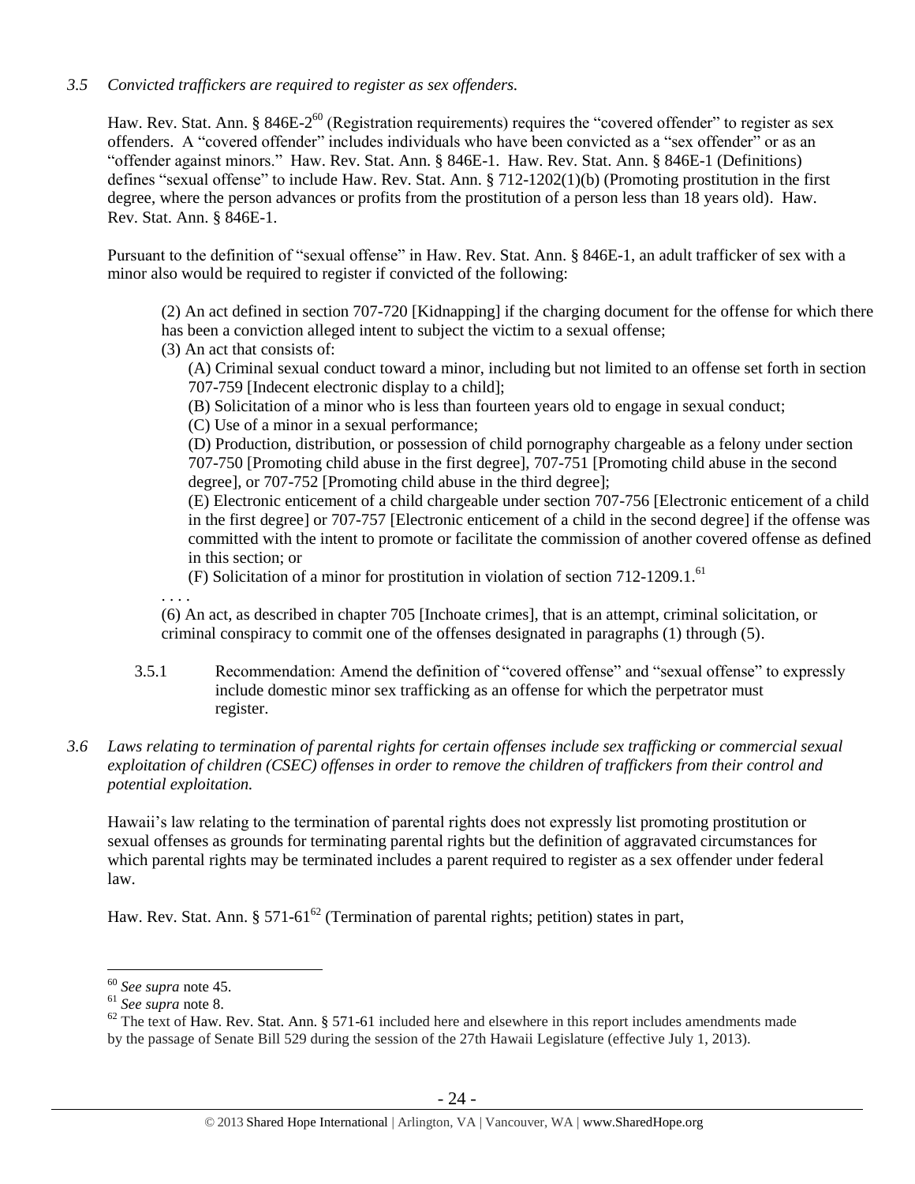*3.5 Convicted traffickers are required to register as sex offenders.*

Haw. Rev. Stat. Ann. § 846E-2[60] (Registration requirements) requires the "covered offender" to register as sex offenders. A "covered offender" includes individuals who have been convicted as a "sex offender" or as an "offender against minors." Haw. Rev. Stat. Ann. § 846E-1. Haw. Rev. Stat. Ann. § 846E-1 (Definitions) defines "sexual offense" to include Haw. Rev. Stat. Ann. § 712-1202(1)(b) (Promoting prostitution in the first degree, where the person advances or profits from the prostitution of a person less than 18 years old). Haw. Rev. Stat. Ann. § 846E-1.

Pursuant to the definition of "sexual offense" in Haw. Rev. Stat. Ann. § 846E-1, an adult trafficker of sex with a minor also would be required to register if convicted of the following:

> (2) An act defined in section 707-720 [Kidnapping] if the charging document for the offense for which there has been a conviction alleged intent to subject the victim to a sexual offense;
>
> (3) An act that consists of:
>
> > (A) Criminal sexual conduct toward a minor, including but not limited to an offense set forth in section 707-759 [Indecent electronic display to a child];
> >
> > (B) Solicitation of a minor who is less than fourteen years old to engage in sexual conduct;
> >
> > (C) Use of a minor in a sexual performance;
> >
> > (D) Production, distribution, or possession of child pornography chargeable as a felony under section 707-750 [Promoting child abuse in the first degree], 707-751 [Promoting child abuse in the second degree], or 707-752 [Promoting child abuse in the third degree];
> >
> > (E) Electronic enticement of a child chargeable under section 707-756 [Electronic enticement of a child in the first degree] or 707-757 [Electronic enticement of a child in the second degree] if the offense was committed with the intent to promote or facilitate the commission of another covered offense as defined in this section; or
> >
> > (F) Solicitation of a minor for prostitution in violation of section 712-1209.1.[61]
>
> . . . .
>
> (6) An act, as described in chapter 705 [Inchoate crimes], that is an attempt, criminal solicitation, or criminal conspiracy to commit one of the offenses designated in paragraphs (1) through (5).

3.5.1 Recommendation: Amend the definition of "covered offense" and "sexual offense" to expressly include domestic minor sex trafficking as an offense for which the perpetrator must register.

*3.6 Laws relating to termination of parental rights for certain offenses include sex trafficking or commercial sexual exploitation of children (CSEC) offenses in order to remove the children of traffickers from their control and potential exploitation.*

Hawaii's law relating to the termination of parental rights does not expressly list promoting prostitution or sexual offenses as grounds for terminating parental rights but the definition of aggravated circumstances for which parental rights may be terminated includes a parent required to register as a sex offender under federal law.

Haw. Rev. Stat. Ann. § 571-61[62] (Termination of parental rights; petition) states in part,

---

[60] *See supra* note 45.

[61] *See supra* note 8.

[62] The text of Haw. Rev. Stat. Ann. § 571-61 included here and elsewhere in this report includes amendments made by the passage of Senate Bill 529 during the session of the 27th Hawaii Legislature (effective July 1, 2013).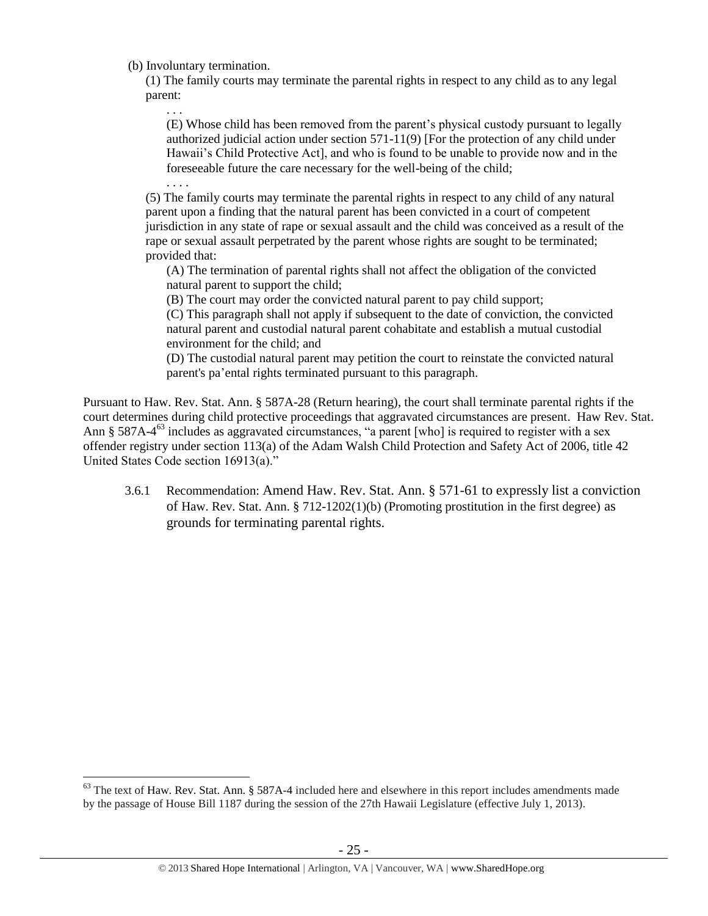(b) Involuntary termination.

(1) The family courts may terminate the parental rights in respect to any child as to any legal parent:

. . .

(E) Whose child has been removed from the parent's physical custody pursuant to legally authorized judicial action under section 571-11(9) [For the protection of any child under Hawaii's Child Protective Act], and who is found to be unable to provide now and in the foreseeable future the care necessary for the well-being of the child;

. . . .

(5) The family courts may terminate the parental rights in respect to any child of any natural parent upon a finding that the natural parent has been convicted in a court of competent jurisdiction in any state of rape or sexual assault and the child was conceived as a result of the rape or sexual assault perpetrated by the parent whose rights are sought to be terminated; provided that:

(A) The termination of parental rights shall not affect the obligation of the convicted natural parent to support the child;

(B) The court may order the convicted natural parent to pay child support;

(C) This paragraph shall not apply if subsequent to the date of conviction, the convicted natural parent and custodial natural parent cohabitate and establish a mutual custodial environment for the child; and

(D) The custodial natural parent may petition the court to reinstate the convicted natural parent's pa'ental rights terminated pursuant to this paragraph.

Pursuant to Haw. Rev. Stat. Ann. § 587A-28 (Return hearing), the court shall terminate parental rights if the court determines during child protective proceedings that aggravated circumstances are present. Haw Rev. Stat. Ann § 587A-4[63] includes as aggravated circumstances, "a parent [who] is required to register with a sex offender registry under section 113(a) of the Adam Walsh Child Protection and Safety Act of 2006, title 42 United States Code section 16913(a)."

3.6.1 Recommendation: Amend Haw. Rev. Stat. Ann. § 571-61 to expressly list a conviction of Haw. Rev. Stat. Ann. § 712-1202(1)(b) (Promoting prostitution in the first degree) as grounds for terminating parental rights.

---

[63] The text of Haw. Rev. Stat. Ann. § 587A-4 included here and elsewhere in this report includes amendments made by the passage of House Bill 1187 during the session of the 27th Hawaii Legislature (effective July 1, 2013).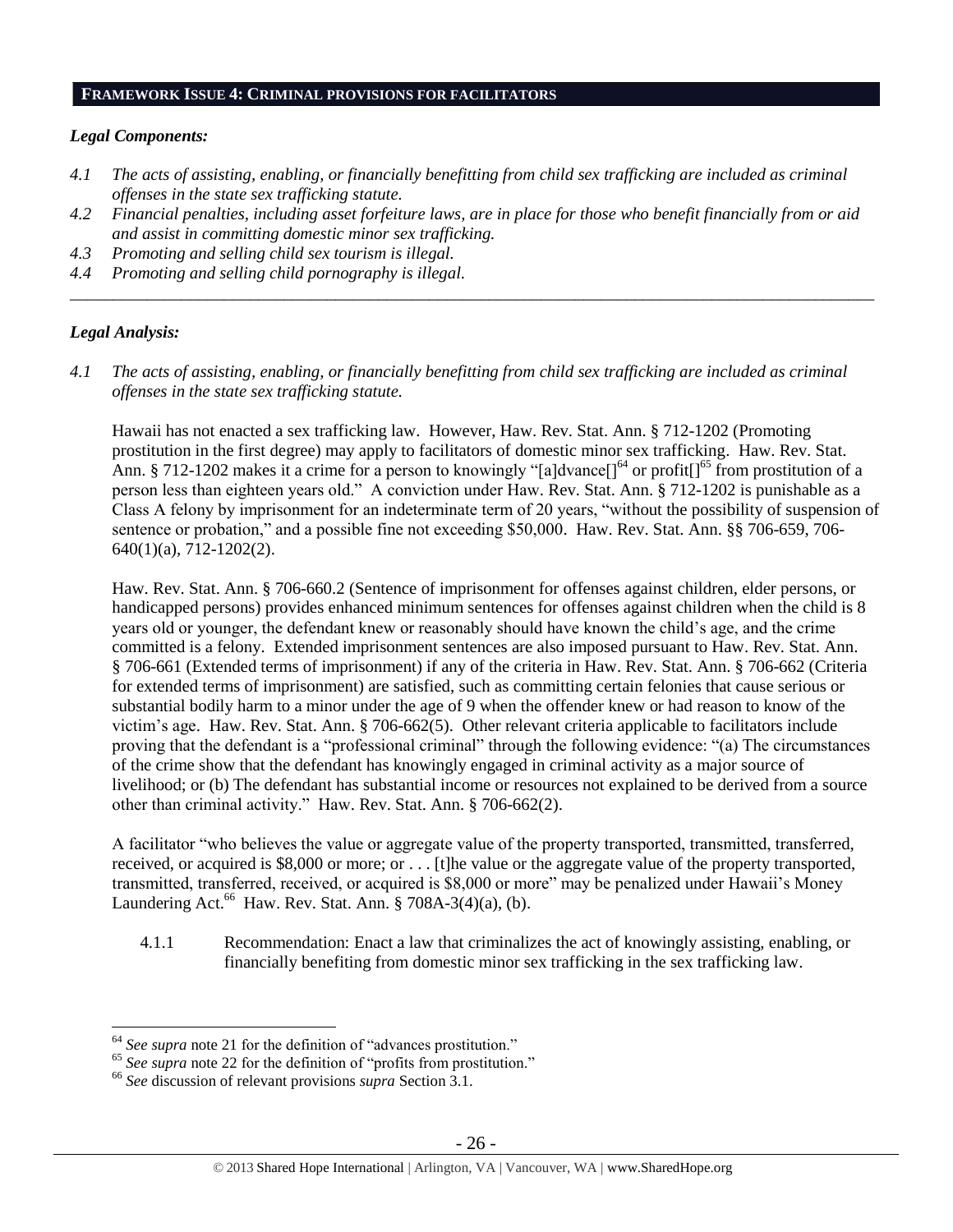## FRAMEWORK ISSUE 4: CRIMINAL PROVISIONS FOR FACILITATORS

### *Legal Components:*

*4.1 The acts of assisting, enabling, or financially benefitting from child sex trafficking are included as criminal offenses in the state sex trafficking statute.*

*4.2 Financial penalties, including asset forfeiture laws, are in place for those who benefit financially from or aid and assist in committing domestic minor sex trafficking.*

*4.3 Promoting and selling child sex tourism is illegal.*

*4.4 Promoting and selling child pornography is illegal.*

---

### *Legal Analysis:*

*4.1 The acts of assisting, enabling, or financially benefitting from child sex trafficking are included as criminal offenses in the state sex trafficking statute.*

Hawaii has not enacted a sex trafficking law. However, Haw. Rev. Stat. Ann. § 712-1202 (Promoting prostitution in the first degree) may apply to facilitators of domestic minor sex trafficking. Haw. Rev. Stat. Ann. § 712-1202 makes it a crime for a person to knowingly "[a]dvance[][64] or profit[][65] from prostitution of a person less than eighteen years old." A conviction under Haw. Rev. Stat. Ann. § 712-1202 is punishable as a Class A felony by imprisonment for an indeterminate term of 20 years, "without the possibility of suspension of sentence or probation," and a possible fine not exceeding $50,000. Haw. Rev. Stat. Ann. §§ 706-659, 706-640(1)(a), 712-1202(2).

Haw. Rev. Stat. Ann. § 706-660.2 (Sentence of imprisonment for offenses against children, elder persons, or handicapped persons) provides enhanced minimum sentences for offenses against children when the child is 8 years old or younger, the defendant knew or reasonably should have known the child's age, and the crime committed is a felony. Extended imprisonment sentences are also imposed pursuant to Haw. Rev. Stat. Ann. § 706-661 (Extended terms of imprisonment) if any of the criteria in Haw. Rev. Stat. Ann. § 706-662 (Criteria for extended terms of imprisonment) are satisfied, such as committing certain felonies that cause serious or substantial bodily harm to a minor under the age of 9 when the offender knew or had reason to know of the victim's age. Haw. Rev. Stat. Ann. § 706-662(5). Other relevant criteria applicable to facilitators include proving that the defendant is a "professional criminal" through the following evidence: "(a) The circumstances of the crime show that the defendant has knowingly engaged in criminal activity as a major source of livelihood; or (b) The defendant has substantial income or resources not explained to be derived from a source other than criminal activity." Haw. Rev. Stat. Ann. § 706-662(2).

A facilitator "who believes the value or aggregate value of the property transported, transmitted, transferred, received, or acquired is $8,000 or more; or . . . [t]he value or the aggregate value of the property transported, transmitted, transferred, received, or acquired is $8,000 or more" may be penalized under Hawaii's Money Laundering Act.[66] Haw. Rev. Stat. Ann. § 708A-3(4)(a), (b).

4.1.1 Recommendation: Enact a law that criminalizes the act of knowingly assisting, enabling, or financially benefiting from domestic minor sex trafficking in the sex trafficking law.

---

[64] *See supra* note 21 for the definition of "advances prostitution."

[65] *See supra* note 22 for the definition of "profits from prostitution."

[66] *See* discussion of relevant provisions *supra* Section 3.1.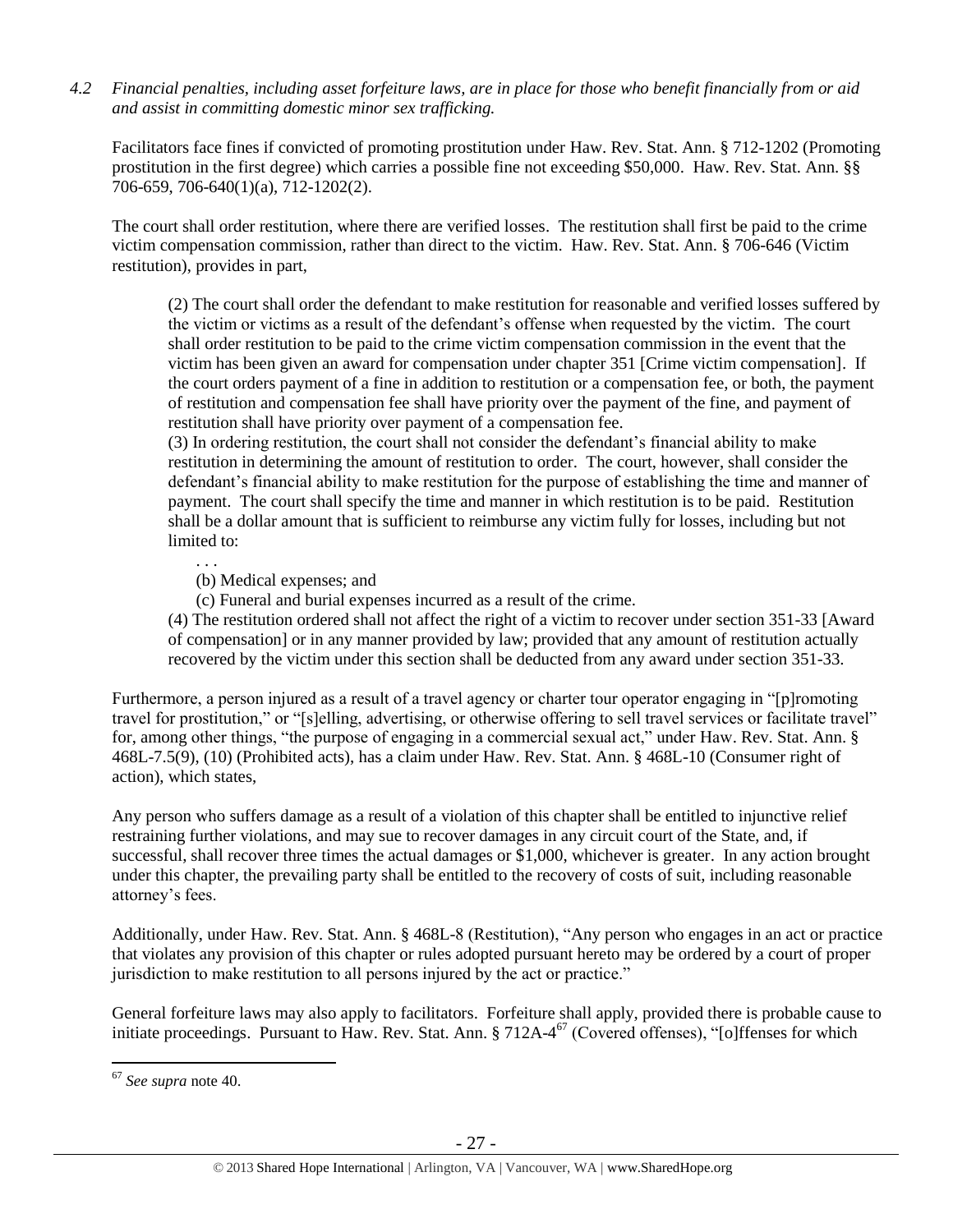*4.2 Financial penalties, including asset forfeiture laws, are in place for those who benefit financially from or aid and assist in committing domestic minor sex trafficking.*

Facilitators face fines if convicted of promoting prostitution under Haw. Rev. Stat. Ann. § 712-1202 (Promoting prostitution in the first degree) which carries a possible fine not exceeding $50,000. Haw. Rev. Stat. Ann. §§ 706-659, 706-640(1)(a), 712-1202(2).

The court shall order restitution, where there are verified losses. The restitution shall first be paid to the crime victim compensation commission, rather than direct to the victim. Haw. Rev. Stat. Ann. § 706-646 (Victim restitution), provides in part,

> (2) The court shall order the defendant to make restitution for reasonable and verified losses suffered by the victim or victims as a result of the defendant's offense when requested by the victim. The court shall order restitution to be paid to the crime victim compensation commission in the event that the victim has been given an award for compensation under chapter 351 [Crime victim compensation]. If the court orders payment of a fine in addition to restitution or a compensation fee, or both, the payment of restitution and compensation fee shall have priority over the payment of the fine, and payment of restitution shall have priority over payment of a compensation fee.
>
> (3) In ordering restitution, the court shall not consider the defendant's financial ability to make restitution in determining the amount of restitution to order. The court, however, shall consider the defendant's financial ability to make restitution for the purpose of establishing the time and manner of payment. The court shall specify the time and manner in which restitution is to be paid. Restitution shall be a dollar amount that is sufficient to reimburse any victim fully for losses, including but not limited to:
>
> . . .
>
> (b) Medical expenses; and
>
> (c) Funeral and burial expenses incurred as a result of the crime.
>
> (4) The restitution ordered shall not affect the right of a victim to recover under section 351-33 [Award of compensation] or in any manner provided by law; provided that any amount of restitution actually recovered by the victim under this section shall be deducted from any award under section 351-33.

Furthermore, a person injured as a result of a travel agency or charter tour operator engaging in "[p]romoting travel for prostitution," or "[s]elling, advertising, or otherwise offering to sell travel services or facilitate travel" for, among other things, "the purpose of engaging in a commercial sexual act," under Haw. Rev. Stat. Ann. § 468L-7.5(9), (10) (Prohibited acts), has a claim under Haw. Rev. Stat. Ann. § 468L-10 (Consumer right of action), which states,

> Any person who suffers damage as a result of a violation of this chapter shall be entitled to injunctive relief restraining further violations, and may sue to recover damages in any circuit court of the State, and, if successful, shall recover three times the actual damages or $1,000, whichever is greater. In any action brought under this chapter, the prevailing party shall be entitled to the recovery of costs of suit, including reasonable attorney's fees.

Additionally, under Haw. Rev. Stat. Ann. § 468L-8 (Restitution), "Any person who engages in an act or practice that violates any provision of this chapter or rules adopted pursuant hereto may be ordered by a court of proper jurisdiction to make restitution to all persons injured by the act or practice."

General forfeiture laws may also apply to facilitators. Forfeiture shall apply, provided there is probable cause to initiate proceedings. Pursuant to Haw. Rev. Stat. Ann. § 712A-4[67] (Covered offenses), "[o]ffenses for which

---

[67] *See supra* note 40.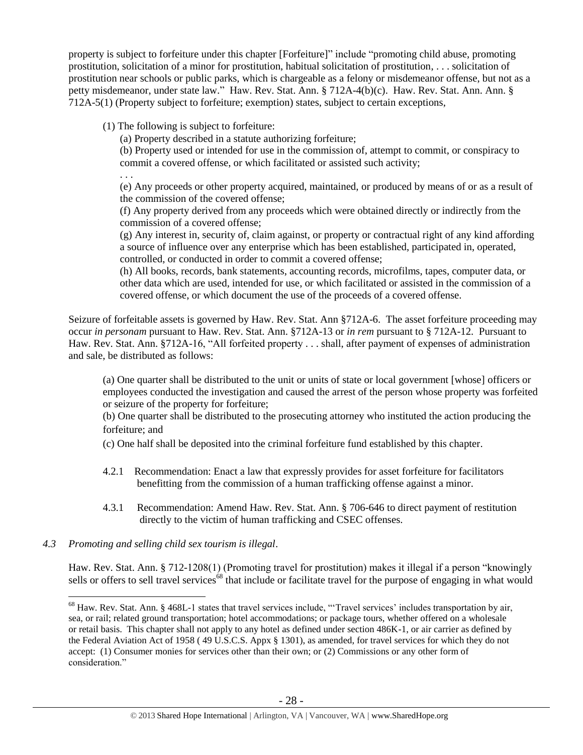property is subject to forfeiture under this chapter [Forfeiture]" include "promoting child abuse, promoting prostitution, solicitation of a minor for prostitution, habitual solicitation of prostitution, . . . solicitation of prostitution near schools or public parks, which is chargeable as a felony or misdemeanor offense, but not as a petty misdemeanor, under state law." Haw. Rev. Stat. Ann. § 712A-4(b)(c). Haw. Rev. Stat. Ann. Ann. § 712A-5(1) (Property subject to forfeiture; exemption) states, subject to certain exceptions,

> (1) The following is subject to forfeiture:
>
> (a) Property described in a statute authorizing forfeiture;
>
> (b) Property used or intended for use in the commission of, attempt to commit, or conspiracy to commit a covered offense, or which facilitated or assisted such activity;
>
> . . .
>
> (e) Any proceeds or other property acquired, maintained, or produced by means of or as a result of the commission of the covered offense;
>
> (f) Any property derived from any proceeds which were obtained directly or indirectly from the commission of a covered offense;
>
> (g) Any interest in, security of, claim against, or property or contractual right of any kind affording a source of influence over any enterprise which has been established, participated in, operated, controlled, or conducted in order to commit a covered offense;
>
> (h) All books, records, bank statements, accounting records, microfilms, tapes, computer data, or other data which are used, intended for use, or which facilitated or assisted in the commission of a covered offense, or which document the use of the proceeds of a covered offense.

Seizure of forfeitable assets is governed by Haw. Rev. Stat. Ann §712A-6. The asset forfeiture proceeding may occur *in personam* pursuant to Haw. Rev. Stat. Ann. §712A-13 or *in rem* pursuant to § 712A-12. Pursuant to Haw. Rev. Stat. Ann. §712A-16, "All forfeited property . . . shall, after payment of expenses of administration and sale, be distributed as follows:

> (a) One quarter shall be distributed to the unit or units of state or local government [whose] officers or employees conducted the investigation and caused the arrest of the person whose property was forfeited or seizure of the property for forfeiture;
>
> (b) One quarter shall be distributed to the prosecuting attorney who instituted the action producing the forfeiture; and
>
> (c) One half shall be deposited into the criminal forfeiture fund established by this chapter.

4.2.1 Recommendation: Enact a law that expressly provides for asset forfeiture for facilitators benefitting from the commission of a human trafficking offense against a minor.

4.3.1 Recommendation: Amend Haw. Rev. Stat. Ann. § 706-646 to direct payment of restitution directly to the victim of human trafficking and CSEC offenses.

*4.3 Promoting and selling child sex tourism is illegal*.

Haw. Rev. Stat. Ann. § 712-1208(1) (Promoting travel for prostitution) makes it illegal if a person "knowingly sells or offers to sell travel services[68] that include or facilitate travel for the purpose of engaging in what would

---

[68] Haw. Rev. Stat. Ann. § 468L-1 states that travel services include, "'Travel services' includes transportation by air, sea, or rail; related ground transportation; hotel accommodations; or package tours, whether offered on a wholesale or retail basis. This chapter shall not apply to any hotel as defined under section 486K-1, or air carrier as defined by the Federal Aviation Act of 1958 ( 49 U.S.C.S. Appx § 1301), as amended, for travel services for which they do not accept: (1) Consumer monies for services other than their own; or (2) Commissions or any other form of consideration."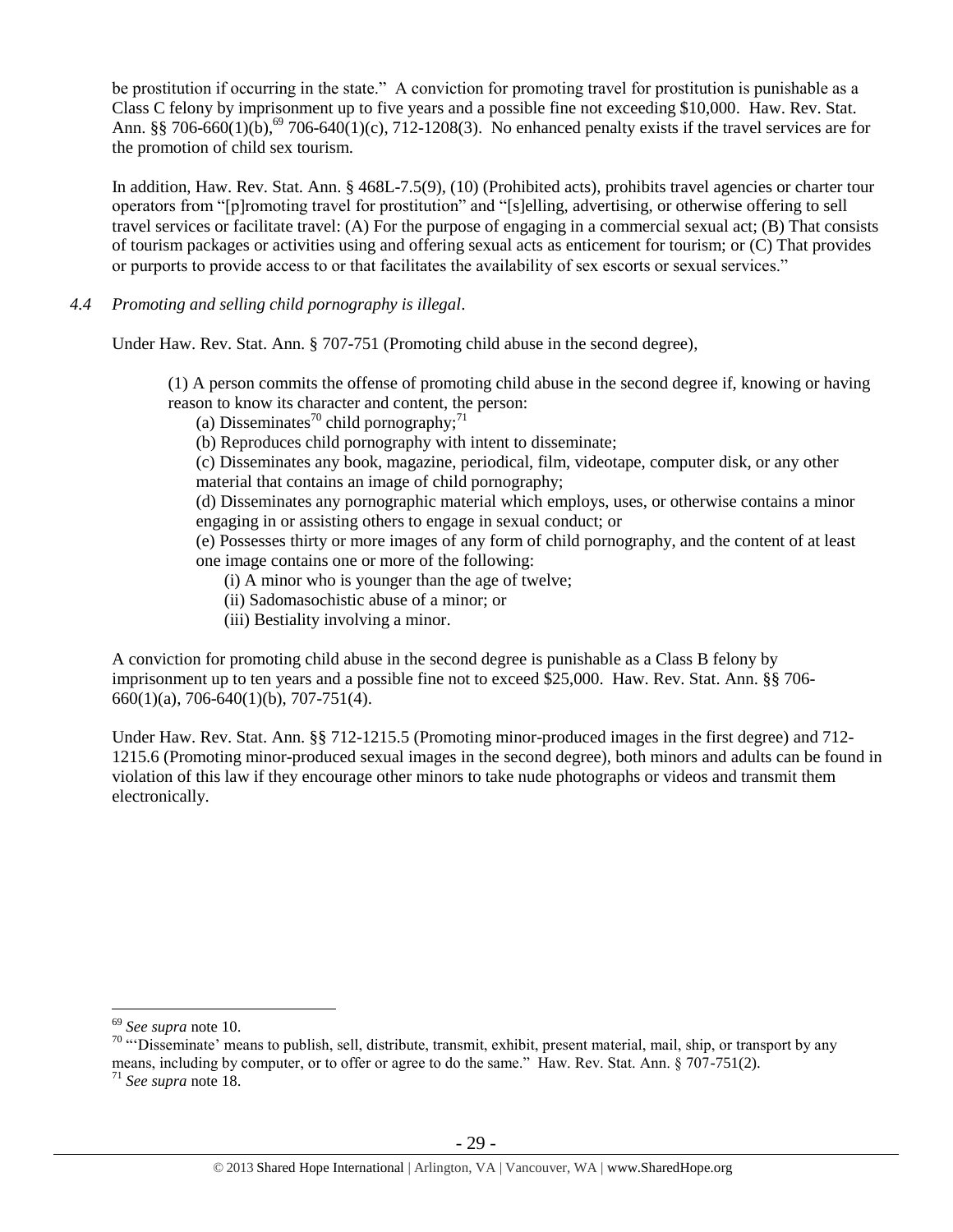be prostitution if occurring in the state." A conviction for promoting travel for prostitution is punishable as a Class C felony by imprisonment up to five years and a possible fine not exceeding $10,000. Haw. Rev. Stat. Ann. §§ 706-660(1)(b),[69] 706-640(1)(c), 712-1208(3). No enhanced penalty exists if the travel services are for the promotion of child sex tourism.

In addition, Haw. Rev. Stat. Ann. § 468L-7.5(9), (10) (Prohibited acts), prohibits travel agencies or charter tour operators from "[p]romoting travel for prostitution" and "[s]elling, advertising, or otherwise offering to sell travel services or facilitate travel: (A) For the purpose of engaging in a commercial sexual act; (B) That consists of tourism packages or activities using and offering sexual acts as enticement for tourism; or (C) That provides or purports to provide access to or that facilitates the availability of sex escorts or sexual services."

*4.4 Promoting and selling child pornography is illegal.*

Under Haw. Rev. Stat. Ann. § 707-751 (Promoting child abuse in the second degree),

> (1) A person commits the offense of promoting child abuse in the second degree if, knowing or having reason to know its character and content, the person:
> 
> (a) Disseminates[70] child pornography;[71]
> 
> (b) Reproduces child pornography with intent to disseminate;
> 
> (c) Disseminates any book, magazine, periodical, film, videotape, computer disk, or any other material that contains an image of child pornography;
> 
> (d) Disseminates any pornographic material which employs, uses, or otherwise contains a minor engaging in or assisting others to engage in sexual conduct; or
> 
> (e) Possesses thirty or more images of any form of child pornography, and the content of at least one image contains one or more of the following:
> 
> (i) A minor who is younger than the age of twelve;
> 
> (ii) Sadomasochistic abuse of a minor; or
> 
> (iii) Bestiality involving a minor.

A conviction for promoting child abuse in the second degree is punishable as a Class B felony by imprisonment up to ten years and a possible fine not to exceed $25,000. Haw. Rev. Stat. Ann. §§ 706-660(1)(a), 706-640(1)(b), 707-751(4).

Under Haw. Rev. Stat. Ann. §§ 712-1215.5 (Promoting minor-produced images in the first degree) and 712-1215.6 (Promoting minor-produced sexual images in the second degree), both minors and adults can be found in violation of this law if they encourage other minors to take nude photographs or videos and transmit them electronically.

---

[69] *See supra* note 10.

[70] "'Disseminate' means to publish, sell, distribute, transmit, exhibit, present material, mail, ship, or transport by any means, including by computer, or to offer or agree to do the same." Haw. Rev. Stat. Ann. § 707-751(2).

[71] *See supra* note 18.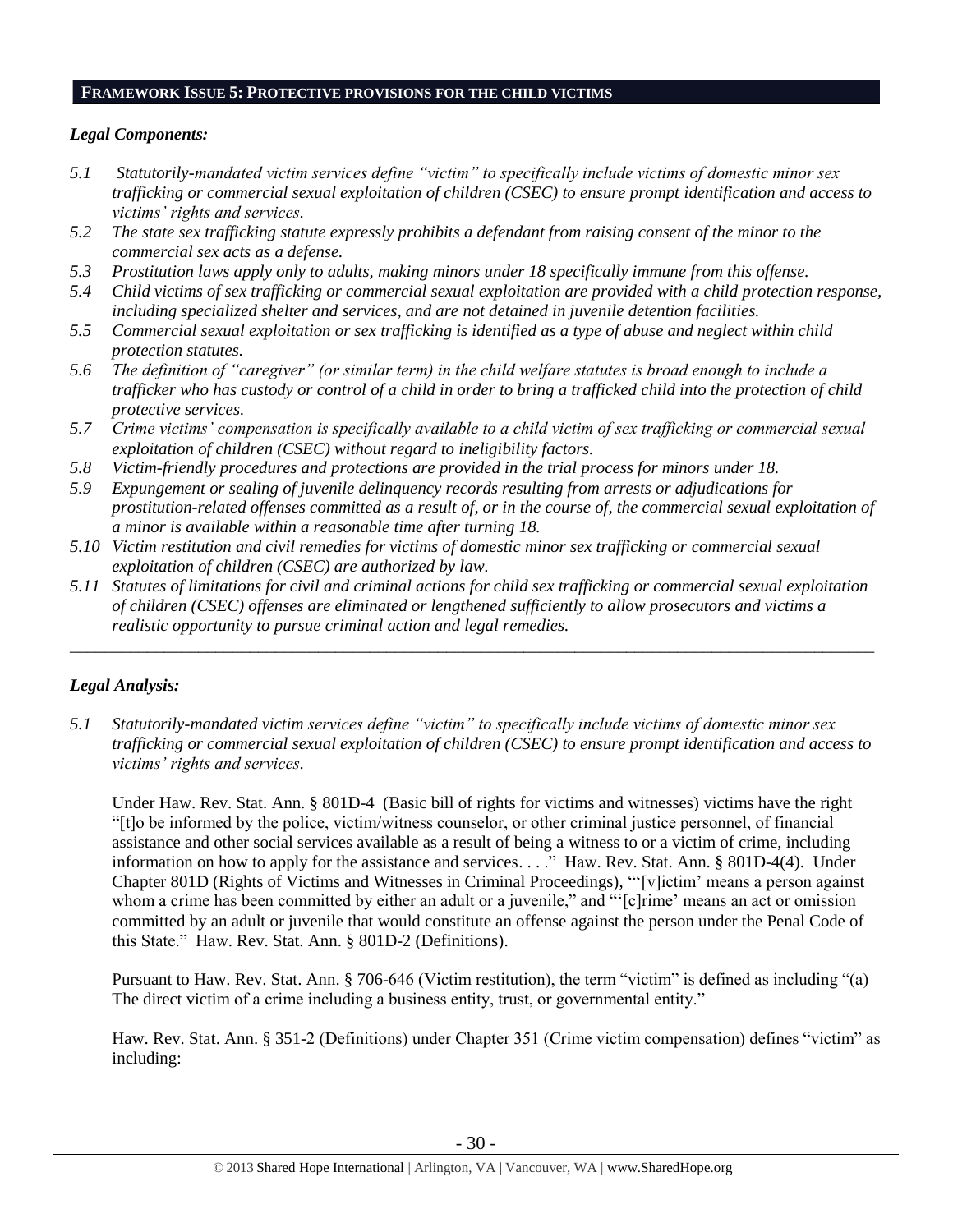## FRAMEWORK ISSUE 5: PROTECTIVE PROVISIONS FOR THE CHILD VICTIMS

### *Legal Components:*

*5.1 Statutorily-mandated victim services define "victim" to specifically include victims of domestic minor sex trafficking or commercial sexual exploitation of children (CSEC) to ensure prompt identification and access to victims' rights and services.*

*5.2 The state sex trafficking statute expressly prohibits a defendant from raising consent of the minor to the commercial sex acts as a defense.*

*5.3 Prostitution laws apply only to adults, making minors under 18 specifically immune from this offense.*

*5.4 Child victims of sex trafficking or commercial sexual exploitation are provided with a child protection response, including specialized shelter and services, and are not detained in juvenile detention facilities.*

*5.5 Commercial sexual exploitation or sex trafficking is identified as a type of abuse and neglect within child protection statutes.*

*5.6 The definition of "caregiver" (or similar term) in the child welfare statutes is broad enough to include a trafficker who has custody or control of a child in order to bring a trafficked child into the protection of child protective services.*

*5.7 Crime victims' compensation is specifically available to a child victim of sex trafficking or commercial sexual exploitation of children (CSEC) without regard to ineligibility factors.*

*5.8 Victim-friendly procedures and protections are provided in the trial process for minors under 18.*

*5.9 Expungement or sealing of juvenile delinquency records resulting from arrests or adjudications for prostitution-related offenses committed as a result of, or in the course of, the commercial sexual exploitation of a minor is available within a reasonable time after turning 18.*

*5.10 Victim restitution and civil remedies for victims of domestic minor sex trafficking or commercial sexual exploitation of children (CSEC) are authorized by law.*

*5.11 Statutes of limitations for civil and criminal actions for child sex trafficking or commercial sexual exploitation of children (CSEC) offenses are eliminated or lengthened sufficiently to allow prosecutors and victims a realistic opportunity to pursue criminal action and legal remedies.*

---

### *Legal Analysis:*

*5.1 Statutorily-mandated victim services define "victim" to specifically include victims of domestic minor sex trafficking or commercial sexual exploitation of children (CSEC) to ensure prompt identification and access to victims' rights and services.*

Under Haw. Rev. Stat. Ann. § 801D-4 (Basic bill of rights for victims and witnesses) victims have the right "[t]o be informed by the police, victim/witness counselor, or other criminal justice personnel, of financial assistance and other social services available as a result of being a witness to or a victim of crime, including information on how to apply for the assistance and services. . . ." Haw. Rev. Stat. Ann. § 801D-4(4). Under Chapter 801D (Rights of Victims and Witnesses in Criminal Proceedings), "'[v]ictim' means a person against whom a crime has been committed by either an adult or a juvenile," and "'[c]rime' means an act or omission committed by an adult or juvenile that would constitute an offense against the person under the Penal Code of this State." Haw. Rev. Stat. Ann. § 801D-2 (Definitions).

Pursuant to Haw. Rev. Stat. Ann. § 706-646 (Victim restitution), the term "victim" is defined as including "(a) The direct victim of a crime including a business entity, trust, or governmental entity."

Haw. Rev. Stat. Ann. § 351-2 (Definitions) under Chapter 351 (Crime victim compensation) defines "victim" as including: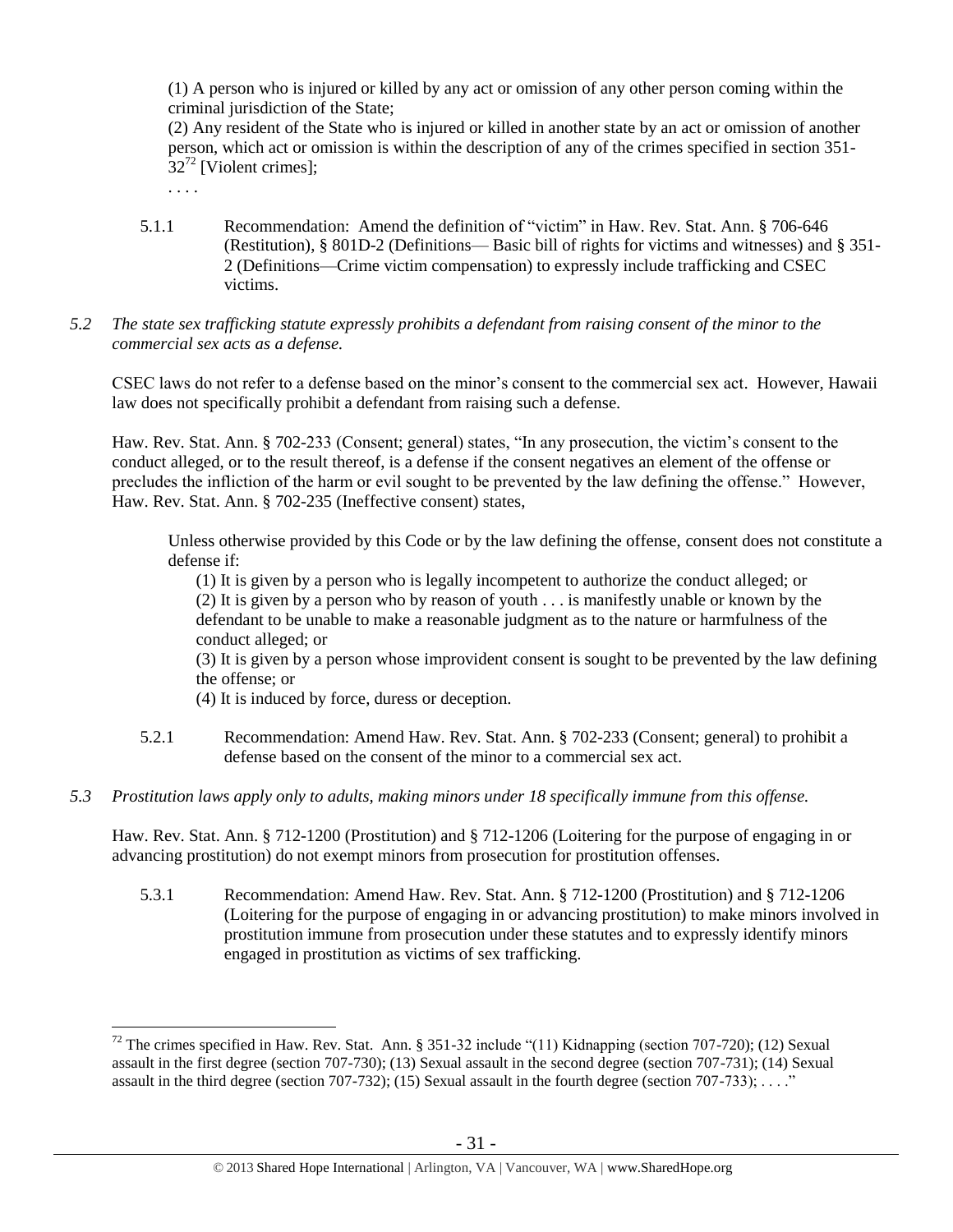(1) A person who is injured or killed by any act or omission of any other person coming within the criminal jurisdiction of the State;

(2) Any resident of the State who is injured or killed in another state by an act or omission of another person, which act or omission is within the description of any of the crimes specified in section 351-32[72] [Violent crimes];

. . . .

5.1.1 Recommendation: Amend the definition of "victim" in Haw. Rev. Stat. Ann. § 706-646 (Restitution), § 801D-2 (Definitions— Basic bill of rights for victims and witnesses) and § 351-2 (Definitions—Crime victim compensation) to expressly include trafficking and CSEC victims.

*5.2 The state sex trafficking statute expressly prohibits a defendant from raising consent of the minor to the commercial sex acts as a defense.*

CSEC laws do not refer to a defense based on the minor's consent to the commercial sex act. However, Hawaii law does not specifically prohibit a defendant from raising such a defense.

Haw. Rev. Stat. Ann. § 702-233 (Consent; general) states, "In any prosecution, the victim's consent to the conduct alleged, or to the result thereof, is a defense if the consent negatives an element of the offense or precludes the infliction of the harm or evil sought to be prevented by the law defining the offense." However, Haw. Rev. Stat. Ann. § 702-235 (Ineffective consent) states,

> Unless otherwise provided by this Code or by the law defining the offense, consent does not constitute a defense if:
>
> (1) It is given by a person who is legally incompetent to authorize the conduct alleged; or
>
> (2) It is given by a person who by reason of youth . . . is manifestly unable or known by the defendant to be unable to make a reasonable judgment as to the nature or harmfulness of the conduct alleged; or
>
> (3) It is given by a person whose improvident consent is sought to be prevented by the law defining the offense; or
>
> (4) It is induced by force, duress or deception.

5.2.1 Recommendation: Amend Haw. Rev. Stat. Ann. § 702-233 (Consent; general) to prohibit a defense based on the consent of the minor to a commercial sex act.

*5.3 Prostitution laws apply only to adults, making minors under 18 specifically immune from this offense.*

Haw. Rev. Stat. Ann. § 712-1200 (Prostitution) and § 712-1206 (Loitering for the purpose of engaging in or advancing prostitution) do not exempt minors from prosecution for prostitution offenses.

5.3.1 Recommendation: Amend Haw. Rev. Stat. Ann. § 712-1200 (Prostitution) and § 712-1206 (Loitering for the purpose of engaging in or advancing prostitution) to make minors involved in prostitution immune from prosecution under these statutes and to expressly identify minors engaged in prostitution as victims of sex trafficking.

---

[72] The crimes specified in Haw. Rev. Stat. Ann. § 351-32 include "(11) Kidnapping (section 707-720); (12) Sexual assault in the first degree (section 707-730); (13) Sexual assault in the second degree (section 707-731); (14) Sexual assault in the third degree (section 707-732); (15) Sexual assault in the fourth degree (section 707-733); . . . ."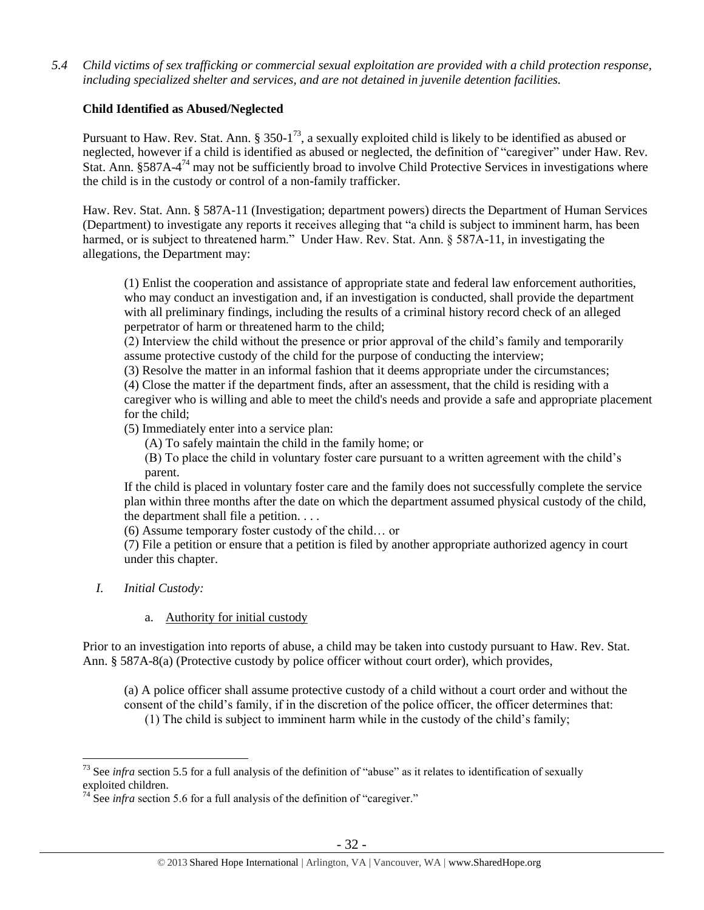*5.4 Child victims of sex trafficking or commercial sexual exploitation are provided with a child protection response, including specialized shelter and services, and are not detained in juvenile detention facilities.*

**Child Identified as Abused/Neglected**

Pursuant to Haw. Rev. Stat. Ann. § 350-1[73], a sexually exploited child is likely to be identified as abused or neglected, however if a child is identified as abused or neglected, the definition of "caregiver" under Haw. Rev. Stat. Ann. §587A-4[74] may not be sufficiently broad to involve Child Protective Services in investigations where the child is in the custody or control of a non-family trafficker.

Haw. Rev. Stat. Ann. § 587A-11 (Investigation; department powers) directs the Department of Human Services (Department) to investigate any reports it receives alleging that "a child is subject to imminent harm, has been harmed, or is subject to threatened harm." Under Haw. Rev. Stat. Ann. § 587A-11, in investigating the allegations, the Department may:

> (1) Enlist the cooperation and assistance of appropriate state and federal law enforcement authorities, who may conduct an investigation and, if an investigation is conducted, shall provide the department with all preliminary findings, including the results of a criminal history record check of an alleged perpetrator of harm or threatened harm to the child;
>
> (2) Interview the child without the presence or prior approval of the child's family and temporarily assume protective custody of the child for the purpose of conducting the interview;
>
> (3) Resolve the matter in an informal fashion that it deems appropriate under the circumstances;
>
> (4) Close the matter if the department finds, after an assessment, that the child is residing with a caregiver who is willing and able to meet the child's needs and provide a safe and appropriate placement for the child;
>
> (5) Immediately enter into a service plan:
>
> (A) To safely maintain the child in the family home; or
>
> (B) To place the child in voluntary foster care pursuant to a written agreement with the child's parent.
>
> If the child is placed in voluntary foster care and the family does not successfully complete the service plan within three months after the date on which the department assumed physical custody of the child, the department shall file a petition. . . .
>
> (6) Assume temporary foster custody of the child… or
>
> (7) File a petition or ensure that a petition is filed by another appropriate authorized agency in court under this chapter.

*I. Initial Custody:*

a. Authority for initial custody

Prior to an investigation into reports of abuse, a child may be taken into custody pursuant to Haw. Rev. Stat. Ann. § 587A-8(a) (Protective custody by police officer without court order), which provides,

> (a) A police officer shall assume protective custody of a child without a court order and without the consent of the child's family, if in the discretion of the police officer, the officer determines that:
>
> (1) The child is subject to imminent harm while in the custody of the child's family;

---

[73] See *infra* section 5.5 for a full analysis of the definition of "abuse" as it relates to identification of sexually exploited children.

[74] See *infra* section 5.6 for a full analysis of the definition of "caregiver."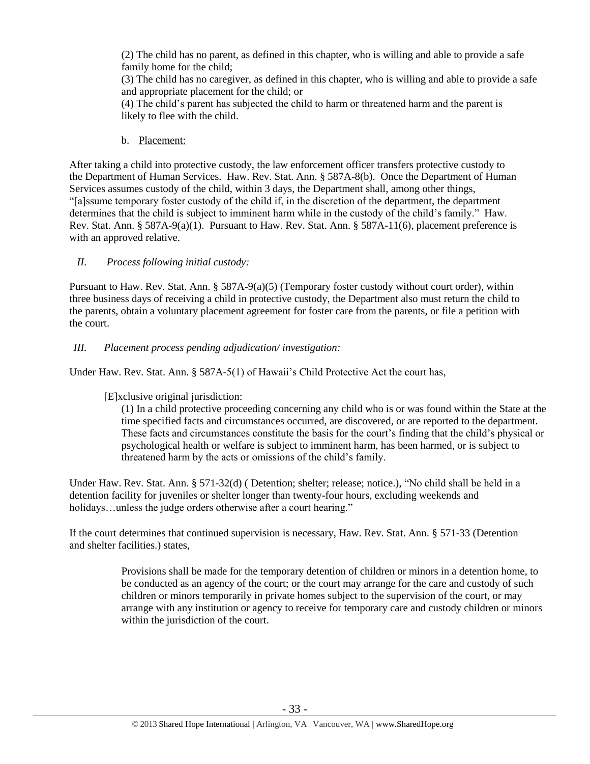(2) The child has no parent, as defined in this chapter, who is willing and able to provide a safe family home for the child;

(3) The child has no caregiver, as defined in this chapter, who is willing and able to provide a safe and appropriate placement for the child; or

(4) The child's parent has subjected the child to harm or threatened harm and the parent is likely to flee with the child.

b. Placement:

After taking a child into protective custody, the law enforcement officer transfers protective custody to the Department of Human Services. Haw. Rev. Stat. Ann. § 587A-8(b). Once the Department of Human Services assumes custody of the child, within 3 days, the Department shall, among other things, "[a]ssume temporary foster custody of the child if, in the discretion of the department, the department determines that the child is subject to imminent harm while in the custody of the child's family." Haw. Rev. Stat. Ann. § 587A-9(a)(1). Pursuant to Haw. Rev. Stat. Ann. § 587A-11(6), placement preference is with an approved relative.

*II. Process following initial custody:*

Pursuant to Haw. Rev. Stat. Ann. § 587A-9(a)(5) (Temporary foster custody without court order), within three business days of receiving a child in protective custody, the Department also must return the child to the parents, obtain a voluntary placement agreement for foster care from the parents, or file a petition with the court.

*III. Placement process pending adjudication/ investigation:*

Under Haw. Rev. Stat. Ann. § 587A-5(1) of Hawaii's Child Protective Act the court has,

> [E]xclusive original jurisdiction:
>
> (1) In a child protective proceeding concerning any child who is or was found within the State at the time specified facts and circumstances occurred, are discovered, or are reported to the department. These facts and circumstances constitute the basis for the court's finding that the child's physical or psychological health or welfare is subject to imminent harm, has been harmed, or is subject to threatened harm by the acts or omissions of the child's family.

Under Haw. Rev. Stat. Ann. § 571-32(d) ( Detention; shelter; release; notice.), "No child shall be held in a detention facility for juveniles or shelter longer than twenty-four hours, excluding weekends and holidays…unless the judge orders otherwise after a court hearing."

If the court determines that continued supervision is necessary, Haw. Rev. Stat. Ann. § 571-33 (Detention and shelter facilities.) states,

> Provisions shall be made for the temporary detention of children or minors in a detention home, to be conducted as an agency of the court; or the court may arrange for the care and custody of such children or minors temporarily in private homes subject to the supervision of the court, or may arrange with any institution or agency to receive for temporary care and custody children or minors within the jurisdiction of the court.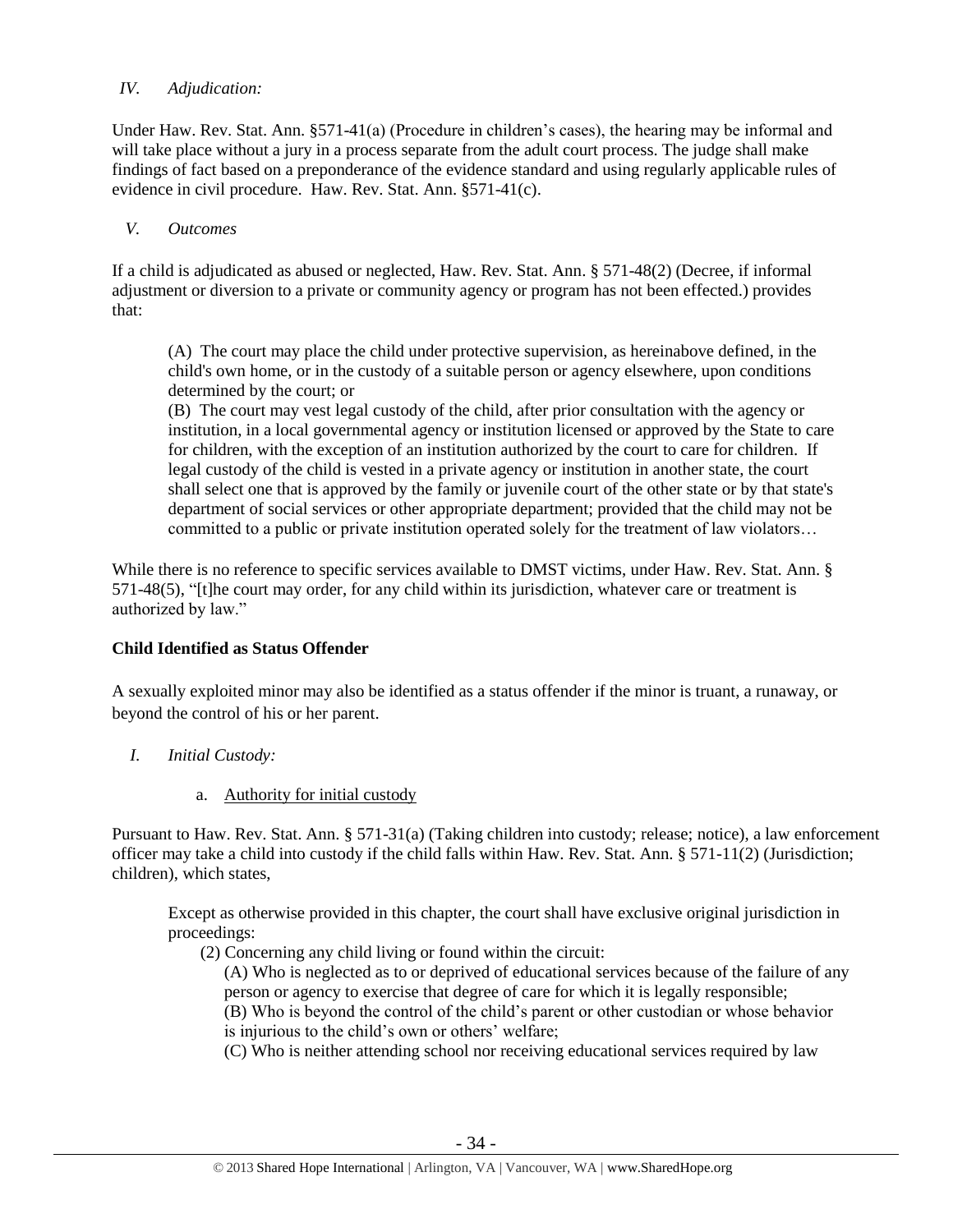*IV. Adjudication:*

Under Haw. Rev. Stat. Ann. §571-41(a) (Procedure in children's cases), the hearing may be informal and will take place without a jury in a process separate from the adult court process. The judge shall make findings of fact based on a preponderance of the evidence standard and using regularly applicable rules of evidence in civil procedure. Haw. Rev. Stat. Ann. §571-41(c).

*V. Outcomes*

If a child is adjudicated as abused or neglected, Haw. Rev. Stat. Ann. § 571-48(2) (Decree, if informal adjustment or diversion to a private or community agency or program has not been effected.) provides that:

> (A) The court may place the child under protective supervision, as hereinabove defined, in the child's own home, or in the custody of a suitable person or agency elsewhere, upon conditions determined by the court; or
> (B) The court may vest legal custody of the child, after prior consultation with the agency or institution, in a local governmental agency or institution licensed or approved by the State to care for children, with the exception of an institution authorized by the court to care for children. If legal custody of the child is vested in a private agency or institution in another state, the court shall select one that is approved by the family or juvenile court of the other state or by that state's department of social services or other appropriate department; provided that the child may not be committed to a public or private institution operated solely for the treatment of law violators…

While there is no reference to specific services available to DMST victims, under Haw. Rev. Stat. Ann. § 571-48(5), "[t]he court may order, for any child within its jurisdiction, whatever care or treatment is authorized by law."

**Child Identified as Status Offender**

A sexually exploited minor may also be identified as a status offender if the minor is truant, a runaway, or beyond the control of his or her parent.

*I. Initial Custody:*

a. Authority for initial custody

Pursuant to Haw. Rev. Stat. Ann. § 571-31(a) (Taking children into custody; release; notice), a law enforcement officer may take a child into custody if the child falls within Haw. Rev. Stat. Ann. § 571-11(2) (Jurisdiction; children), which states,

> Except as otherwise provided in this chapter, the court shall have exclusive original jurisdiction in proceedings:
> (2) Concerning any child living or found within the circuit:
> (A) Who is neglected as to or deprived of educational services because of the failure of any person or agency to exercise that degree of care for which it is legally responsible;
> (B) Who is beyond the control of the child's parent or other custodian or whose behavior is injurious to the child's own or others' welfare;
> (C) Who is neither attending school nor receiving educational services required by law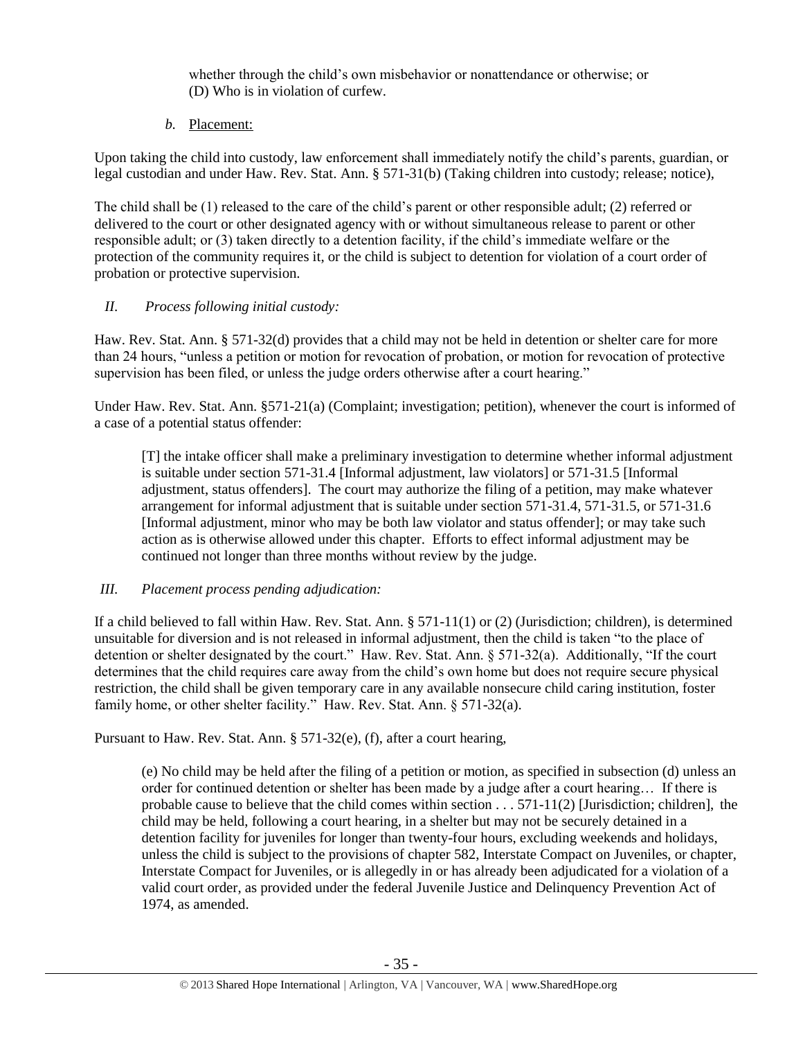whether through the child's own misbehavior or nonattendance or otherwise; or
(D) Who is in violation of curfew.

*b.* Placement:

Upon taking the child into custody, law enforcement shall immediately notify the child's parents, guardian, or legal custodian and under Haw. Rev. Stat. Ann. § 571-31(b) (Taking children into custody; release; notice),

The child shall be (1) released to the care of the child's parent or other responsible adult; (2) referred or delivered to the court or other designated agency with or without simultaneous release to parent or other responsible adult; or (3) taken directly to a detention facility, if the child's immediate welfare or the protection of the community requires it, or the child is subject to detention for violation of a court order of probation or protective supervision.

*II. Process following initial custody:*

Haw. Rev. Stat. Ann. § 571-32(d) provides that a child may not be held in detention or shelter care for more than 24 hours, "unless a petition or motion for revocation of probation, or motion for revocation of protective supervision has been filed, or unless the judge orders otherwise after a court hearing."

Under Haw. Rev. Stat. Ann. §571-21(a) (Complaint; investigation; petition), whenever the court is informed of a case of a potential status offender:

> [T] the intake officer shall make a preliminary investigation to determine whether informal adjustment is suitable under section 571-31.4 [Informal adjustment, law violators] or 571-31.5 [Informal adjustment, status offenders]. The court may authorize the filing of a petition, may make whatever arrangement for informal adjustment that is suitable under section 571-31.4, 571-31.5, or 571-31.6 [Informal adjustment, minor who may be both law violator and status offender]; or may take such action as is otherwise allowed under this chapter. Efforts to effect informal adjustment may be continued not longer than three months without review by the judge.

*III. Placement process pending adjudication:*

If a child believed to fall within Haw. Rev. Stat. Ann. § 571-11(1) or (2) (Jurisdiction; children), is determined unsuitable for diversion and is not released in informal adjustment, then the child is taken "to the place of detention or shelter designated by the court." Haw. Rev. Stat. Ann. § 571-32(a). Additionally, "If the court determines that the child requires care away from the child's own home but does not require secure physical restriction, the child shall be given temporary care in any available nonsecure child caring institution, foster family home, or other shelter facility." Haw. Rev. Stat. Ann. § 571-32(a).

Pursuant to Haw. Rev. Stat. Ann. § 571-32(e), (f), after a court hearing,

> (e) No child may be held after the filing of a petition or motion, as specified in subsection (d) unless an order for continued detention or shelter has been made by a judge after a court hearing… If there is probable cause to believe that the child comes within section . . . 571-11(2) [Jurisdiction; children], the child may be held, following a court hearing, in a shelter but may not be securely detained in a detention facility for juveniles for longer than twenty-four hours, excluding weekends and holidays, unless the child is subject to the provisions of chapter 582, Interstate Compact on Juveniles, or chapter, Interstate Compact for Juveniles, or is allegedly in or has already been adjudicated for a violation of a valid court order, as provided under the federal Juvenile Justice and Delinquency Prevention Act of 1974, as amended.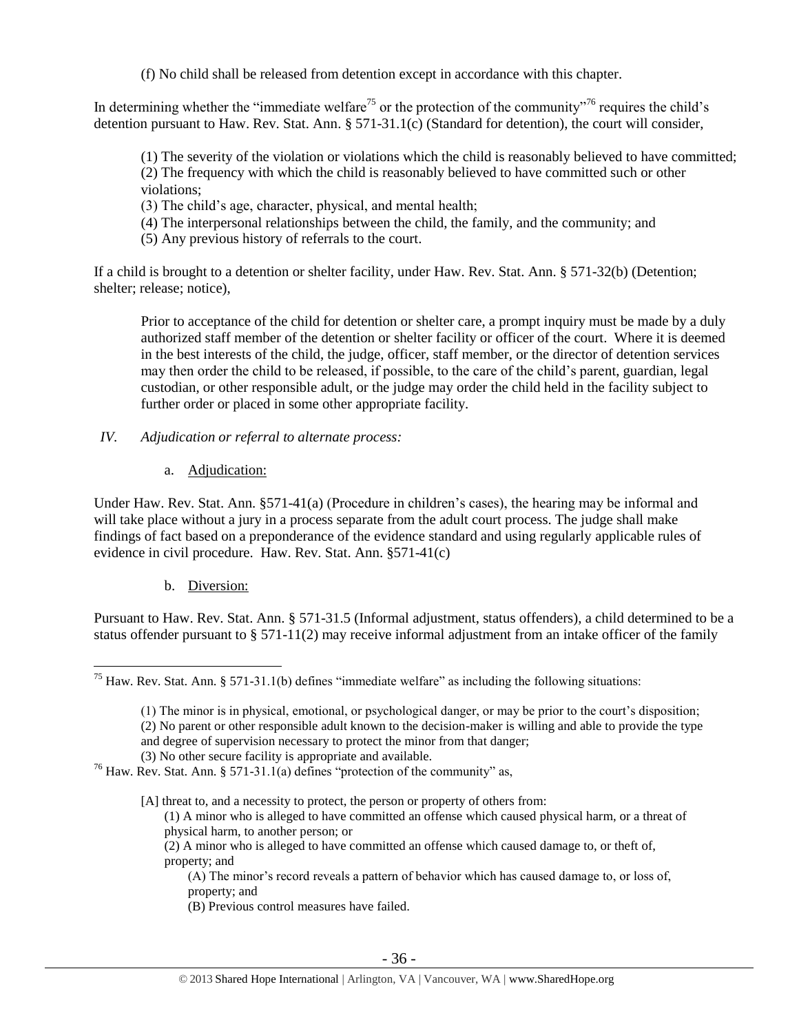(f) No child shall be released from detention except in accordance with this chapter.

In determining whether the "immediate welfare[75] or the protection of the community"[76] requires the child's detention pursuant to Haw. Rev. Stat. Ann. § 571-31.1(c) (Standard for detention), the court will consider,

> (1) The severity of the violation or violations which the child is reasonably believed to have committed;
> (2) The frequency with which the child is reasonably believed to have committed such or other violations;
> (3) The child's age, character, physical, and mental health;
> (4) The interpersonal relationships between the child, the family, and the community; and
> (5) Any previous history of referrals to the court.

If a child is brought to a detention or shelter facility, under Haw. Rev. Stat. Ann. § 571-32(b) (Detention; shelter; release; notice),

> Prior to acceptance of the child for detention or shelter care, a prompt inquiry must be made by a duly authorized staff member of the detention or shelter facility or officer of the court. Where it is deemed in the best interests of the child, the judge, officer, staff member, or the director of detention services may then order the child to be released, if possible, to the care of the child's parent, guardian, legal custodian, or other responsible adult, or the judge may order the child held in the facility subject to further order or placed in some other appropriate facility.

*IV. Adjudication or referral to alternate process:*

a. Adjudication:

Under Haw. Rev. Stat. Ann. §571-41(a) (Procedure in children's cases), the hearing may be informal and will take place without a jury in a process separate from the adult court process. The judge shall make findings of fact based on a preponderance of the evidence standard and using regularly applicable rules of evidence in civil procedure. Haw. Rev. Stat. Ann. §571-41(c)

b. Diversion:

Pursuant to Haw. Rev. Stat. Ann. § 571-31.5 (Informal adjustment, status offenders), a child determined to be a status offender pursuant to § 571-11(2) may receive informal adjustment from an intake officer of the family

---

[75] Haw. Rev. Stat. Ann. § 571-31.1(b) defines "immediate welfare" as including the following situations:

> (1) The minor is in physical, emotional, or psychological danger, or may be prior to the court's disposition;
> (2) No parent or other responsible adult known to the decision-maker is willing and able to provide the type and degree of supervision necessary to protect the minor from that danger;
> (3) No other secure facility is appropriate and available.

[76] Haw. Rev. Stat. Ann. § 571-31.1(a) defines "protection of the community" as,

> [A] threat to, and a necessity to protect, the person or property of others from:
> (1) A minor who is alleged to have committed an offense which caused physical harm, or a threat of physical harm, to another person; or
> (2) A minor who is alleged to have committed an offense which caused damage to, or theft of, property; and
> (A) The minor's record reveals a pattern of behavior which has caused damage to, or loss of, property; and
> (B) Previous control measures have failed.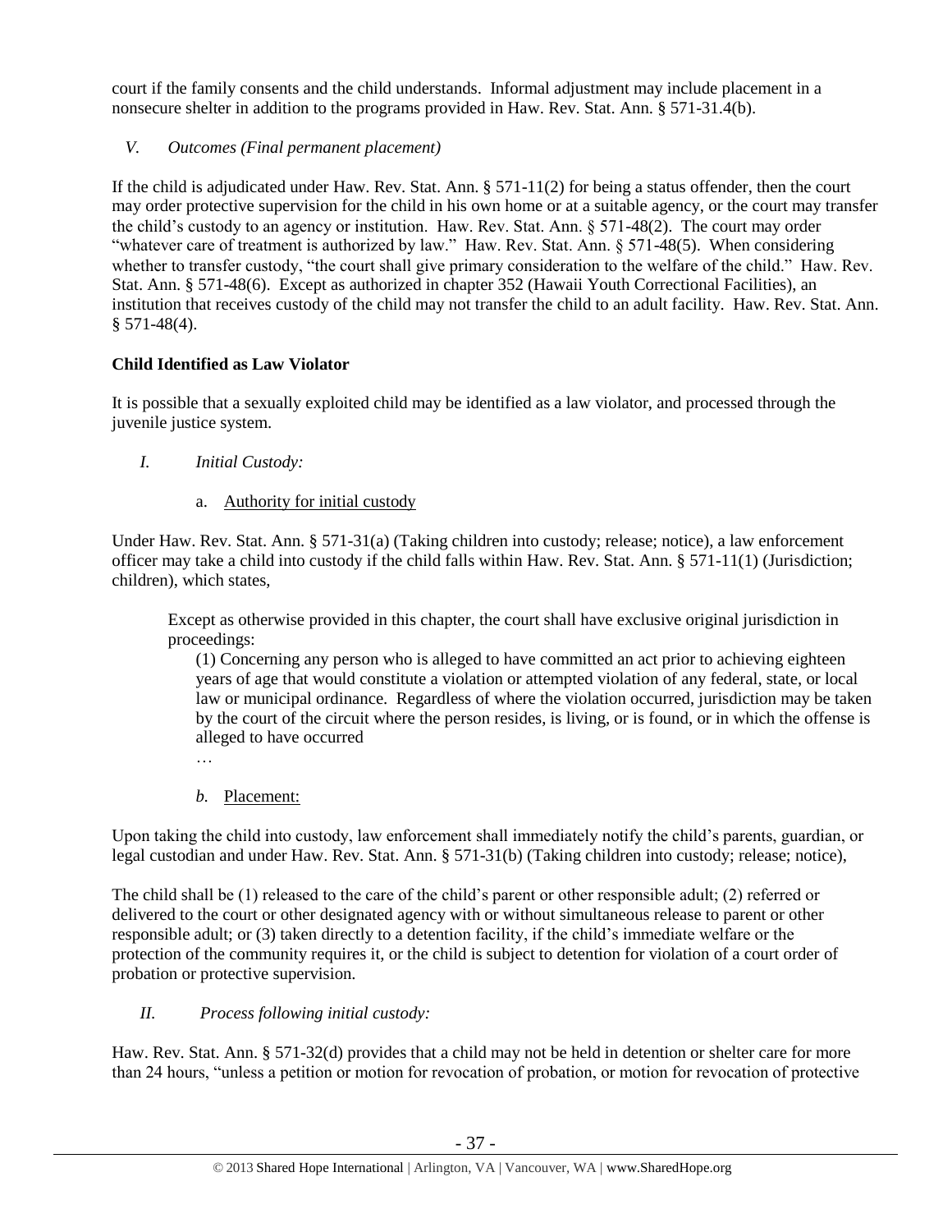court if the family consents and the child understands. Informal adjustment may include placement in a nonsecure shelter in addition to the programs provided in Haw. Rev. Stat. Ann. § 571-31.4(b).

*V. Outcomes (Final permanent placement)*

If the child is adjudicated under Haw. Rev. Stat. Ann. § 571-11(2) for being a status offender, then the court may order protective supervision for the child in his own home or at a suitable agency, or the court may transfer the child's custody to an agency or institution. Haw. Rev. Stat. Ann. § 571-48(2). The court may order "whatever care of treatment is authorized by law." Haw. Rev. Stat. Ann. § 571-48(5). When considering whether to transfer custody, "the court shall give primary consideration to the welfare of the child." Haw. Rev. Stat. Ann. § 571-48(6). Except as authorized in chapter 352 (Hawaii Youth Correctional Facilities), an institution that receives custody of the child may not transfer the child to an adult facility. Haw. Rev. Stat. Ann. § 571-48(4).

**Child Identified as Law Violator**

It is possible that a sexually exploited child may be identified as a law violator, and processed through the juvenile justice system.

*I. Initial Custody:*

a. Authority for initial custody

Under Haw. Rev. Stat. Ann. § 571-31(a) (Taking children into custody; release; notice), a law enforcement officer may take a child into custody if the child falls within Haw. Rev. Stat. Ann. § 571-11(1) (Jurisdiction; children), which states,

> Except as otherwise provided in this chapter, the court shall have exclusive original jurisdiction in proceedings:
>
> (1) Concerning any person who is alleged to have committed an act prior to achieving eighteen years of age that would constitute a violation or attempted violation of any federal, state, or local law or municipal ordinance. Regardless of where the violation occurred, jurisdiction may be taken by the court of the circuit where the person resides, is living, or is found, or in which the offense is alleged to have occurred
>
> …

*b.* Placement:

Upon taking the child into custody, law enforcement shall immediately notify the child's parents, guardian, or legal custodian and under Haw. Rev. Stat. Ann. § 571-31(b) (Taking children into custody; release; notice),

The child shall be (1) released to the care of the child's parent or other responsible adult; (2) referred or delivered to the court or other designated agency with or without simultaneous release to parent or other responsible adult; or (3) taken directly to a detention facility, if the child's immediate welfare or the protection of the community requires it, or the child is subject to detention for violation of a court order of probation or protective supervision.

*II. Process following initial custody:*

Haw. Rev. Stat. Ann. § 571-32(d) provides that a child may not be held in detention or shelter care for more than 24 hours, "unless a petition or motion for revocation of probation, or motion for revocation of protective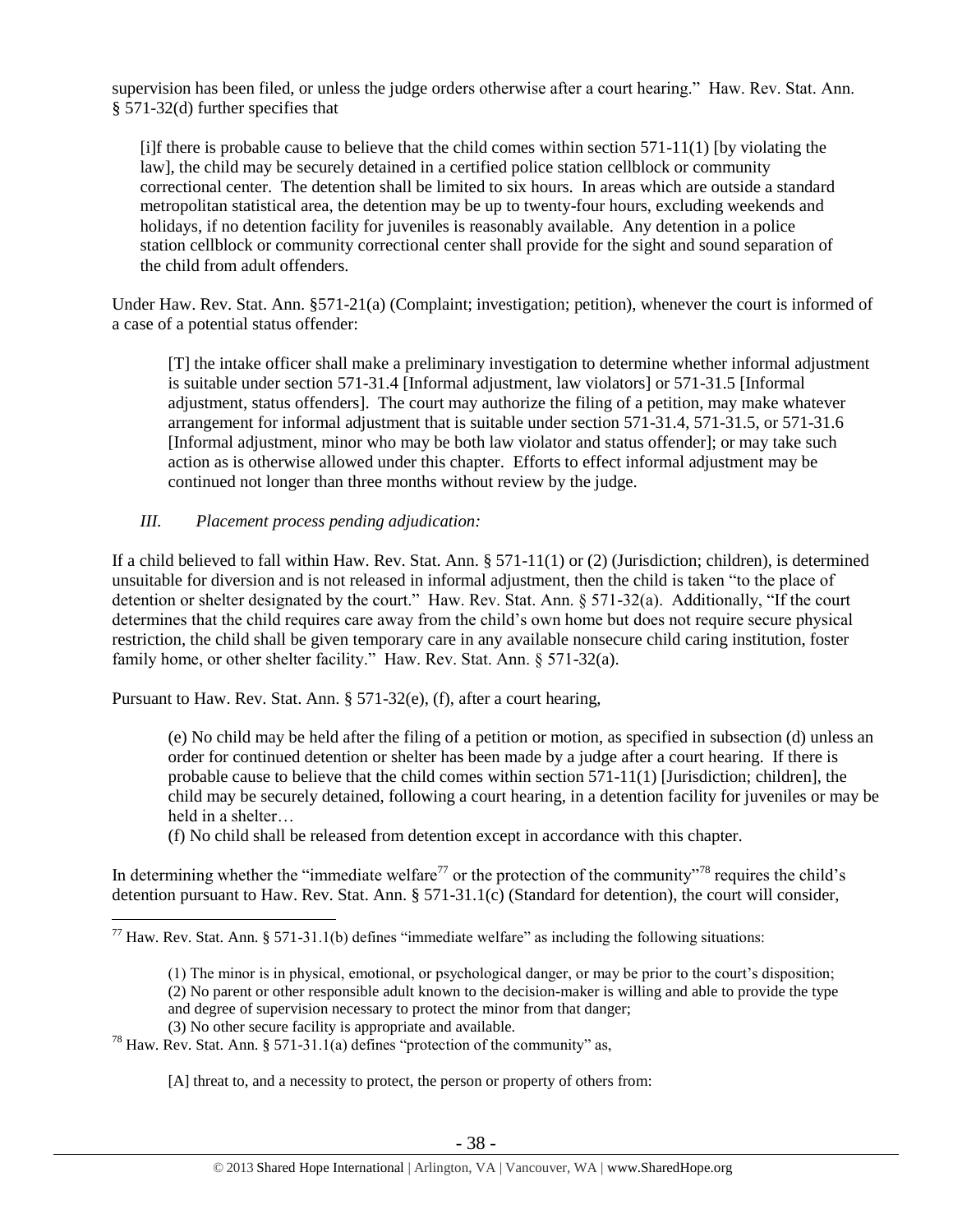supervision has been filed, or unless the judge orders otherwise after a court hearing." Haw. Rev. Stat. Ann. § 571-32(d) further specifies that

> [i]f there is probable cause to believe that the child comes within section 571-11(1) [by violating the law], the child may be securely detained in a certified police station cellblock or community correctional center. The detention shall be limited to six hours. In areas which are outside a standard metropolitan statistical area, the detention may be up to twenty-four hours, excluding weekends and holidays, if no detention facility for juveniles is reasonably available. Any detention in a police station cellblock or community correctional center shall provide for the sight and sound separation of the child from adult offenders.

Under Haw. Rev. Stat. Ann. §571-21(a) (Complaint; investigation; petition), whenever the court is informed of a case of a potential status offender:

> [T] the intake officer shall make a preliminary investigation to determine whether informal adjustment is suitable under section 571-31.4 [Informal adjustment, law violators] or 571-31.5 [Informal adjustment, status offenders]. The court may authorize the filing of a petition, may make whatever arrangement for informal adjustment that is suitable under section 571-31.4, 571-31.5, or 571-31.6 [Informal adjustment, minor who may be both law violator and status offender]; or may take such action as is otherwise allowed under this chapter. Efforts to effect informal adjustment may be continued not longer than three months without review by the judge.

*III. Placement process pending adjudication:*

If a child believed to fall within Haw. Rev. Stat. Ann. § 571-11(1) or (2) (Jurisdiction; children), is determined unsuitable for diversion and is not released in informal adjustment, then the child is taken "to the place of detention or shelter designated by the court." Haw. Rev. Stat. Ann. § 571-32(a). Additionally, "If the court determines that the child requires care away from the child's own home but does not require secure physical restriction, the child shall be given temporary care in any available nonsecure child caring institution, foster family home, or other shelter facility." Haw. Rev. Stat. Ann. § 571-32(a).

Pursuant to Haw. Rev. Stat. Ann. § 571-32(e), (f), after a court hearing,

> (e) No child may be held after the filing of a petition or motion, as specified in subsection (d) unless an order for continued detention or shelter has been made by a judge after a court hearing. If there is probable cause to believe that the child comes within section 571-11(1) [Jurisdiction; children], the child may be securely detained, following a court hearing, in a detention facility for juveniles or may be held in a shelter…
>
> (f) No child shall be released from detention except in accordance with this chapter.

In determining whether the "immediate welfare[77] or the protection of the community"[78] requires the child's detention pursuant to Haw. Rev. Stat. Ann. § 571-31.1(c) (Standard for detention), the court will consider,

---

[77] Haw. Rev. Stat. Ann. § 571-31.1(b) defines "immediate welfare" as including the following situations:

> (1) The minor is in physical, emotional, or psychological danger, or may be prior to the court's disposition;
> (2) No parent or other responsible adult known to the decision-maker is willing and able to provide the type and degree of supervision necessary to protect the minor from that danger;
> (3) No other secure facility is appropriate and available.

[78] Haw. Rev. Stat. Ann. § 571-31.1(a) defines "protection of the community" as,

> [A] threat to, and a necessity to protect, the person or property of others from: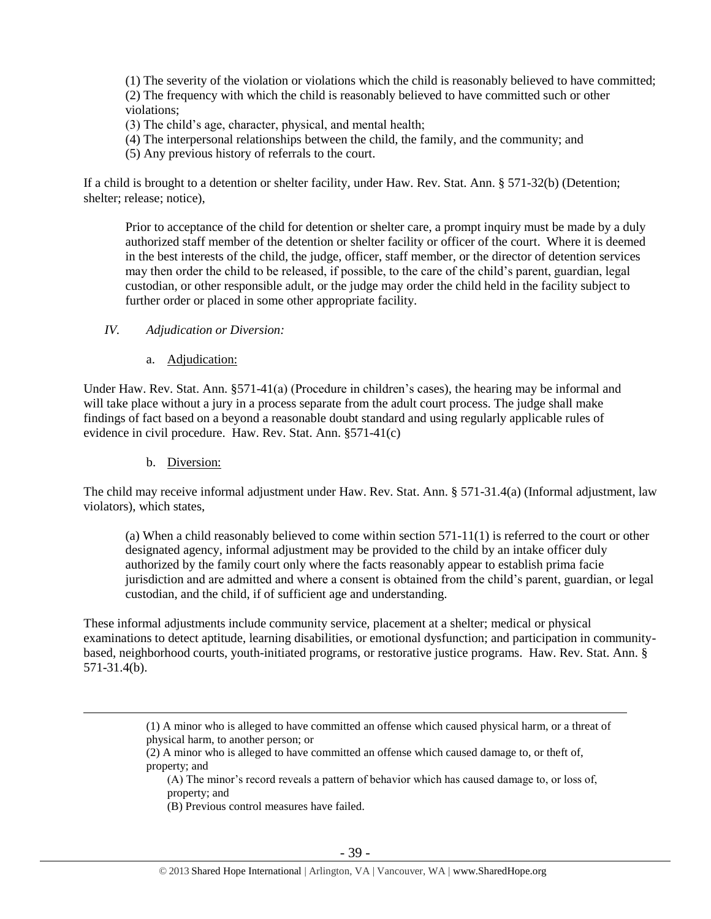(1) The severity of the violation or violations which the child is reasonably believed to have committed;
(2) The frequency with which the child is reasonably believed to have committed such or other violations;
(3) The child's age, character, physical, and mental health;
(4) The interpersonal relationships between the child, the family, and the community; and
(5) Any previous history of referrals to the court.

If a child is brought to a detention or shelter facility, under Haw. Rev. Stat. Ann. § 571-32(b) (Detention; shelter; release; notice),

> Prior to acceptance of the child for detention or shelter care, a prompt inquiry must be made by a duly authorized staff member of the detention or shelter facility or officer of the court. Where it is deemed in the best interests of the child, the judge, officer, staff member, or the director of detention services may then order the child to be released, if possible, to the care of the child's parent, guardian, legal custodian, or other responsible adult, or the judge may order the child held in the facility subject to further order or placed in some other appropriate facility.

*IV. Adjudication or Diversion:*

a. Adjudication:

Under Haw. Rev. Stat. Ann. §571-41(a) (Procedure in children's cases), the hearing may be informal and will take place without a jury in a process separate from the adult court process. The judge shall make findings of fact based on a beyond a reasonable doubt standard and using regularly applicable rules of evidence in civil procedure. Haw. Rev. Stat. Ann. §571-41(c)

b. Diversion:

The child may receive informal adjustment under Haw. Rev. Stat. Ann. § 571-31.4(a) (Informal adjustment, law violators), which states,

> (a) When a child reasonably believed to come within section 571-11(1) is referred to the court or other designated agency, informal adjustment may be provided to the child by an intake officer duly authorized by the family court only where the facts reasonably appear to establish prima facie jurisdiction and are admitted and where a consent is obtained from the child's parent, guardian, or legal custodian, and the child, if of sufficient age and understanding.

These informal adjustments include community service, placement at a shelter; medical or physical examinations to detect aptitude, learning disabilities, or emotional dysfunction; and participation in community-based, neighborhood courts, youth-initiated programs, or restorative justice programs. Haw. Rev. Stat. Ann. § 571-31.4(b).

---

(1) A minor who is alleged to have committed an offense which caused physical harm, or a threat of physical harm, to another person; or
(2) A minor who is alleged to have committed an offense which caused damage to, or theft of, property; and
(A) The minor's record reveals a pattern of behavior which has caused damage to, or loss of, property; and
(B) Previous control measures have failed.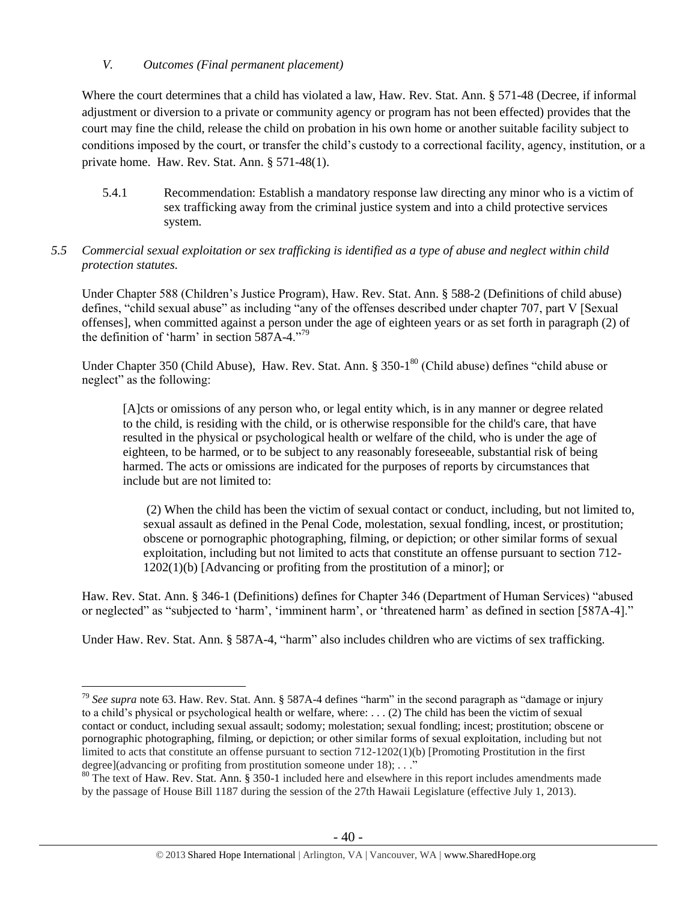*V. Outcomes (Final permanent placement)*

Where the court determines that a child has violated a law, Haw. Rev. Stat. Ann. § 571-48 (Decree, if informal adjustment or diversion to a private or community agency or program has not been effected) provides that the court may fine the child, release the child on probation in his own home or another suitable facility subject to conditions imposed by the court, or transfer the child's custody to a correctional facility, agency, institution, or a private home. Haw. Rev. Stat. Ann. § 571-48(1).

5.4.1 Recommendation: Establish a mandatory response law directing any minor who is a victim of sex trafficking away from the criminal justice system and into a child protective services system.

*5.5 Commercial sexual exploitation or sex trafficking is identified as a type of abuse and neglect within child protection statutes.*

Under Chapter 588 (Children's Justice Program), Haw. Rev. Stat. Ann. § 588-2 (Definitions of child abuse) defines, "child sexual abuse" as including "any of the offenses described under chapter 707, part V [Sexual offenses], when committed against a person under the age of eighteen years or as set forth in paragraph (2) of the definition of 'harm' in section 587A-4."[79]

Under Chapter 350 (Child Abuse), Haw. Rev. Stat. Ann. § 350-1[80] (Child abuse) defines "child abuse or neglect" as the following:

> [A]cts or omissions of any person who, or legal entity which, is in any manner or degree related to the child, is residing with the child, or is otherwise responsible for the child's care, that have resulted in the physical or psychological health or welfare of the child, who is under the age of eighteen, to be harmed, or to be subject to any reasonably foreseeable, substantial risk of being harmed. The acts or omissions are indicated for the purposes of reports by circumstances that include but are not limited to:
>
> (2) When the child has been the victim of sexual contact or conduct, including, but not limited to, sexual assault as defined in the Penal Code, molestation, sexual fondling, incest, or prostitution; obscene or pornographic photographing, filming, or depiction; or other similar forms of sexual exploitation, including but not limited to acts that constitute an offense pursuant to section 712-1202(1)(b) [Advancing or profiting from the prostitution of a minor]; or

Haw. Rev. Stat. Ann. § 346-1 (Definitions) defines for Chapter 346 (Department of Human Services) "abused or neglected" as "subjected to 'harm', 'imminent harm', or 'threatened harm' as defined in section [587A-4]."

Under Haw. Rev. Stat. Ann. § 587A-4, "harm" also includes children who are victims of sex trafficking.

---

[79] *See supra* note 63. Haw. Rev. Stat. Ann. § 587A-4 defines "harm" in the second paragraph as "damage or injury to a child's physical or psychological health or welfare, where: . . . (2) The child has been the victim of sexual contact or conduct, including sexual assault; sodomy; molestation; sexual fondling; incest; prostitution; obscene or pornographic photographing, filming, or depiction; or other similar forms of sexual exploitation, including but not limited to acts that constitute an offense pursuant to section 712-1202(1)(b) [Promoting Prostitution in the first degree](advancing or profiting from prostitution someone under 18); . . ."

[80] The text of Haw. Rev. Stat. Ann. § 350-1 included here and elsewhere in this report includes amendments made by the passage of House Bill 1187 during the session of the 27th Hawaii Legislature (effective July 1, 2013).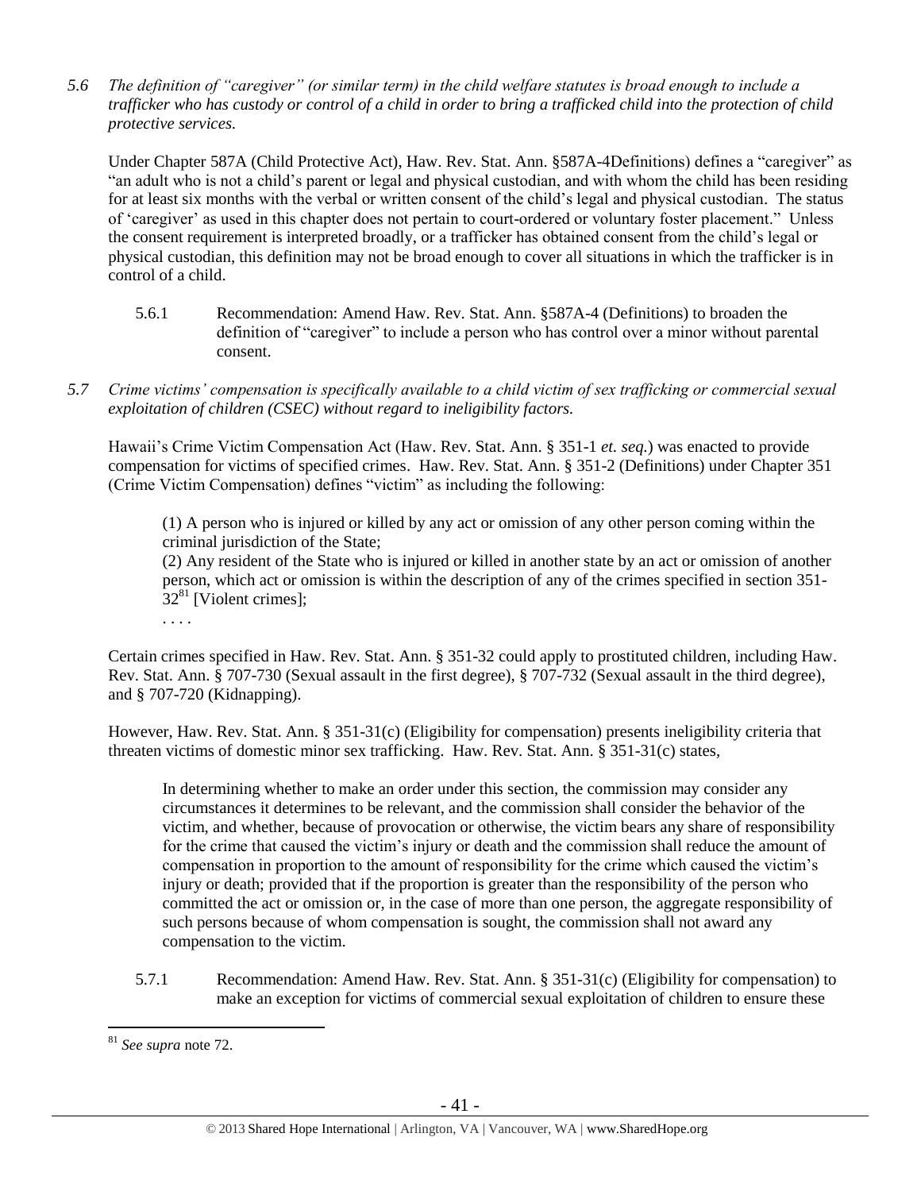*5.6 The definition of "caregiver" (or similar term) in the child welfare statutes is broad enough to include a trafficker who has custody or control of a child in order to bring a trafficked child into the protection of child protective services.*

Under Chapter 587A (Child Protective Act), Haw. Rev. Stat. Ann. §587A-4Definitions) defines a "caregiver" as "an adult who is not a child's parent or legal and physical custodian, and with whom the child has been residing for at least six months with the verbal or written consent of the child's legal and physical custodian. The status of 'caregiver' as used in this chapter does not pertain to court-ordered or voluntary foster placement." Unless the consent requirement is interpreted broadly, or a trafficker has obtained consent from the child's legal or physical custodian, this definition may not be broad enough to cover all situations in which the trafficker is in control of a child.

5.6.1 Recommendation: Amend Haw. Rev. Stat. Ann. §587A-4 (Definitions) to broaden the definition of "caregiver" to include a person who has control over a minor without parental consent.

*5.7 Crime victims' compensation is specifically available to a child victim of sex trafficking or commercial sexual exploitation of children (CSEC) without regard to ineligibility factors.*

Hawaii's Crime Victim Compensation Act (Haw. Rev. Stat. Ann. § 351-1 *et. seq.*) was enacted to provide compensation for victims of specified crimes. Haw. Rev. Stat. Ann. § 351-2 (Definitions) under Chapter 351 (Crime Victim Compensation) defines "victim" as including the following:

> (1) A person who is injured or killed by any act or omission of any other person coming within the criminal jurisdiction of the State;
> (2) Any resident of the State who is injured or killed in another state by an act or omission of another person, which act or omission is within the description of any of the crimes specified in section 351-32[81] [Violent crimes];
> . . . .

Certain crimes specified in Haw. Rev. Stat. Ann. § 351-32 could apply to prostituted children, including Haw. Rev. Stat. Ann. § 707-730 (Sexual assault in the first degree), § 707-732 (Sexual assault in the third degree), and § 707-720 (Kidnapping).

However, Haw. Rev. Stat. Ann. § 351-31(c) (Eligibility for compensation) presents ineligibility criteria that threaten victims of domestic minor sex trafficking. Haw. Rev. Stat. Ann. § 351-31(c) states,

> In determining whether to make an order under this section, the commission may consider any circumstances it determines to be relevant, and the commission shall consider the behavior of the victim, and whether, because of provocation or otherwise, the victim bears any share of responsibility for the crime that caused the victim's injury or death and the commission shall reduce the amount of compensation in proportion to the amount of responsibility for the crime which caused the victim's injury or death; provided that if the proportion is greater than the responsibility of the person who committed the act or omission or, in the case of more than one person, the aggregate responsibility of such persons because of whom compensation is sought, the commission shall not award any compensation to the victim.

5.7.1 Recommendation: Amend Haw. Rev. Stat. Ann. § 351-31(c) (Eligibility for compensation) to make an exception for victims of commercial sexual exploitation of children to ensure these

---

[81] *See supra* note 72.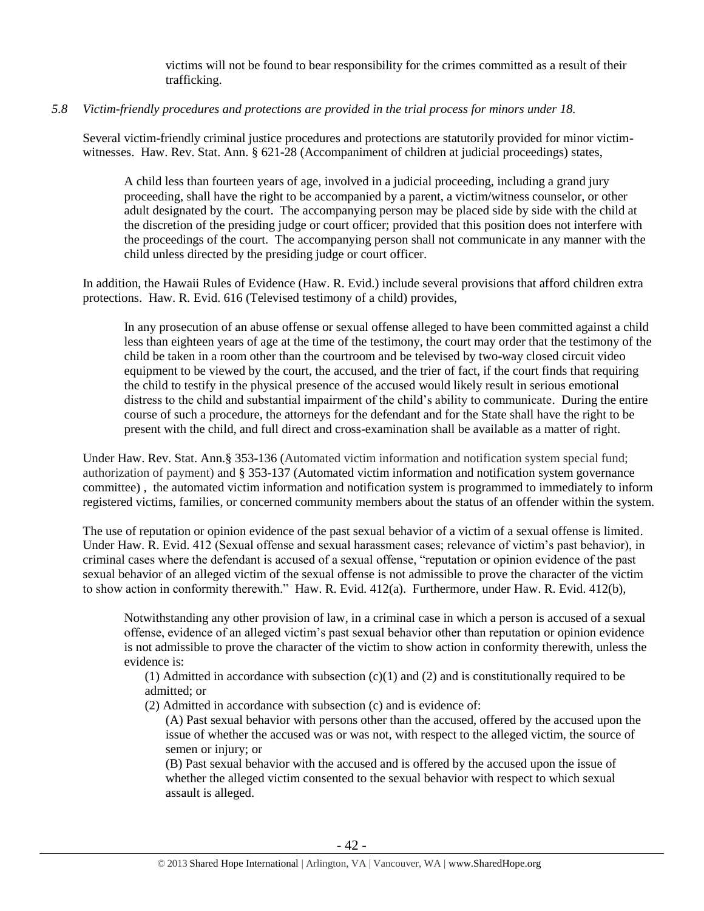victims will not be found to bear responsibility for the crimes committed as a result of their trafficking.

*5.8 Victim-friendly procedures and protections are provided in the trial process for minors under 18.*

Several victim-friendly criminal justice procedures and protections are statutorily provided for minor victim-witnesses. Haw. Rev. Stat. Ann. § 621-28 (Accompaniment of children at judicial proceedings) states,

> A child less than fourteen years of age, involved in a judicial proceeding, including a grand jury proceeding, shall have the right to be accompanied by a parent, a victim/witness counselor, or other adult designated by the court. The accompanying person may be placed side by side with the child at the discretion of the presiding judge or court officer; provided that this position does not interfere with the proceedings of the court. The accompanying person shall not communicate in any manner with the child unless directed by the presiding judge or court officer.

In addition, the Hawaii Rules of Evidence (Haw. R. Evid.) include several provisions that afford children extra protections. Haw. R. Evid. 616 (Televised testimony of a child) provides,

> In any prosecution of an abuse offense or sexual offense alleged to have been committed against a child less than eighteen years of age at the time of the testimony, the court may order that the testimony of the child be taken in a room other than the courtroom and be televised by two-way closed circuit video equipment to be viewed by the court, the accused, and the trier of fact, if the court finds that requiring the child to testify in the physical presence of the accused would likely result in serious emotional distress to the child and substantial impairment of the child's ability to communicate. During the entire course of such a procedure, the attorneys for the defendant and for the State shall have the right to be present with the child, and full direct and cross-examination shall be available as a matter of right.

Under Haw. Rev. Stat. Ann.§ 353-136 (Automated victim information and notification system special fund; authorization of payment) and § 353-137 (Automated victim information and notification system governance committee) , the automated victim information and notification system is programmed to immediately to inform registered victims, families, or concerned community members about the status of an offender within the system.

The use of reputation or opinion evidence of the past sexual behavior of a victim of a sexual offense is limited. Under Haw. R. Evid. 412 (Sexual offense and sexual harassment cases; relevance of victim's past behavior), in criminal cases where the defendant is accused of a sexual offense, "reputation or opinion evidence of the past sexual behavior of an alleged victim of the sexual offense is not admissible to prove the character of the victim to show action in conformity therewith." Haw. R. Evid. 412(a). Furthermore, under Haw. R. Evid. 412(b),

> Notwithstanding any other provision of law, in a criminal case in which a person is accused of a sexual offense, evidence of an alleged victim's past sexual behavior other than reputation or opinion evidence is not admissible to prove the character of the victim to show action in conformity therewith, unless the evidence is:
>
> (1) Admitted in accordance with subsection (c)(1) and (2) and is constitutionally required to be admitted; or
>
> (2) Admitted in accordance with subsection (c) and is evidence of:
>
> (A) Past sexual behavior with persons other than the accused, offered by the accused upon the issue of whether the accused was or was not, with respect to the alleged victim, the source of semen or injury; or
>
> (B) Past sexual behavior with the accused and is offered by the accused upon the issue of whether the alleged victim consented to the sexual behavior with respect to which sexual assault is alleged.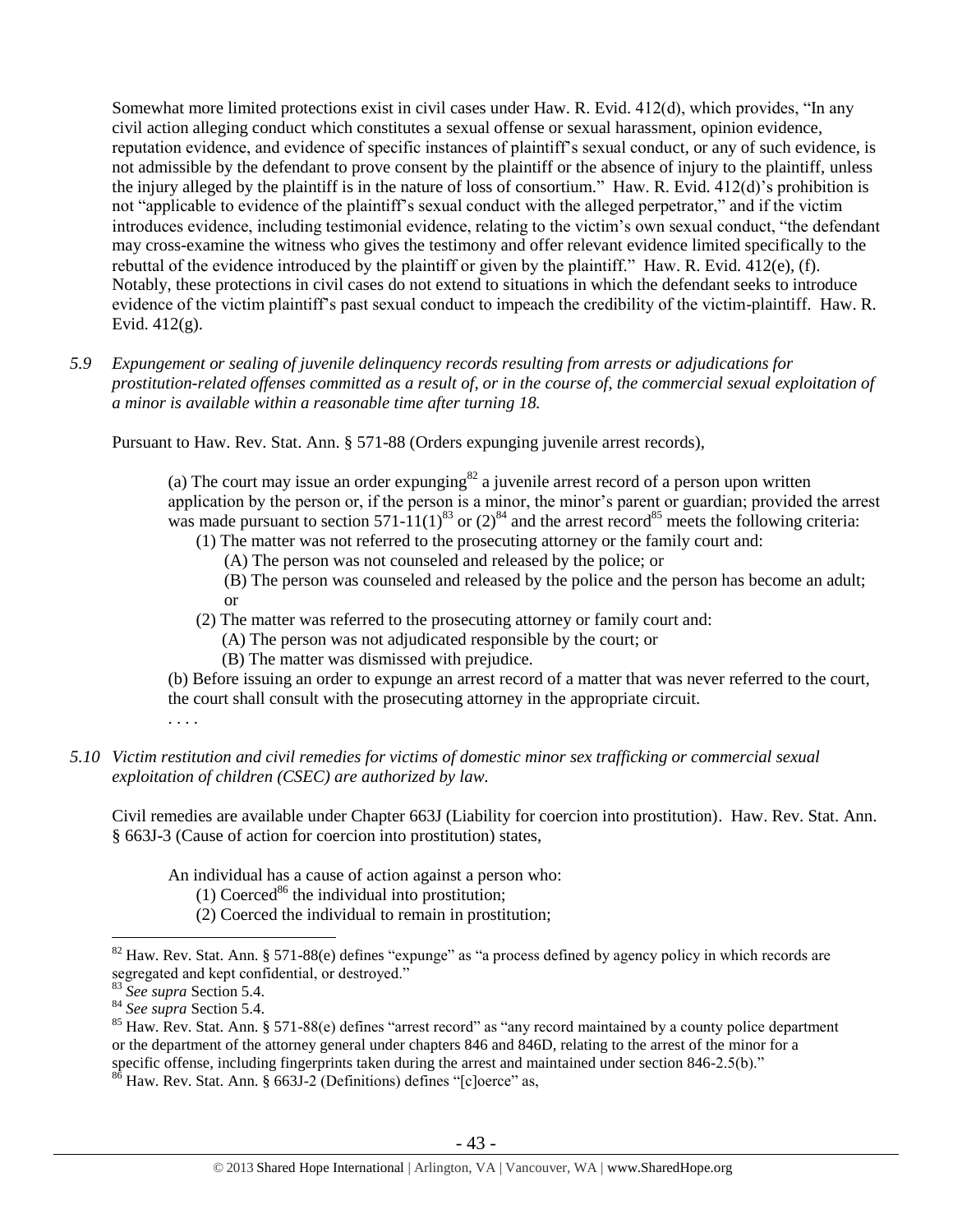Somewhat more limited protections exist in civil cases under Haw. R. Evid. 412(d), which provides, "In any civil action alleging conduct which constitutes a sexual offense or sexual harassment, opinion evidence, reputation evidence, and evidence of specific instances of plaintiff's sexual conduct, or any of such evidence, is not admissible by the defendant to prove consent by the plaintiff or the absence of injury to the plaintiff, unless the injury alleged by the plaintiff is in the nature of loss of consortium." Haw. R. Evid. 412(d)'s prohibition is not "applicable to evidence of the plaintiff's sexual conduct with the alleged perpetrator," and if the victim introduces evidence, including testimonial evidence, relating to the victim's own sexual conduct, "the defendant may cross-examine the witness who gives the testimony and offer relevant evidence limited specifically to the rebuttal of the evidence introduced by the plaintiff or given by the plaintiff." Haw. R. Evid. 412(e), (f). Notably, these protections in civil cases do not extend to situations in which the defendant seeks to introduce evidence of the victim plaintiff's past sexual conduct to impeach the credibility of the victim-plaintiff. Haw. R. Evid. 412(g).

*5.9 Expungement or sealing of juvenile delinquency records resulting from arrests or adjudications for prostitution-related offenses committed as a result of, or in the course of, the commercial sexual exploitation of a minor is available within a reasonable time after turning 18.*

Pursuant to Haw. Rev. Stat. Ann. § 571-88 (Orders expunging juvenile arrest records),

> (a) The court may issue an order expunging[82] a juvenile arrest record of a person upon written application by the person or, if the person is a minor, the minor's parent or guardian; provided the arrest was made pursuant to section 571-11(1)[83] or (2)[84] and the arrest record[85] meets the following criteria:
>
> (1) The matter was not referred to the prosecuting attorney or the family court and:
>
> (A) The person was not counseled and released by the police; or
>
> (B) The person was counseled and released by the police and the person has become an adult; or
>
> (2) The matter was referred to the prosecuting attorney or family court and:
>
> (A) The person was not adjudicated responsible by the court; or
>
> (B) The matter was dismissed with prejudice.
>
> (b) Before issuing an order to expunge an arrest record of a matter that was never referred to the court, the court shall consult with the prosecuting attorney in the appropriate circuit.
>
> . . . .

*5.10 Victim restitution and civil remedies for victims of domestic minor sex trafficking or commercial sexual exploitation of children (CSEC) are authorized by law.*

Civil remedies are available under Chapter 663J (Liability for coercion into prostitution). Haw. Rev. Stat. Ann. § 663J-3 (Cause of action for coercion into prostitution) states,

> An individual has a cause of action against a person who:
>
> (1) Coerced[86] the individual into prostitution;
>
> (2) Coerced the individual to remain in prostitution;

---

[82] Haw. Rev. Stat. Ann. § 571-88(e) defines "expunge" as "a process defined by agency policy in which records are segregated and kept confidential, or destroyed."

[83] *See supra* Section 5.4.

[84] *See supra* Section 5.4.

[85] Haw. Rev. Stat. Ann. § 571-88(e) defines "arrest record" as "any record maintained by a county police department or the department of the attorney general under chapters 846 and 846D, relating to the arrest of the minor for a specific offense, including fingerprints taken during the arrest and maintained under section 846-2.5(b)."

[86] Haw. Rev. Stat. Ann. § 663J-2 (Definitions) defines "[c]oerce" as,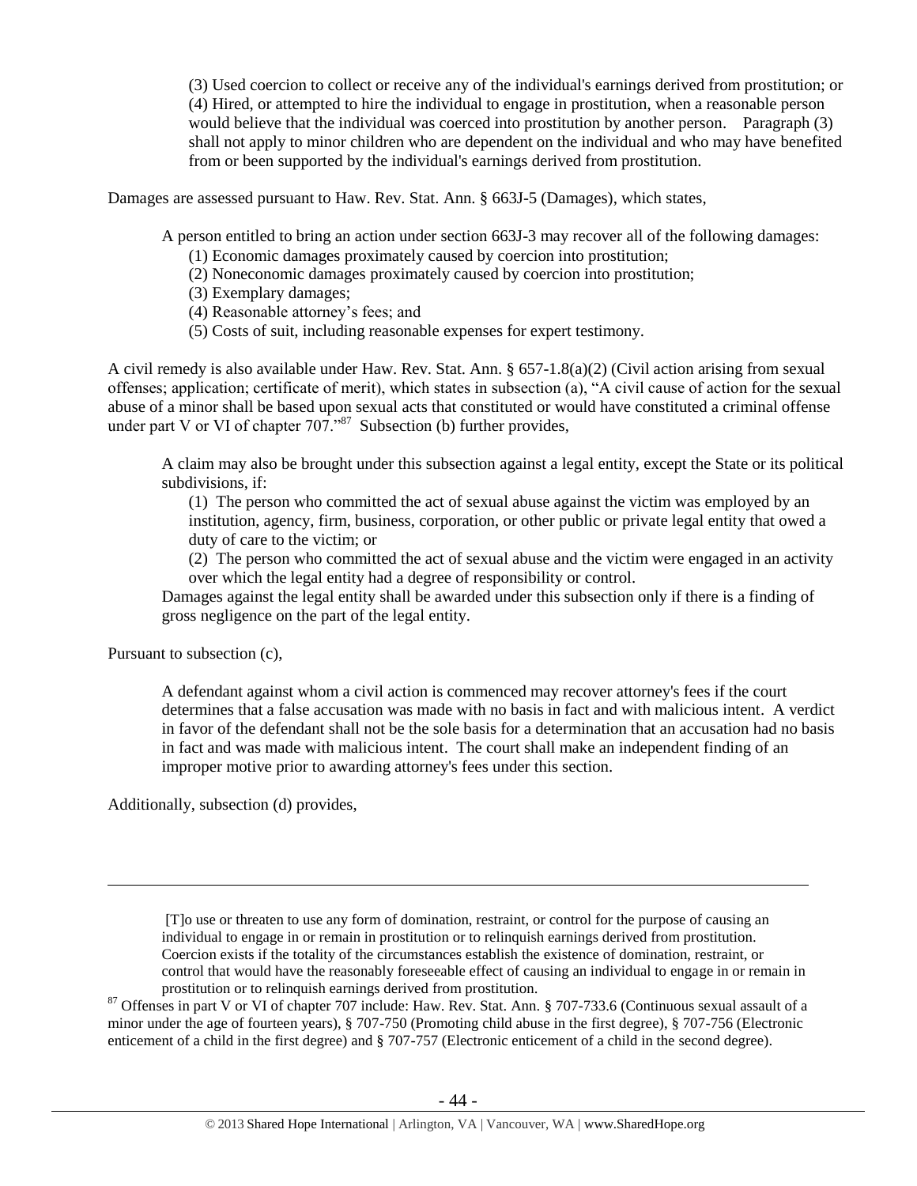> (3) Used coercion to collect or receive any of the individual's earnings derived from prostitution; or
> (4) Hired, or attempted to hire the individual to engage in prostitution, when a reasonable person would believe that the individual was coerced into prostitution by another person. Paragraph (3) shall not apply to minor children who are dependent on the individual and who may have benefited from or been supported by the individual's earnings derived from prostitution.

Damages are assessed pursuant to Haw. Rev. Stat. Ann. § 663J-5 (Damages), which states,

> A person entitled to bring an action under section 663J-3 may recover all of the following damages:
> (1) Economic damages proximately caused by coercion into prostitution;
> (2) Noneconomic damages proximately caused by coercion into prostitution;
> (3) Exemplary damages;
> (4) Reasonable attorney's fees; and
> (5) Costs of suit, including reasonable expenses for expert testimony.

A civil remedy is also available under Haw. Rev. Stat. Ann. § 657-1.8(a)(2) (Civil action arising from sexual offenses; application; certificate of merit), which states in subsection (a), "A civil cause of action for the sexual abuse of a minor shall be based upon sexual acts that constituted or would have constituted a criminal offense under part V or VI of chapter 707."[87] Subsection (b) further provides,

> A claim may also be brought under this subsection against a legal entity, except the State or its political subdivisions, if:
> (1) The person who committed the act of sexual abuse against the victim was employed by an institution, agency, firm, business, corporation, or other public or private legal entity that owed a duty of care to the victim; or
> (2) The person who committed the act of sexual abuse and the victim were engaged in an activity over which the legal entity had a degree of responsibility or control.
> Damages against the legal entity shall be awarded under this subsection only if there is a finding of gross negligence on the part of the legal entity.

Pursuant to subsection (c),

> A defendant against whom a civil action is commenced may recover attorney's fees if the court determines that a false accusation was made with no basis in fact and with malicious intent. A verdict in favor of the defendant shall not be the sole basis for a determination that an accusation had no basis in fact and was made with malicious intent. The court shall make an independent finding of an improper motive prior to awarding attorney's fees under this section.

Additionally, subsection (d) provides,

---

> [T]o use or threaten to use any form of domination, restraint, or control for the purpose of causing an individual to engage in or remain in prostitution or to relinquish earnings derived from prostitution. Coercion exists if the totality of the circumstances establish the existence of domination, restraint, or control that would have the reasonably foreseeable effect of causing an individual to engage in or remain in prostitution or to relinquish earnings derived from prostitution.

[87] Offenses in part V or VI of chapter 707 include: Haw. Rev. Stat. Ann. § 707-733.6 (Continuous sexual assault of a minor under the age of fourteen years), § 707-750 (Promoting child abuse in the first degree), § 707-756 (Electronic enticement of a child in the first degree) and § 707-757 (Electronic enticement of a child in the second degree).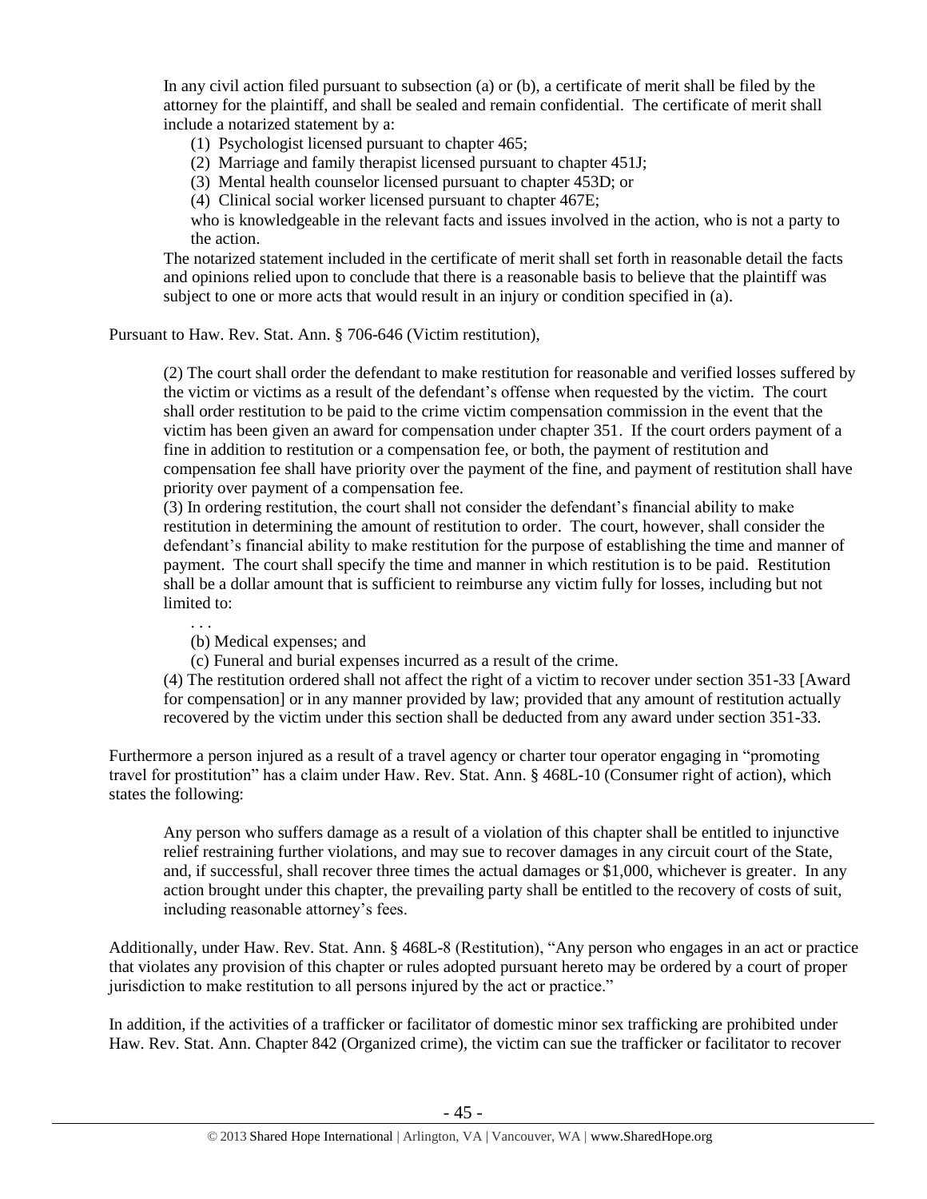> In any civil action filed pursuant to subsection (a) or (b), a certificate of merit shall be filed by the attorney for the plaintiff, and shall be sealed and remain confidential. The certificate of merit shall include a notarized statement by a:
>
> (1) Psychologist licensed pursuant to chapter 465;
> (2) Marriage and family therapist licensed pursuant to chapter 451J;
> (3) Mental health counselor licensed pursuant to chapter 453D; or
> (4) Clinical social worker licensed pursuant to chapter 467E;
>
> who is knowledgeable in the relevant facts and issues involved in the action, who is not a party to the action.
>
> The notarized statement included in the certificate of merit shall set forth in reasonable detail the facts and opinions relied upon to conclude that there is a reasonable basis to believe that the plaintiff was subject to one or more acts that would result in an injury or condition specified in (a).

Pursuant to Haw. Rev. Stat. Ann. § 706-646 (Victim restitution),

> (2) The court shall order the defendant to make restitution for reasonable and verified losses suffered by the victim or victims as a result of the defendant's offense when requested by the victim. The court shall order restitution to be paid to the crime victim compensation commission in the event that the victim has been given an award for compensation under chapter 351. If the court orders payment of a fine in addition to restitution or a compensation fee, or both, the payment of restitution and compensation fee shall have priority over the payment of the fine, and payment of restitution shall have priority over payment of a compensation fee.
>
> (3) In ordering restitution, the court shall not consider the defendant's financial ability to make restitution in determining the amount of restitution to order. The court, however, shall consider the defendant's financial ability to make restitution for the purpose of establishing the time and manner of payment. The court shall specify the time and manner in which restitution is to be paid. Restitution shall be a dollar amount that is sufficient to reimburse any victim fully for losses, including but not limited to:
>
> . . .
>
> (b) Medical expenses; and
> (c) Funeral and burial expenses incurred as a result of the crime.
>
> (4) The restitution ordered shall not affect the right of a victim to recover under section 351-33 [Award for compensation] or in any manner provided by law; provided that any amount of restitution actually recovered by the victim under this section shall be deducted from any award under section 351-33.

Furthermore a person injured as a result of a travel agency or charter tour operator engaging in "promoting travel for prostitution" has a claim under Haw. Rev. Stat. Ann. § 468L-10 (Consumer right of action), which states the following:

> Any person who suffers damage as a result of a violation of this chapter shall be entitled to injunctive relief restraining further violations, and may sue to recover damages in any circuit court of the State, and, if successful, shall recover three times the actual damages or $1,000, whichever is greater. In any action brought under this chapter, the prevailing party shall be entitled to the recovery of costs of suit, including reasonable attorney's fees.

Additionally, under Haw. Rev. Stat. Ann. § 468L-8 (Restitution), "Any person who engages in an act or practice that violates any provision of this chapter or rules adopted pursuant hereto may be ordered by a court of proper jurisdiction to make restitution to all persons injured by the act or practice."

In addition, if the activities of a trafficker or facilitator of domestic minor sex trafficking are prohibited under Haw. Rev. Stat. Ann. Chapter 842 (Organized crime), the victim can sue the trafficker or facilitator to recover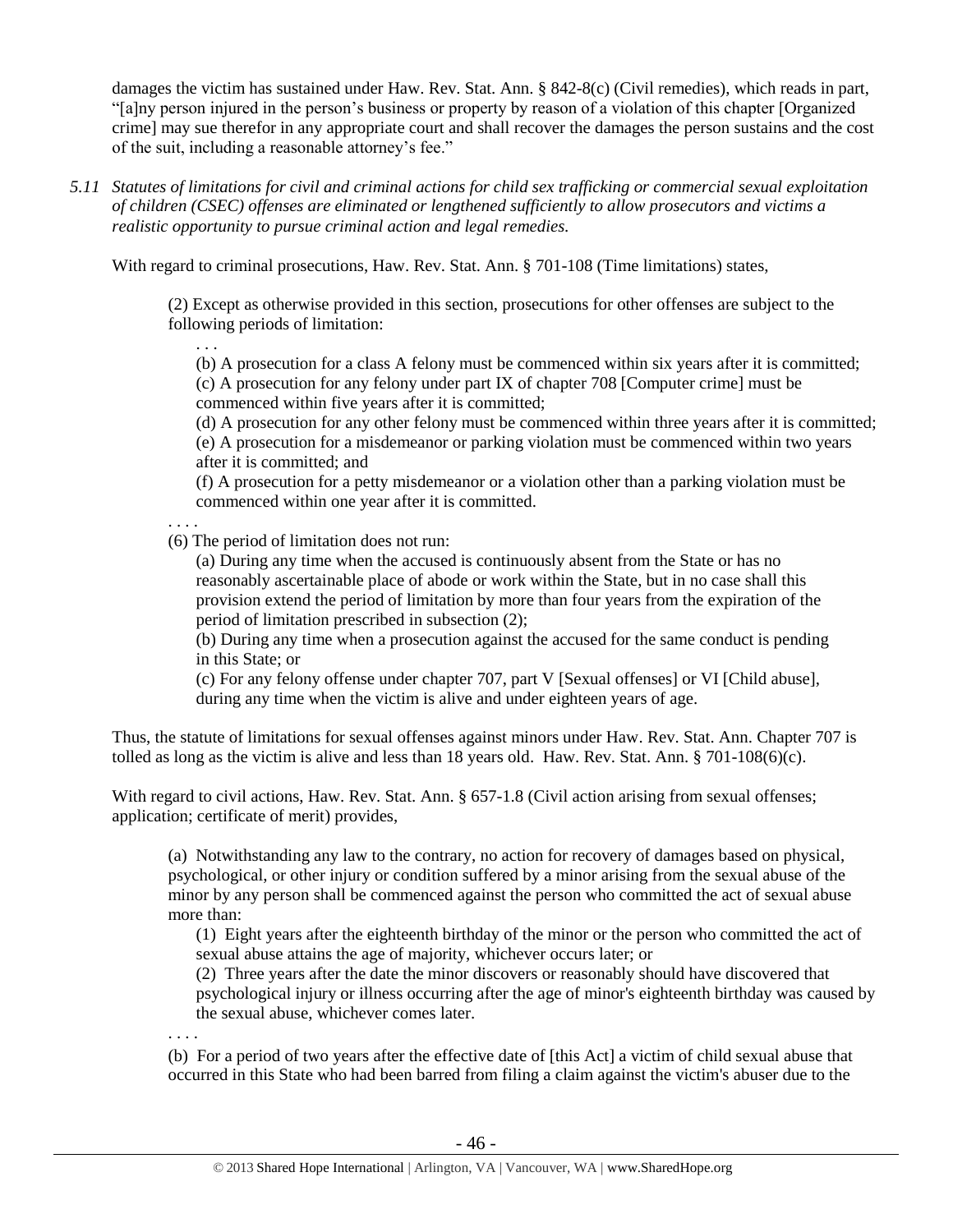damages the victim has sustained under Haw. Rev. Stat. Ann. § 842-8(c) (Civil remedies), which reads in part, "[a]ny person injured in the person's business or property by reason of a violation of this chapter [Organized crime] may sue therefor in any appropriate court and shall recover the damages the person sustains and the cost of the suit, including a reasonable attorney's fee."

*5.11 Statutes of limitations for civil and criminal actions for child sex trafficking or commercial sexual exploitation of children (CSEC) offenses are eliminated or lengthened sufficiently to allow prosecutors and victims a realistic opportunity to pursue criminal action and legal remedies.*

With regard to criminal prosecutions, Haw. Rev. Stat. Ann. § 701-108 (Time limitations) states,

> (2) Except as otherwise provided in this section, prosecutions for other offenses are subject to the following periods of limitation:
>
> > . . .
> >
> > (b) A prosecution for a class A felony must be commenced within six years after it is committed;
> >
> > (c) A prosecution for any felony under part IX of chapter 708 [Computer crime] must be commenced within five years after it is committed;
> >
> > (d) A prosecution for any other felony must be commenced within three years after it is committed;
> >
> > (e) A prosecution for a misdemeanor or parking violation must be commenced within two years after it is committed; and
> >
> > (f) A prosecution for a petty misdemeanor or a violation other than a parking violation must be commenced within one year after it is committed.
>
> . . . .
>
> (6) The period of limitation does not run:
>
> > (a) During any time when the accused is continuously absent from the State or has no reasonably ascertainable place of abode or work within the State, but in no case shall this provision extend the period of limitation by more than four years from the expiration of the period of limitation prescribed in subsection (2);
> >
> > (b) During any time when a prosecution against the accused for the same conduct is pending in this State; or
> >
> > (c) For any felony offense under chapter 707, part V [Sexual offenses] or VI [Child abuse], during any time when the victim is alive and under eighteen years of age.

Thus, the statute of limitations for sexual offenses against minors under Haw. Rev. Stat. Ann. Chapter 707 is tolled as long as the victim is alive and less than 18 years old. Haw. Rev. Stat. Ann. § 701-108(6)(c).

With regard to civil actions, Haw. Rev. Stat. Ann. § 657-1.8 (Civil action arising from sexual offenses; application; certificate of merit) provides,

> (a) Notwithstanding any law to the contrary, no action for recovery of damages based on physical, psychological, or other injury or condition suffered by a minor arising from the sexual abuse of the minor by any person shall be commenced against the person who committed the act of sexual abuse more than:
>
> > (1) Eight years after the eighteenth birthday of the minor or the person who committed the act of sexual abuse attains the age of majority, whichever occurs later; or
> >
> > (2) Three years after the date the minor discovers or reasonably should have discovered that psychological injury or illness occurring after the age of minor's eighteenth birthday was caused by the sexual abuse, whichever comes later.
>
> . . . .
>
> (b) For a period of two years after the effective date of [this Act] a victim of child sexual abuse that occurred in this State who had been barred from filing a claim against the victim's abuser due to the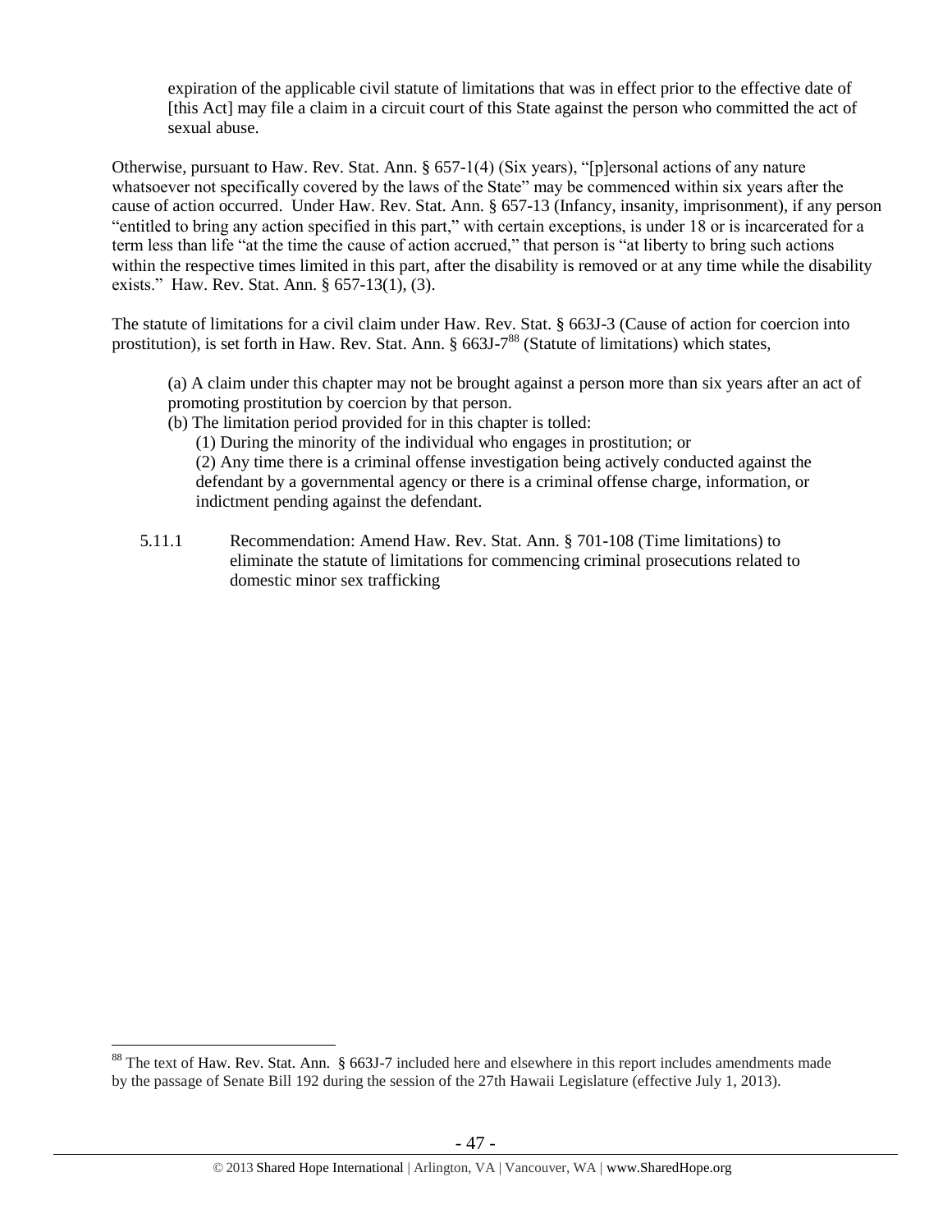> expiration of the applicable civil statute of limitations that was in effect prior to the effective date of [this Act] may file a claim in a circuit court of this State against the person who committed the act of sexual abuse.

Otherwise, pursuant to Haw. Rev. Stat. Ann. § 657-1(4) (Six years), "[p]ersonal actions of any nature whatsoever not specifically covered by the laws of the State" may be commenced within six years after the cause of action occurred. Under Haw. Rev. Stat. Ann. § 657-13 (Infancy, insanity, imprisonment), if any person "entitled to bring any action specified in this part," with certain exceptions, is under 18 or is incarcerated for a term less than life "at the time the cause of action accrued," that person is "at liberty to bring such actions within the respective times limited in this part, after the disability is removed or at any time while the disability exists." Haw. Rev. Stat. Ann. § 657-13(1), (3).

The statute of limitations for a civil claim under Haw. Rev. Stat. § 663J-3 (Cause of action for coercion into prostitution), is set forth in Haw. Rev. Stat. Ann. § 663J-7[88] (Statute of limitations) which states,

> (a) A claim under this chapter may not be brought against a person more than six years after an act of promoting prostitution by coercion by that person.
>
> (b) The limitation period provided for in this chapter is tolled:
>
> (1) During the minority of the individual who engages in prostitution; or
>
> (2) Any time there is a criminal offense investigation being actively conducted against the defendant by a governmental agency or there is a criminal offense charge, information, or indictment pending against the defendant.

5.11.1 Recommendation: Amend Haw. Rev. Stat. Ann. § 701-108 (Time limitations) to eliminate the statute of limitations for commencing criminal prosecutions related to domestic minor sex trafficking

---

[88] The text of Haw. Rev. Stat. Ann. § 663J-7 included here and elsewhere in this report includes amendments made by the passage of Senate Bill 192 during the session of the 27th Hawaii Legislature (effective July 1, 2013).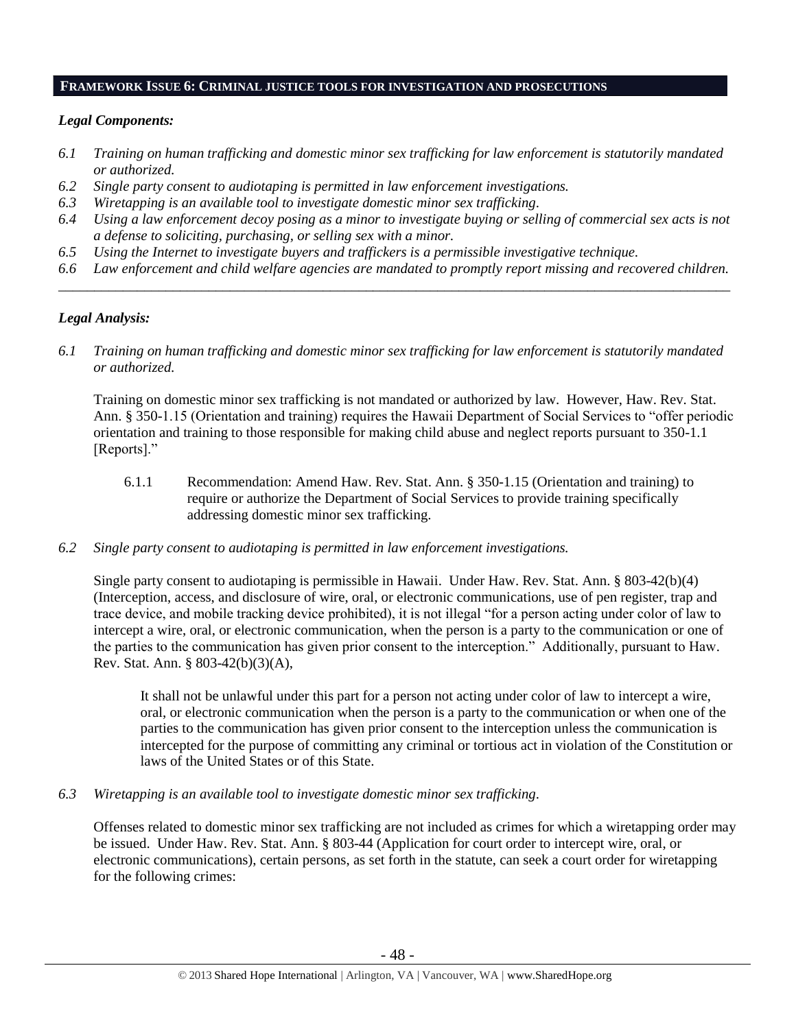## FRAMEWORK ISSUE 6: CRIMINAL JUSTICE TOOLS FOR INVESTIGATION AND PROSECUTIONS

### *Legal Components:*

*6.1 Training on human trafficking and domestic minor sex trafficking for law enforcement is statutorily mandated or authorized.*

*6.2 Single party consent to audiotaping is permitted in law enforcement investigations.*

*6.3 Wiretapping is an available tool to investigate domestic minor sex trafficking.*

*6.4 Using a law enforcement decoy posing as a minor to investigate buying or selling of commercial sex acts is not a defense to soliciting, purchasing, or selling sex with a minor.*

*6.5 Using the Internet to investigate buyers and traffickers is a permissible investigative technique.*

*6.6 Law enforcement and child welfare agencies are mandated to promptly report missing and recovered children.*

---

### *Legal Analysis:*

*6.1 Training on human trafficking and domestic minor sex trafficking for law enforcement is statutorily mandated or authorized.*

Training on domestic minor sex trafficking is not mandated or authorized by law. However, Haw. Rev. Stat. Ann. § 350-1.15 (Orientation and training) requires the Hawaii Department of Social Services to "offer periodic orientation and training to those responsible for making child abuse and neglect reports pursuant to 350-1.1 [Reports]."

6.1.1 Recommendation: Amend Haw. Rev. Stat. Ann. § 350-1.15 (Orientation and training) to require or authorize the Department of Social Services to provide training specifically addressing domestic minor sex trafficking.

*6.2 Single party consent to audiotaping is permitted in law enforcement investigations.*

Single party consent to audiotaping is permissible in Hawaii. Under Haw. Rev. Stat. Ann. § 803-42(b)(4) (Interception, access, and disclosure of wire, oral, or electronic communications, use of pen register, trap and trace device, and mobile tracking device prohibited), it is not illegal "for a person acting under color of law to intercept a wire, oral, or electronic communication, when the person is a party to the communication or one of the parties to the communication has given prior consent to the interception." Additionally, pursuant to Haw. Rev. Stat. Ann. § 803-42(b)(3)(A),

> It shall not be unlawful under this part for a person not acting under color of law to intercept a wire, oral, or electronic communication when the person is a party to the communication or when one of the parties to the communication has given prior consent to the interception unless the communication is intercepted for the purpose of committing any criminal or tortious act in violation of the Constitution or laws of the United States or of this State.

*6.3 Wiretapping is an available tool to investigate domestic minor sex trafficking.*

Offenses related to domestic minor sex trafficking are not included as crimes for which a wiretapping order may be issued. Under Haw. Rev. Stat. Ann. § 803-44 (Application for court order to intercept wire, oral, or electronic communications), certain persons, as set forth in the statute, can seek a court order for wiretapping for the following crimes: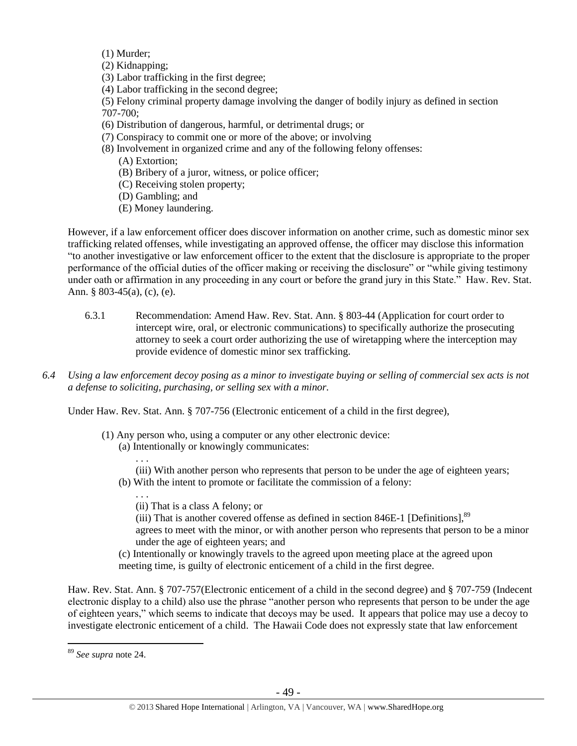(1) Murder;
(2) Kidnapping;
(3) Labor trafficking in the first degree;
(4) Labor trafficking in the second degree;
(5) Felony criminal property damage involving the danger of bodily injury as defined in section 707-700;
(6) Distribution of dangerous, harmful, or detrimental drugs; or
(7) Conspiracy to commit one or more of the above; or involving
(8) Involvement in organized crime and any of the following felony offenses:
  (A) Extortion;
  (B) Bribery of a juror, witness, or police officer;
  (C) Receiving stolen property;
  (D) Gambling; and
  (E) Money laundering.

However, if a law enforcement officer does discover information on another crime, such as domestic minor sex trafficking related offenses, while investigating an approved offense, the officer may disclose this information "to another investigative or law enforcement officer to the extent that the disclosure is appropriate to the proper performance of the official duties of the officer making or receiving the disclosure" or "while giving testimony under oath or affirmation in any proceeding in any court or before the grand jury in this State." Haw. Rev. Stat. Ann. § 803-45(a), (c), (e).

6.3.1 Recommendation: Amend Haw. Rev. Stat. Ann. § 803-44 (Application for court order to intercept wire, oral, or electronic communications) to specifically authorize the prosecuting attorney to seek a court order authorizing the use of wiretapping where the interception may provide evidence of domestic minor sex trafficking.

*6.4 Using a law enforcement decoy posing as a minor to investigate buying or selling of commercial sex acts is not a defense to soliciting, purchasing, or selling sex with a minor.*

Under Haw. Rev. Stat. Ann. § 707-756 (Electronic enticement of a child in the first degree),

(1) Any person who, using a computer or any other electronic device:
  (a) Intentionally or knowingly communicates:
    . . .
    (iii) With another person who represents that person to be under the age of eighteen years;
  (b) With the intent to promote or facilitate the commission of a felony:
    . . .
    (ii) That is a class A felony; or
    (iii) That is another covered offense as defined in section 846E-1 [Definitions],[89]
    agrees to meet with the minor, or with another person who represents that person to be a minor under the age of eighteen years; and
  (c) Intentionally or knowingly travels to the agreed upon meeting place at the agreed upon meeting time, is guilty of electronic enticement of a child in the first degree.

Haw. Rev. Stat. Ann. § 707-757(Electronic enticement of a child in the second degree) and § 707-759 (Indecent electronic display to a child) also use the phrase "another person who represents that person to be under the age of eighteen years," which seems to indicate that decoys may be used. It appears that police may use a decoy to investigate electronic enticement of a child. The Hawaii Code does not expressly state that law enforcement

[89] *See supra* note 24.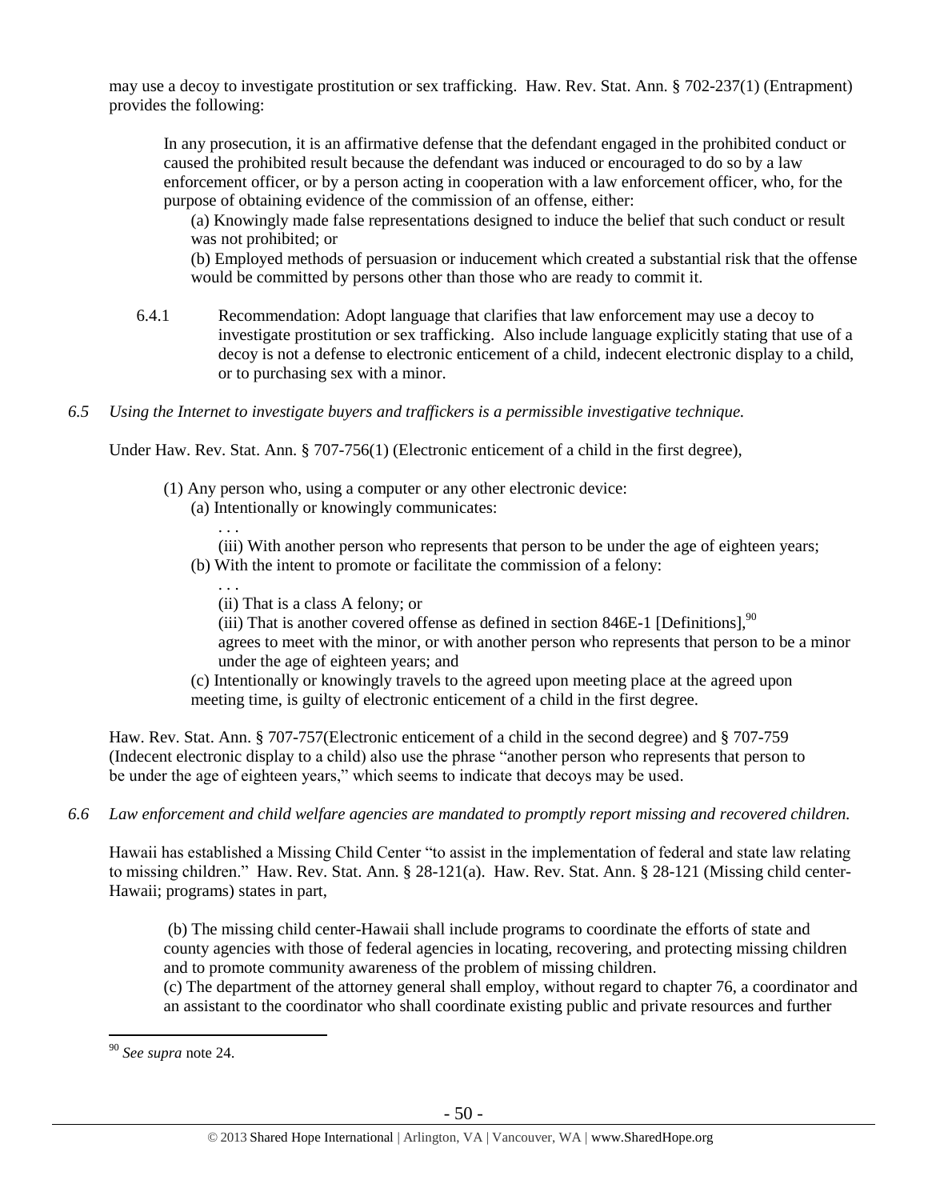may use a decoy to investigate prostitution or sex trafficking. Haw. Rev. Stat. Ann. § 702-237(1) (Entrapment) provides the following:

> In any prosecution, it is an affirmative defense that the defendant engaged in the prohibited conduct or caused the prohibited result because the defendant was induced or encouraged to do so by a law enforcement officer, or by a person acting in cooperation with a law enforcement officer, who, for the purpose of obtaining evidence of the commission of an offense, either:
>
> (a) Knowingly made false representations designed to induce the belief that such conduct or result was not prohibited; or
>
> (b) Employed methods of persuasion or inducement which created a substantial risk that the offense would be committed by persons other than those who are ready to commit it.

6.4.1 Recommendation: Adopt language that clarifies that law enforcement may use a decoy to investigate prostitution or sex trafficking. Also include language explicitly stating that use of a decoy is not a defense to electronic enticement of a child, indecent electronic display to a child, or to purchasing sex with a minor.

*6.5 Using the Internet to investigate buyers and traffickers is a permissible investigative technique.*

Under Haw. Rev. Stat. Ann. § 707-756(1) (Electronic enticement of a child in the first degree),

> (1) Any person who, using a computer or any other electronic device:
>
> (a) Intentionally or knowingly communicates:
>
> . . .
>
> (iii) With another person who represents that person to be under the age of eighteen years;
>
> (b) With the intent to promote or facilitate the commission of a felony:
>
> . . .
>
> (ii) That is a class A felony; or
>
> (iii) That is another covered offense as defined in section 846E-1 [Definitions],[90]
>
> agrees to meet with the minor, or with another person who represents that person to be a minor under the age of eighteen years; and
>
> (c) Intentionally or knowingly travels to the agreed upon meeting place at the agreed upon meeting time, is guilty of electronic enticement of a child in the first degree.

Haw. Rev. Stat. Ann. § 707-757(Electronic enticement of a child in the second degree) and § 707-759 (Indecent electronic display to a child) also use the phrase "another person who represents that person to be under the age of eighteen years," which seems to indicate that decoys may be used.

*6.6 Law enforcement and child welfare agencies are mandated to promptly report missing and recovered children.*

Hawaii has established a Missing Child Center "to assist in the implementation of federal and state law relating to missing children." Haw. Rev. Stat. Ann. § 28-121(a). Haw. Rev. Stat. Ann. § 28-121 (Missing child center-Hawaii; programs) states in part,

> (b) The missing child center-Hawaii shall include programs to coordinate the efforts of state and county agencies with those of federal agencies in locating, recovering, and protecting missing children and to promote community awareness of the problem of missing children.
>
> (c) The department of the attorney general shall employ, without regard to chapter 76, a coordinator and an assistant to the coordinator who shall coordinate existing public and private resources and further

---

[90] *See supra* note 24.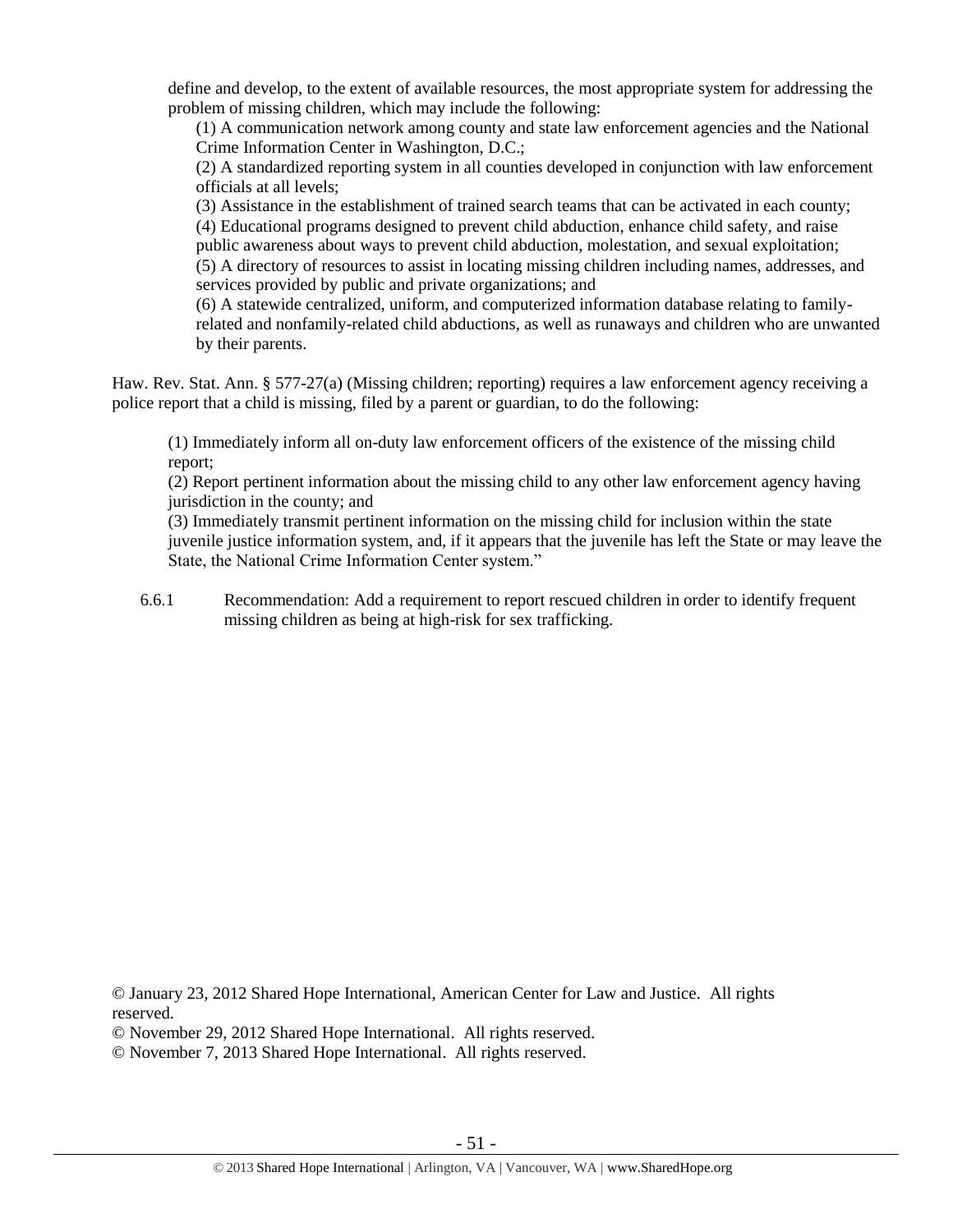define and develop, to the extent of available resources, the most appropriate system for addressing the problem of missing children, which may include the following:

(1) A communication network among county and state law enforcement agencies and the National Crime Information Center in Washington, D.C.;
(2) A standardized reporting system in all counties developed in conjunction with law enforcement officials at all levels;
(3) Assistance in the establishment of trained search teams that can be activated in each county;
(4) Educational programs designed to prevent child abduction, enhance child safety, and raise public awareness about ways to prevent child abduction, molestation, and sexual exploitation;
(5) A directory of resources to assist in locating missing children including names, addresses, and services provided by public and private organizations; and
(6) A statewide centralized, uniform, and computerized information database relating to family-related and nonfamily-related child abductions, as well as runaways and children who are unwanted by their parents.

Haw. Rev. Stat. Ann. § 577-27(a) (Missing children; reporting) requires a law enforcement agency receiving a police report that a child is missing, filed by a parent or guardian, to do the following:

(1) Immediately inform all on-duty law enforcement officers of the existence of the missing child report;
(2) Report pertinent information about the missing child to any other law enforcement agency having jurisdiction in the county; and
(3) Immediately transmit pertinent information on the missing child for inclusion within the state juvenile justice information system, and, if it appears that the juvenile has left the State or may leave the State, the National Crime Information Center system."

6.6.1 Recommendation: Add a requirement to report rescued children in order to identify frequent missing children as being at high-risk for sex trafficking.

© January 23, 2012 Shared Hope International, American Center for Law and Justice. All rights reserved.
© November 29, 2012 Shared Hope International. All rights reserved.
© November 7, 2013 Shared Hope International. All rights reserved.